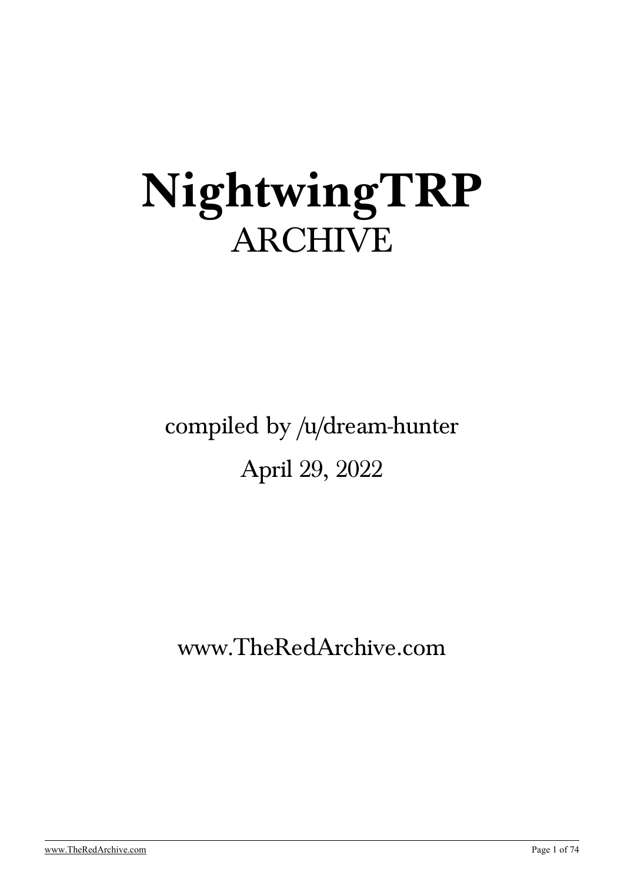# NightwingTRP

ARCHIVE

compiled by /u/dream-hunter

April 29, 2022

www.TheRedArchive.com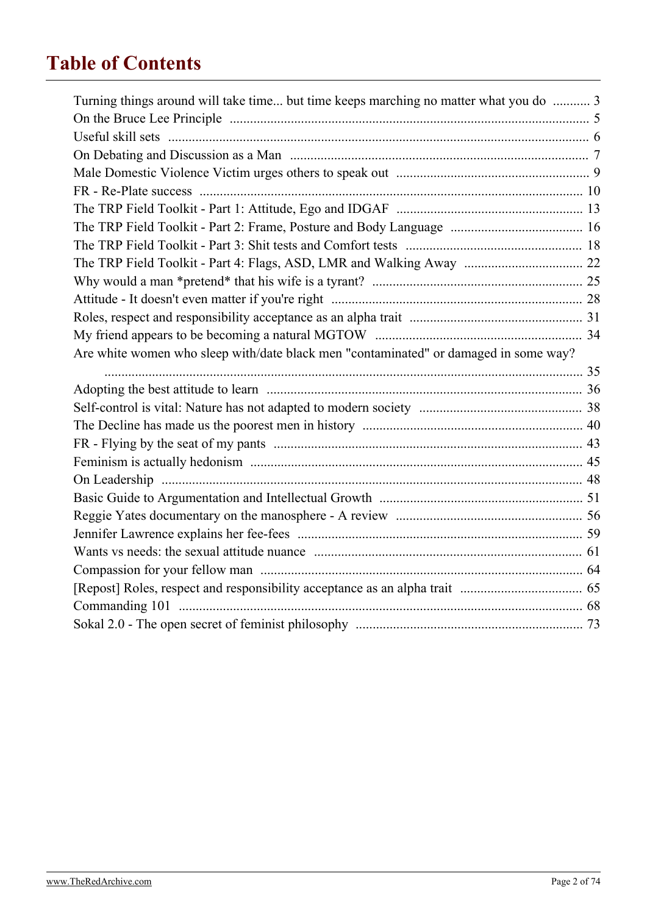# Table of Contents

Turning things around will take time... but time keeps marching no matter what you do ........... 3
On the Bruce Lee Principle ......................................................................................................... 5
Useful skill sets ........................................................................................................................... 6
On Debating and Discussion as a Man ....................................................................................... 7
Male Domestic Violence Victim urges others to speak out ......................................................... 9
FR - Re-Plate success ................................................................................................................ 10
The TRP Field Toolkit - Part 1: Attitude, Ego and IDGAF ....................................................... 13
The TRP Field Toolkit - Part 2: Frame, Posture and Body Language ....................................... 16
The TRP Field Toolkit - Part 3: Shit tests and Comfort tests .................................................... 18
The TRP Field Toolkit - Part 4: Flags, ASD, LMR and Walking Away ................................... 22
Why would a man *pretend* that his wife is a tyrant? ............................................................. 25
Attitude - It doesn't even matter if you're right ......................................................................... 28
Roles, respect and responsibility acceptance as an alpha trait ................................................... 31
My friend appears to be becoming a natural MGTOW ............................................................. 34
Are white women who sleep with/date black men "contaminated" or damaged in some way? ............................................................................................................................................ 35
Adopting the best attitude to learn ............................................................................................ 36
Self-control is vital: Nature has not adapted to modern society ................................................ 38
The Decline has made us the poorest men in history ................................................................ 40
FR - Flying by the seat of my pants ........................................................................................... 43
Feminism is actually hedonism ................................................................................................. 45
On Leadership ........................................................................................................................... 48
Basic Guide to Argumentation and Intellectual Growth ............................................................ 51
Reggie Yates documentary on the manosphere - A review ....................................................... 56
Jennifer Lawrence explains her fee-fees .................................................................................... 59
Wants vs needs: the sexual attitude nuance ............................................................................... 61
Compassion for your fellow man .............................................................................................. 64
[Repost] Roles, respect and responsibility acceptance as an alpha trait .................................... 65
Commanding 101 ...................................................................................................................... 68
Sokal 2.0 - The open secret of feminist philosophy ................................................................... 73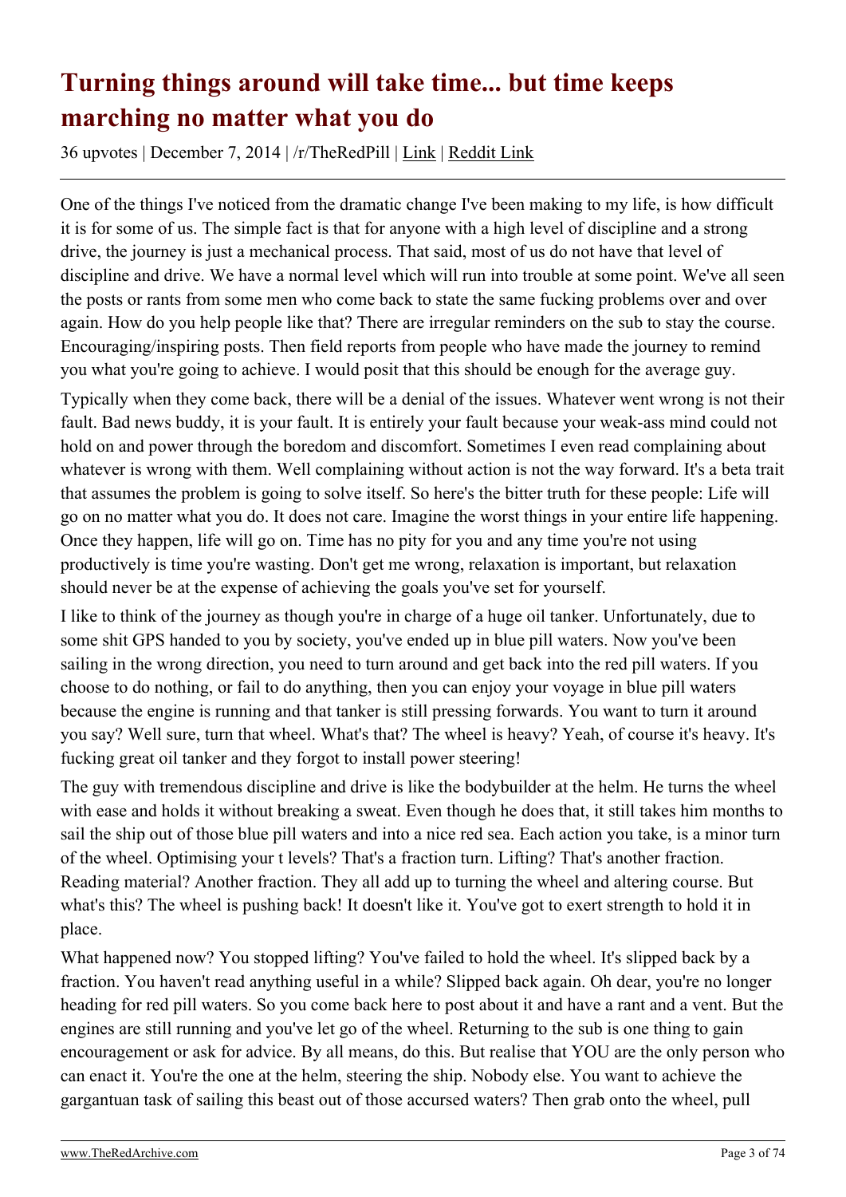# Turning things around will take time... but time keeps marching no matter what you do

36 upvotes | December 7, 2014 | /r/TheRedPill | Link | Reddit Link

One of the things I've noticed from the dramatic change I've been making to my life, is how difficult it is for some of us. The simple fact is that for anyone with a high level of discipline and a strong drive, the journey is just a mechanical process. That said, most of us do not have that level of discipline and drive. We have a normal level which will run into trouble at some point. We've all seen the posts or rants from some men who come back to state the same fucking problems over and over again. How do you help people like that? There are irregular reminders on the sub to stay the course. Encouraging/inspiring posts. Then field reports from people who have made the journey to remind you what you're going to achieve. I would posit that this should be enough for the average guy.

Typically when they come back, there will be a denial of the issues. Whatever went wrong is not their fault. Bad news buddy, it is your fault. It is entirely your fault because your weak-ass mind could not hold on and power through the boredom and discomfort. Sometimes I even read complaining about whatever is wrong with them. Well complaining without action is not the way forward. It's a beta trait that assumes the problem is going to solve itself. So here's the bitter truth for these people: Life will go on no matter what you do. It does not care. Imagine the worst things in your entire life happening. Once they happen, life will go on. Time has no pity for you and any time you're not using productively is time you're wasting. Don't get me wrong, relaxation is important, but relaxation should never be at the expense of achieving the goals you've set for yourself.

I like to think of the journey as though you're in charge of a huge oil tanker. Unfortunately, due to some shit GPS handed to you by society, you've ended up in blue pill waters. Now you've been sailing in the wrong direction, you need to turn around and get back into the red pill waters. If you choose to do nothing, or fail to do anything, then you can enjoy your voyage in blue pill waters because the engine is running and that tanker is still pressing forwards. You want to turn it around you say? Well sure, turn that wheel. What's that? The wheel is heavy? Yeah, of course it's heavy. It's fucking great oil tanker and they forgot to install power steering!

The guy with tremendous discipline and drive is like the bodybuilder at the helm. He turns the wheel with ease and holds it without breaking a sweat. Even though he does that, it still takes him months to sail the ship out of those blue pill waters and into a nice red sea. Each action you take, is a minor turn of the wheel. Optimising your t levels? That's a fraction turn. Lifting? That's another fraction. Reading material? Another fraction. They all add up to turning the wheel and altering course. But what's this? The wheel is pushing back! It doesn't like it. You've got to exert strength to hold it in place.

What happened now? You stopped lifting? You've failed to hold the wheel. It's slipped back by a fraction. You haven't read anything useful in a while? Slipped back again. Oh dear, you're no longer heading for red pill waters. So you come back here to post about it and have a rant and a vent. But the engines are still running and you've let go of the wheel. Returning to the sub is one thing to gain encouragement or ask for advice. By all means, do this. But realise that YOU are the only person who can enact it. You're the one at the helm, steering the ship. Nobody else. You want to achieve the gargantuan task of sailing this beast out of those accursed waters? Then grab onto the wheel, pull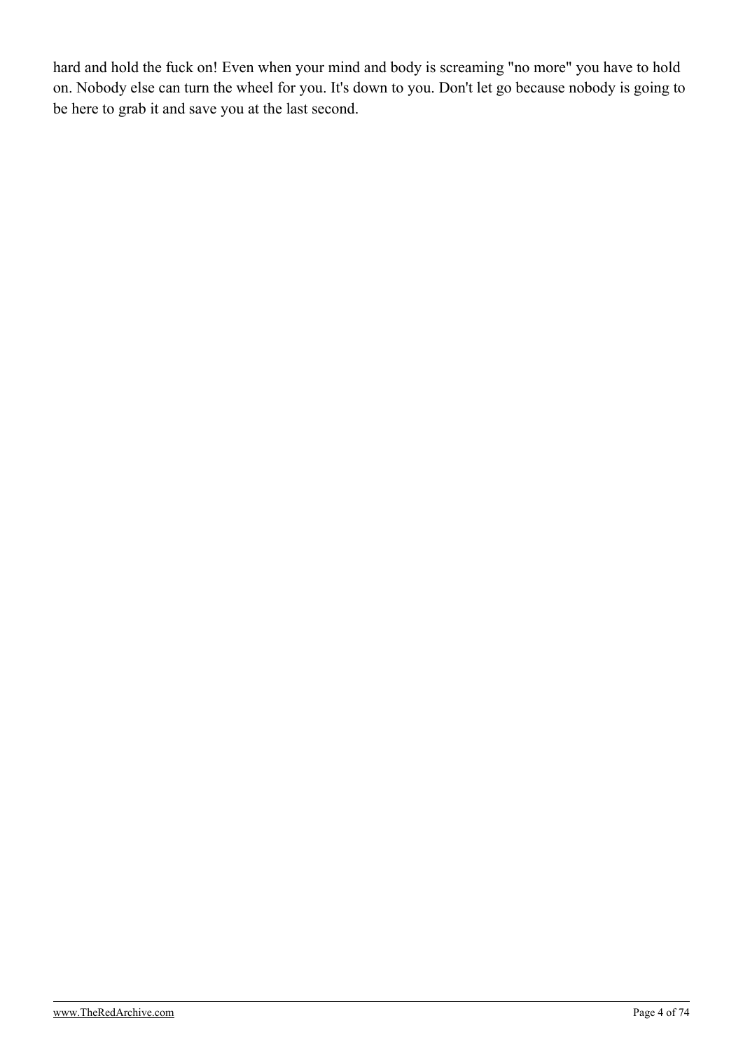hard and hold the fuck on! Even when your mind and body is screaming "no more" you have to hold on. Nobody else can turn the wheel for you. It's down to you. Don't let go because nobody is going to be here to grab it and save you at the last second.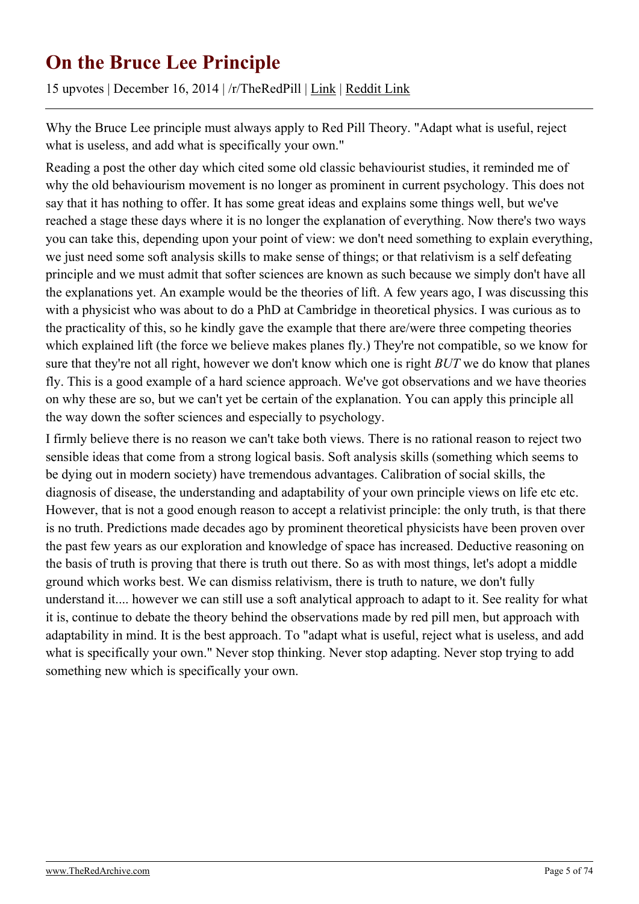# On the Bruce Lee Principle

15 upvotes | December 16, 2014 | /r/TheRedPill | Link | Reddit Link

---

Why the Bruce Lee principle must always apply to Red Pill Theory. "Adapt what is useful, reject what is useless, and add what is specifically your own."

Reading a post the other day which cited some old classic behaviourist studies, it reminded me of why the old behaviourism movement is no longer as prominent in current psychology. This does not say that it has nothing to offer. It has some great ideas and explains some things well, but we've reached a stage these days where it is no longer the explanation of everything. Now there's two ways you can take this, depending upon your point of view: we don't need something to explain everything, we just need some soft analysis skills to make sense of things; or that relativism is a self defeating principle and we must admit that softer sciences are known as such because we simply don't have all the explanations yet. An example would be the theories of lift. A few years ago, I was discussing this with a physicist who was about to do a PhD at Cambridge in theoretical physics. I was curious as to the practicality of this, so he kindly gave the example that there are/were three competing theories which explained lift (the force we believe makes planes fly.) They're not compatible, so we know for sure that they're not all right, however we don't know which one is right *BUT* we do know that planes fly. This is a good example of a hard science approach. We've got observations and we have theories on why these are so, but we can't yet be certain of the explanation. You can apply this principle all the way down the softer sciences and especially to psychology.

I firmly believe there is no reason we can't take both views. There is no rational reason to reject two sensible ideas that come from a strong logical basis. Soft analysis skills (something which seems to be dying out in modern society) have tremendous advantages. Calibration of social skills, the diagnosis of disease, the understanding and adaptability of your own principle views on life etc etc. However, that is not a good enough reason to accept a relativist principle: the only truth, is that there is no truth. Predictions made decades ago by prominent theoretical physicists have been proven over the past few years as our exploration and knowledge of space has increased. Deductive reasoning on the basis of truth is proving that there is truth out there. So as with most things, let's adopt a middle ground which works best. We can dismiss relativism, there is truth to nature, we don't fully understand it.... however we can still use a soft analytical approach to adapt to it. See reality for what it is, continue to debate the theory behind the observations made by red pill men, but approach with adaptability in mind. It is the best approach. To "adapt what is useful, reject what is useless, and add what is specifically your own." Never stop thinking. Never stop adapting. Never stop trying to add something new which is specifically your own.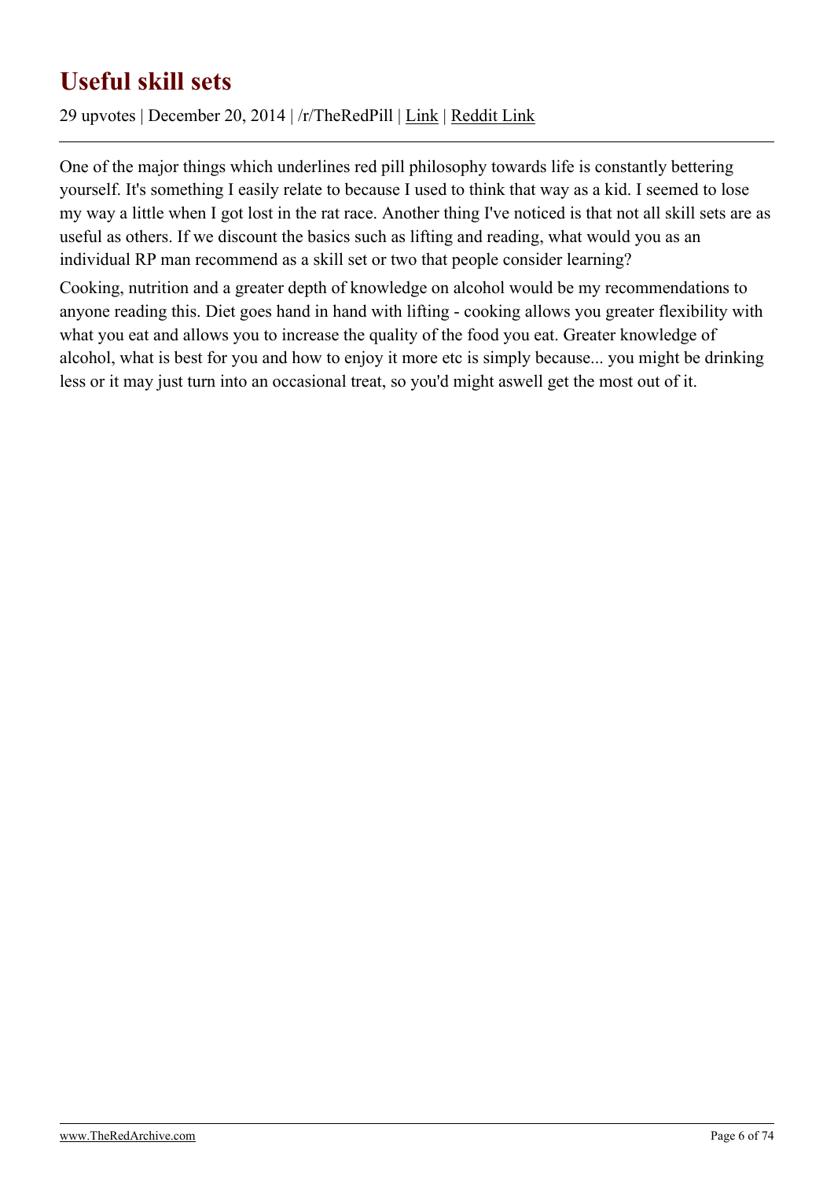# Useful skill sets

29 upvotes | December 20, 2014 | /r/TheRedPill | Link | Reddit Link

---

One of the major things which underlines red pill philosophy towards life is constantly bettering yourself. It's something I easily relate to because I used to think that way as a kid. I seemed to lose my way a little when I got lost in the rat race. Another thing I've noticed is that not all skill sets are as useful as others. If we discount the basics such as lifting and reading, what would you as an individual RP man recommend as a skill set or two that people consider learning?

Cooking, nutrition and a greater depth of knowledge on alcohol would be my recommendations to anyone reading this. Diet goes hand in hand with lifting - cooking allows you greater flexibility with what you eat and allows you to increase the quality of the food you eat. Greater knowledge of alcohol, what is best for you and how to enjoy it more etc is simply because... you might be drinking less or it may just turn into an occasional treat, so you'd might aswell get the most out of it.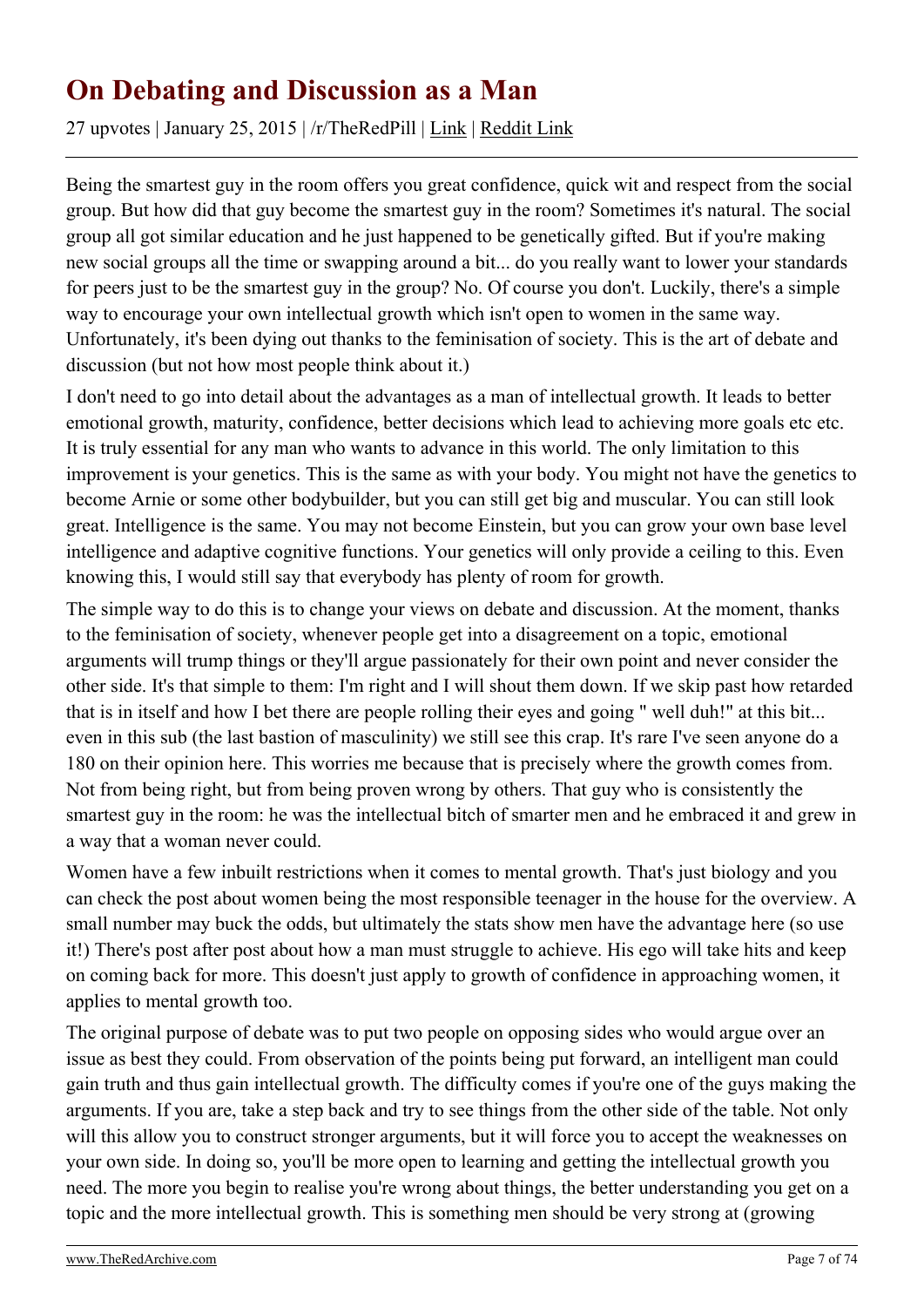# On Debating and Discussion as a Man

27 upvotes | January 25, 2015 | /r/TheRedPill | Link | Reddit Link

Being the smartest guy in the room offers you great confidence, quick wit and respect from the social group. But how did that guy become the smartest guy in the room? Sometimes it's natural. The social group all got similar education and he just happened to be genetically gifted. But if you're making new social groups all the time or swapping around a bit... do you really want to lower your standards for peers just to be the smartest guy in the group? No. Of course you don't. Luckily, there's a simple way to encourage your own intellectual growth which isn't open to women in the same way. Unfortunately, it's been dying out thanks to the feminisation of society. This is the art of debate and discussion (but not how most people think about it.)

I don't need to go into detail about the advantages as a man of intellectual growth. It leads to better emotional growth, maturity, confidence, better decisions which lead to achieving more goals etc etc. It is truly essential for any man who wants to advance in this world. The only limitation to this improvement is your genetics. This is the same as with your body. You might not have the genetics to become Arnie or some other bodybuilder, but you can still get big and muscular. You can still look great. Intelligence is the same. You may not become Einstein, but you can grow your own base level intelligence and adaptive cognitive functions. Your genetics will only provide a ceiling to this. Even knowing this, I would still say that everybody has plenty of room for growth.

The simple way to do this is to change your views on debate and discussion. At the moment, thanks to the feminisation of society, whenever people get into a disagreement on a topic, emotional arguments will trump things or they'll argue passionately for their own point and never consider the other side. It's that simple to them: I'm right and I will shout them down. If we skip past how retarded that is in itself and how I bet there are people rolling their eyes and going " well duh!" at this bit... even in this sub (the last bastion of masculinity) we still see this crap. It's rare I've seen anyone do a 180 on their opinion here. This worries me because that is precisely where the growth comes from. Not from being right, but from being proven wrong by others. That guy who is consistently the smartest guy in the room: he was the intellectual bitch of smarter men and he embraced it and grew in a way that a woman never could.

Women have a few inbuilt restrictions when it comes to mental growth. That's just biology and you can check the post about women being the most responsible teenager in the house for the overview. A small number may buck the odds, but ultimately the stats show men have the advantage here (so use it!) There's post after post about how a man must struggle to achieve. His ego will take hits and keep on coming back for more. This doesn't just apply to growth of confidence in approaching women, it applies to mental growth too.

The original purpose of debate was to put two people on opposing sides who would argue over an issue as best they could. From observation of the points being put forward, an intelligent man could gain truth and thus gain intellectual growth. The difficulty comes if you're one of the guys making the arguments. If you are, take a step back and try to see things from the other side of the table. Not only will this allow you to construct stronger arguments, but it will force you to accept the weaknesses on your own side. In doing so, you'll be more open to learning and getting the intellectual growth you need. The more you begin to realise you're wrong about things, the better understanding you get on a topic and the more intellectual growth. This is something men should be very strong at (growing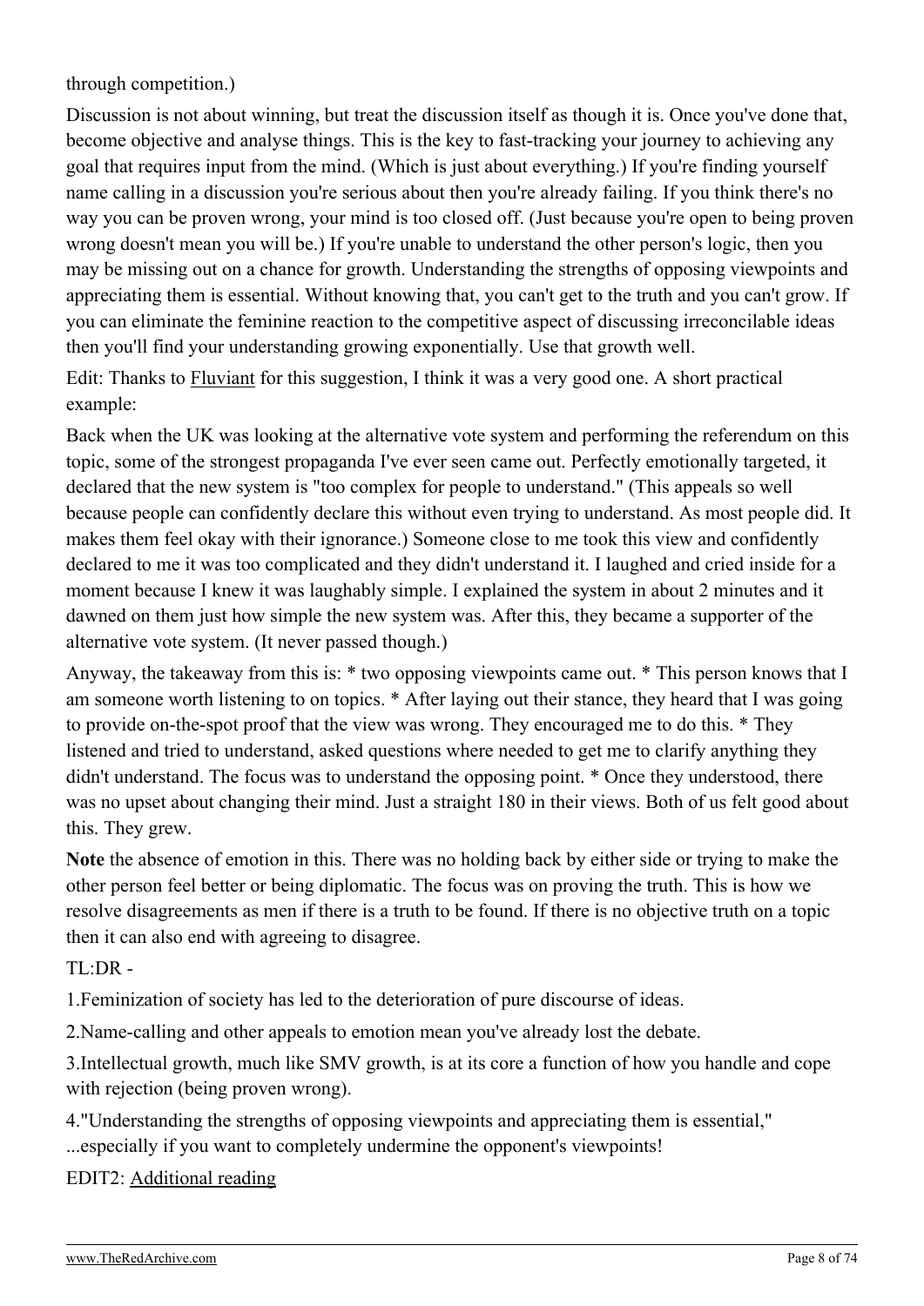through competition.)

Discussion is not about winning, but treat the discussion itself as though it is. Once you've done that, become objective and analyse things. This is the key to fast-tracking your journey to achieving any goal that requires input from the mind. (Which is just about everything.) If you're finding yourself name calling in a discussion you're serious about then you're already failing. If you think there's no way you can be proven wrong, your mind is too closed off. (Just because you're open to being proven wrong doesn't mean you will be.) If you're unable to understand the other person's logic, then you may be missing out on a chance for growth. Understanding the strengths of opposing viewpoints and appreciating them is essential. Without knowing that, you can't get to the truth and you can't grow. If you can eliminate the feminine reaction to the competitive aspect of discussing irreconcilable ideas then you'll find your understanding growing exponentially. Use that growth well.

Edit: Thanks to Fluviant for this suggestion, I think it was a very good one. A short practical example:

Back when the UK was looking at the alternative vote system and performing the referendum on this topic, some of the strongest propaganda I've ever seen came out. Perfectly emotionally targeted, it declared that the new system is "too complex for people to understand." (This appeals so well because people can confidently declare this without even trying to understand. As most people did. It makes them feel okay with their ignorance.) Someone close to me took this view and confidently declared to me it was too complicated and they didn't understand it. I laughed and cried inside for a moment because I knew it was laughably simple. I explained the system in about 2 minutes and it dawned on them just how simple the new system was. After this, they became a supporter of the alternative vote system. (It never passed though.)

Anyway, the takeaway from this is: * two opposing viewpoints came out. * This person knows that I am someone worth listening to on topics. * After laying out their stance, they heard that I was going to provide on-the-spot proof that the view was wrong. They encouraged me to do this. * They listened and tried to understand, asked questions where needed to get me to clarify anything they didn't understand. The focus was to understand the opposing point. * Once they understood, there was no upset about changing their mind. Just a straight 180 in their views. Both of us felt good about this. They grew.

**Note** the absence of emotion in this. There was no holding back by either side or trying to make the other person feel better or being diplomatic. The focus was on proving the truth. This is how we resolve disagreements as men if there is a truth to be found. If there is no objective truth on a topic then it can also end with agreeing to disagree.

TL:DR -

1.Feminization of society has led to the deterioration of pure discourse of ideas.

2.Name-calling and other appeals to emotion mean you've already lost the debate.

3.Intellectual growth, much like SMV growth, is at its core a function of how you handle and cope with rejection (being proven wrong).

4."Understanding the strengths of opposing viewpoints and appreciating them is essential," ...especially if you want to completely undermine the opponent's viewpoints!

EDIT2: Additional reading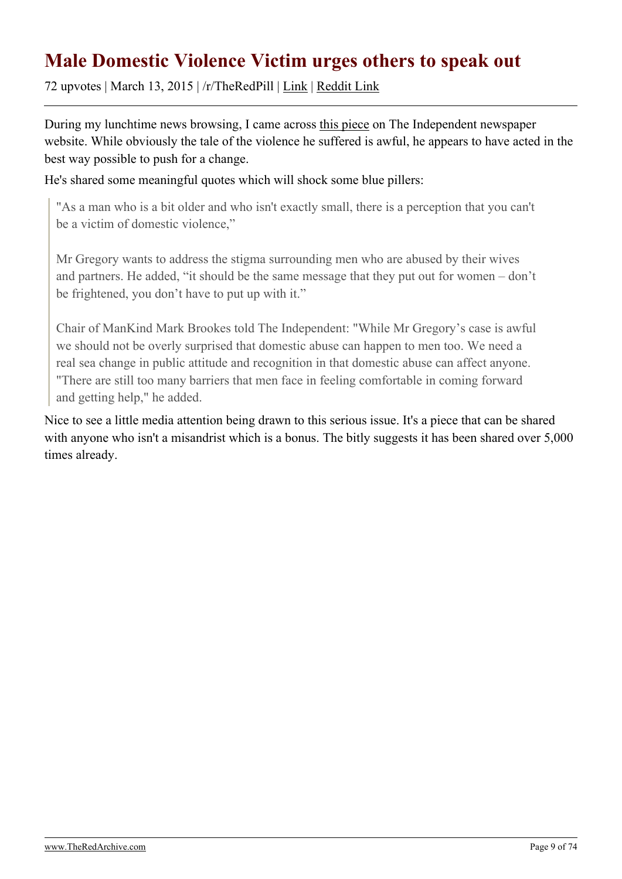# Male Domestic Violence Victim urges others to speak out

72 upvotes | March 13, 2015 | /r/TheRedPill | Link | Reddit Link

During my lunchtime news browsing, I came across this piece on The Independent newspaper website. While obviously the tale of the violence he suffered is awful, he appears to have acted in the best way possible to push for a change.

He's shared some meaningful quotes which will shock some blue pillers:

> "As a man who is a bit older and who isn't exactly small, there is a perception that you can't be a victim of domestic violence,"
>
> Mr Gregory wants to address the stigma surrounding men who are abused by their wives and partners. He added, "it should be the same message that they put out for women – don't be frightened, you don't have to put up with it."
>
> Chair of ManKind Mark Brookes told The Independent: "While Mr Gregory's case is awful we should not be overly surprised that domestic abuse can happen to men too. We need a real sea change in public attitude and recognition in that domestic abuse can affect anyone. "There are still too many barriers that men face in feeling comfortable in coming forward and getting help," he added.

Nice to see a little media attention being drawn to this serious issue. It's a piece that can be shared with anyone who isn't a misandrist which is a bonus. The bitly suggests it has been shared over 5,000 times already.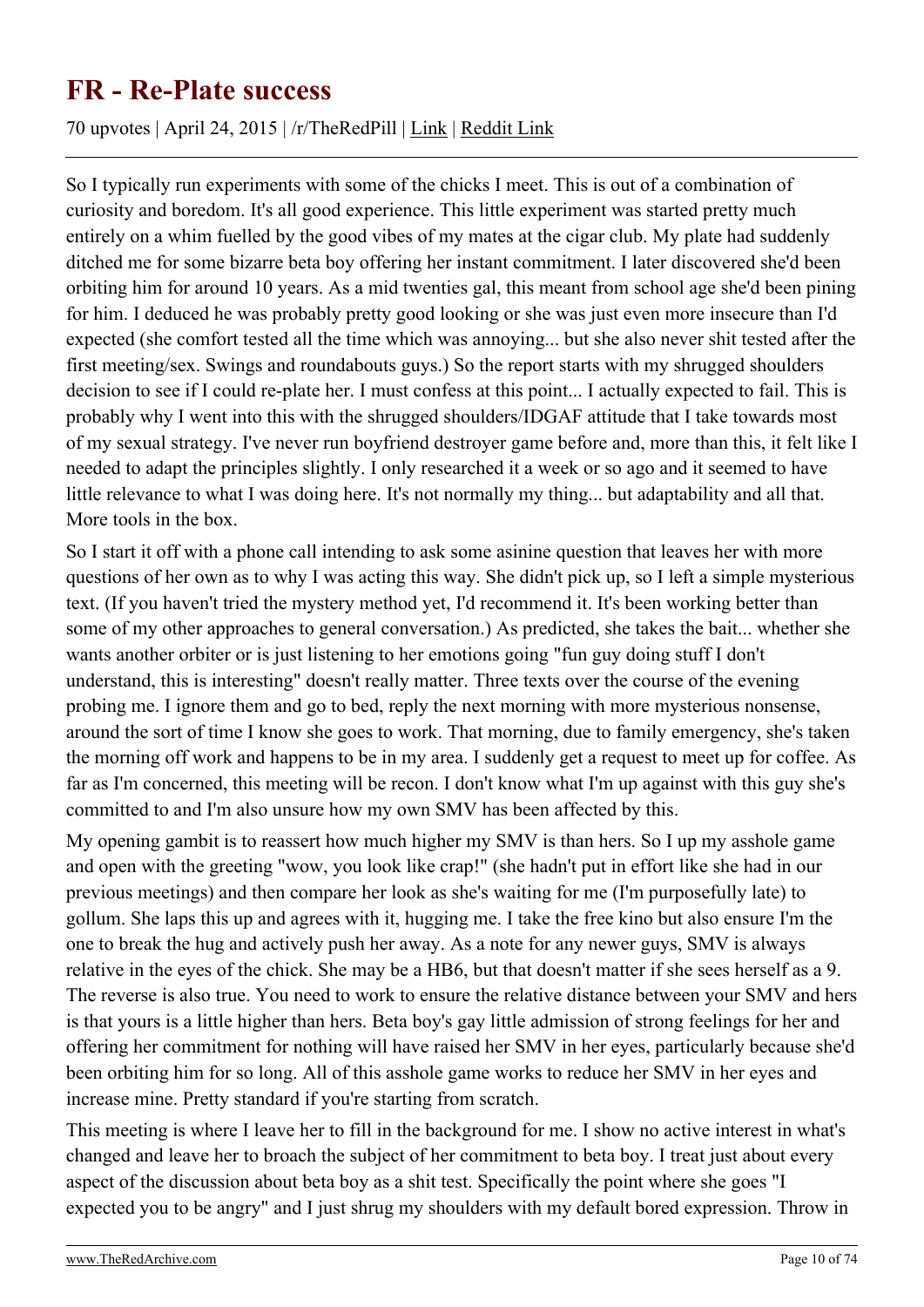# FR - Re-Plate success

70 upvotes | April 24, 2015 | /r/TheRedPill | Link | Reddit Link

So I typically run experiments with some of the chicks I meet. This is out of a combination of curiosity and boredom. It's all good experience. This little experiment was started pretty much entirely on a whim fuelled by the good vibes of my mates at the cigar club. My plate had suddenly ditched me for some bizarre beta boy offering her instant commitment. I later discovered she'd been orbiting him for around 10 years. As a mid twenties gal, this meant from school age she'd been pining for him. I deduced he was probably pretty good looking or she was just even more insecure than I'd expected (she comfort tested all the time which was annoying... but she also never shit tested after the first meeting/sex. Swings and roundabouts guys.) So the report starts with my shrugged shoulders decision to see if I could re-plate her. I must confess at this point... I actually expected to fail. This is probably why I went into this with the shrugged shoulders/IDGAF attitude that I take towards most of my sexual strategy. I've never run boyfriend destroyer game before and, more than this, it felt like I needed to adapt the principles slightly. I only researched it a week or so ago and it seemed to have little relevance to what I was doing here. It's not normally my thing... but adaptability and all that. More tools in the box.

So I start it off with a phone call intending to ask some asinine question that leaves her with more questions of her own as to why I was acting this way. She didn't pick up, so I left a simple mysterious text. (If you haven't tried the mystery method yet, I'd recommend it. It's been working better than some of my other approaches to general conversation.) As predicted, she takes the bait... whether she wants another orbiter or is just listening to her emotions going "fun guy doing stuff I don't understand, this is interesting" doesn't really matter. Three texts over the course of the evening probing me. I ignore them and go to bed, reply the next morning with more mysterious nonsense, around the sort of time I know she goes to work. That morning, due to family emergency, she's taken the morning off work and happens to be in my area. I suddenly get a request to meet up for coffee. As far as I'm concerned, this meeting will be recon. I don't know what I'm up against with this guy she's committed to and I'm also unsure how my own SMV has been affected by this.

My opening gambit is to reassert how much higher my SMV is than hers. So I up my asshole game and open with the greeting "wow, you look like crap!" (she hadn't put in effort like she had in our previous meetings) and then compare her look as she's waiting for me (I'm purposefully late) to gollum. She laps this up and agrees with it, hugging me. I take the free kino but also ensure I'm the one to break the hug and actively push her away. As a note for any newer guys, SMV is always relative in the eyes of the chick. She may be a HB6, but that doesn't matter if she sees herself as a 9. The reverse is also true. You need to work to ensure the relative distance between your SMV and hers is that yours is a little higher than hers. Beta boy's gay little admission of strong feelings for her and offering her commitment for nothing will have raised her SMV in her eyes, particularly because she'd been orbiting him for so long. All of this asshole game works to reduce her SMV in her eyes and increase mine. Pretty standard if you're starting from scratch.

This meeting is where I leave her to fill in the background for me. I show no active interest in what's changed and leave her to broach the subject of her commitment to beta boy. I treat just about every aspect of the discussion about beta boy as a shit test. Specifically the point where she goes "I expected you to be angry" and I just shrug my shoulders with my default bored expression. Throw in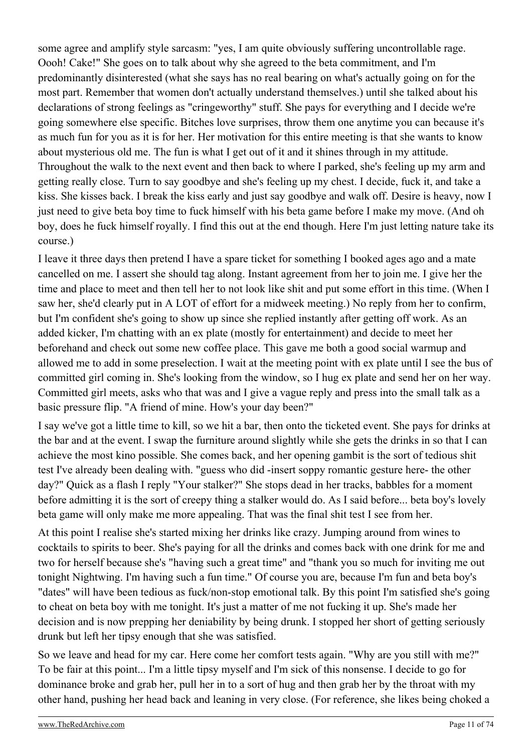some agree and amplify style sarcasm: "yes, I am quite obviously suffering uncontrollable rage. Oooh! Cake!" She goes on to talk about why she agreed to the beta commitment, and I'm predominantly disinterested (what she says has no real bearing on what's actually going on for the most part. Remember that women don't actually understand themselves.) until she talked about his declarations of strong feelings as "cringeworthy" stuff. She pays for everything and I decide we're going somewhere else specific. Bitches love surprises, throw them one anytime you can because it's as much fun for you as it is for her. Her motivation for this entire meeting is that she wants to know about mysterious old me. The fun is what I get out of it and it shines through in my attitude. Throughout the walk to the next event and then back to where I parked, she's feeling up my arm and getting really close. Turn to say goodbye and she's feeling up my chest. I decide, fuck it, and take a kiss. She kisses back. I break the kiss early and just say goodbye and walk off. Desire is heavy, now I just need to give beta boy time to fuck himself with his beta game before I make my move. (And oh boy, does he fuck himself royally. I find this out at the end though. Here I'm just letting nature take its course.)

I leave it three days then pretend I have a spare ticket for something I booked ages ago and a mate cancelled on me. I assert she should tag along. Instant agreement from her to join me. I give her the time and place to meet and then tell her to not look like shit and put some effort in this time. (When I saw her, she'd clearly put in A LOT of effort for a midweek meeting.) No reply from her to confirm, but I'm confident she's going to show up since she replied instantly after getting off work. As an added kicker, I'm chatting with an ex plate (mostly for entertainment) and decide to meet her beforehand and check out some new coffee place. This gave me both a good social warmup and allowed me to add in some preselection. I wait at the meeting point with ex plate until I see the bus of committed girl coming in. She's looking from the window, so I hug ex plate and send her on her way. Committed girl meets, asks who that was and I give a vague reply and press into the small talk as a basic pressure flip. "A friend of mine. How's your day been?"

I say we've got a little time to kill, so we hit a bar, then onto the ticketed event. She pays for drinks at the bar and at the event. I swap the furniture around slightly while she gets the drinks in so that I can achieve the most kino possible. She comes back, and her opening gambit is the sort of tedious shit test I've already been dealing with. "guess who did -insert soppy romantic gesture here- the other day?" Quick as a flash I reply "Your stalker?" She stops dead in her tracks, babbles for a moment before admitting it is the sort of creepy thing a stalker would do. As I said before... beta boy's lovely beta game will only make me more appealing. That was the final shit test I see from her.

At this point I realise she's started mixing her drinks like crazy. Jumping around from wines to cocktails to spirits to beer. She's paying for all the drinks and comes back with one drink for me and two for herself because she's "having such a great time" and "thank you so much for inviting me out tonight Nightwing. I'm having such a fun time." Of course you are, because I'm fun and beta boy's "dates" will have been tedious as fuck/non-stop emotional talk. By this point I'm satisfied she's going to cheat on beta boy with me tonight. It's just a matter of me not fucking it up. She's made her decision and is now prepping her deniability by being drunk. I stopped her short of getting seriously drunk but left her tipsy enough that she was satisfied.

So we leave and head for my car. Here come her comfort tests again. "Why are you still with me?" To be fair at this point... I'm a little tipsy myself and I'm sick of this nonsense. I decide to go for dominance broke and grab her, pull her in to a sort of hug and then grab her by the throat with my other hand, pushing her head back and leaning in very close. (For reference, she likes being choked a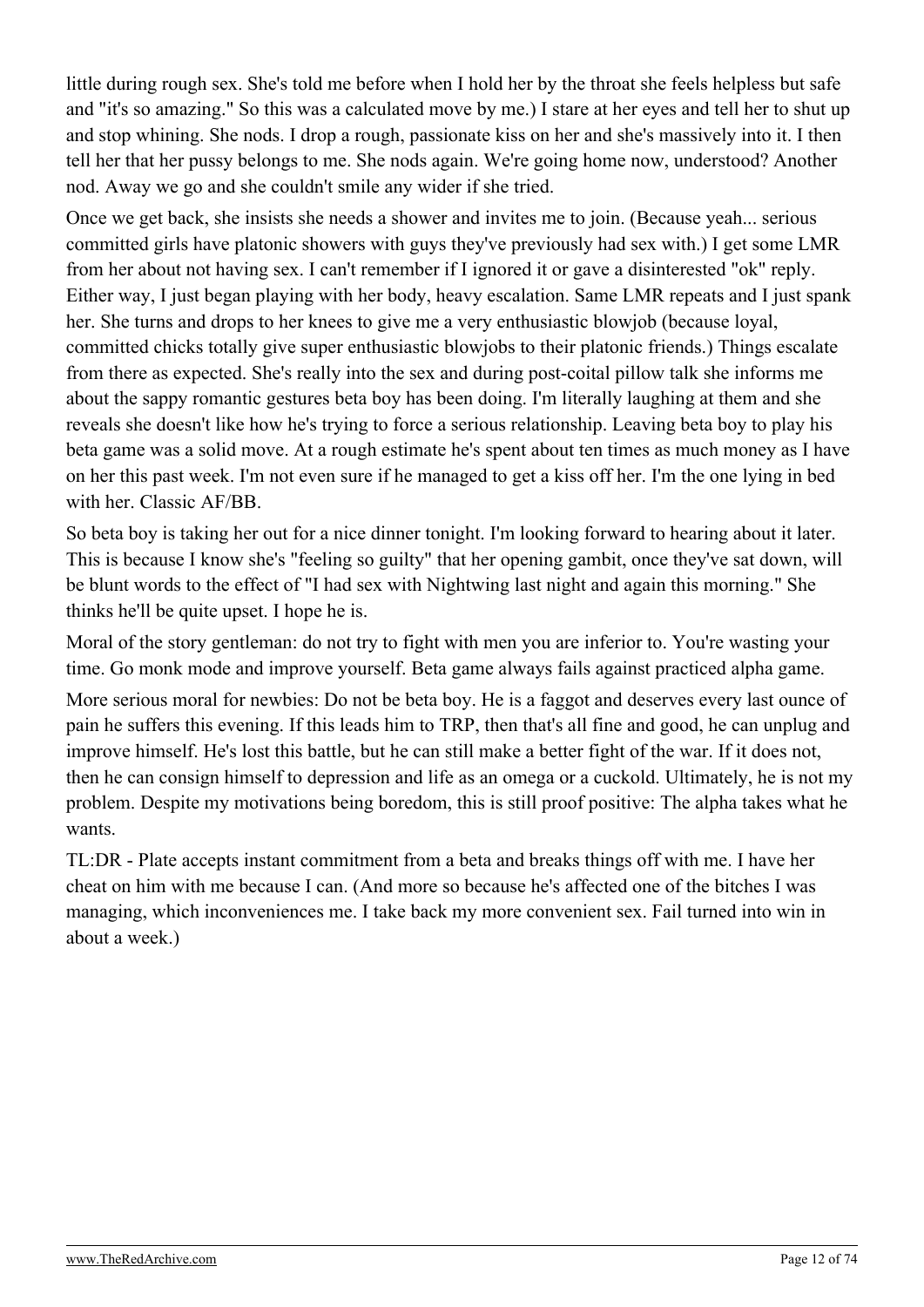little during rough sex. She's told me before when I hold her by the throat she feels helpless but safe and "it's so amazing." So this was a calculated move by me.) I stare at her eyes and tell her to shut up and stop whining. She nods. I drop a rough, passionate kiss on her and she's massively into it. I then tell her that her pussy belongs to me. She nods again. We're going home now, understood? Another nod. Away we go and she couldn't smile any wider if she tried.

Once we get back, she insists she needs a shower and invites me to join. (Because yeah... serious committed girls have platonic showers with guys they've previously had sex with.) I get some LMR from her about not having sex. I can't remember if I ignored it or gave a disinterested "ok" reply. Either way, I just began playing with her body, heavy escalation. Same LMR repeats and I just spank her. She turns and drops to her knees to give me a very enthusiastic blowjob (because loyal, committed chicks totally give super enthusiastic blowjobs to their platonic friends.) Things escalate from there as expected. She's really into the sex and during post-coital pillow talk she informs me about the sappy romantic gestures beta boy has been doing. I'm literally laughing at them and she reveals she doesn't like how he's trying to force a serious relationship. Leaving beta boy to play his beta game was a solid move. At a rough estimate he's spent about ten times as much money as I have on her this past week. I'm not even sure if he managed to get a kiss off her. I'm the one lying in bed with her. Classic AF/BB.

So beta boy is taking her out for a nice dinner tonight. I'm looking forward to hearing about it later. This is because I know she's "feeling so guilty" that her opening gambit, once they've sat down, will be blunt words to the effect of "I had sex with Nightwing last night and again this morning." She thinks he'll be quite upset. I hope he is.

Moral of the story gentleman: do not try to fight with men you are inferior to. You're wasting your time. Go monk mode and improve yourself. Beta game always fails against practiced alpha game.

More serious moral for newbies: Do not be beta boy. He is a faggot and deserves every last ounce of pain he suffers this evening. If this leads him to TRP, then that's all fine and good, he can unplug and improve himself. He's lost this battle, but he can still make a better fight of the war. If it does not, then he can consign himself to depression and life as an omega or a cuckold. Ultimately, he is not my problem. Despite my motivations being boredom, this is still proof positive: The alpha takes what he wants.

TL:DR - Plate accepts instant commitment from a beta and breaks things off with me. I have her cheat on him with me because I can. (And more so because he's affected one of the bitches I was managing, which inconveniences me. I take back my more convenient sex. Fail turned into win in about a week.)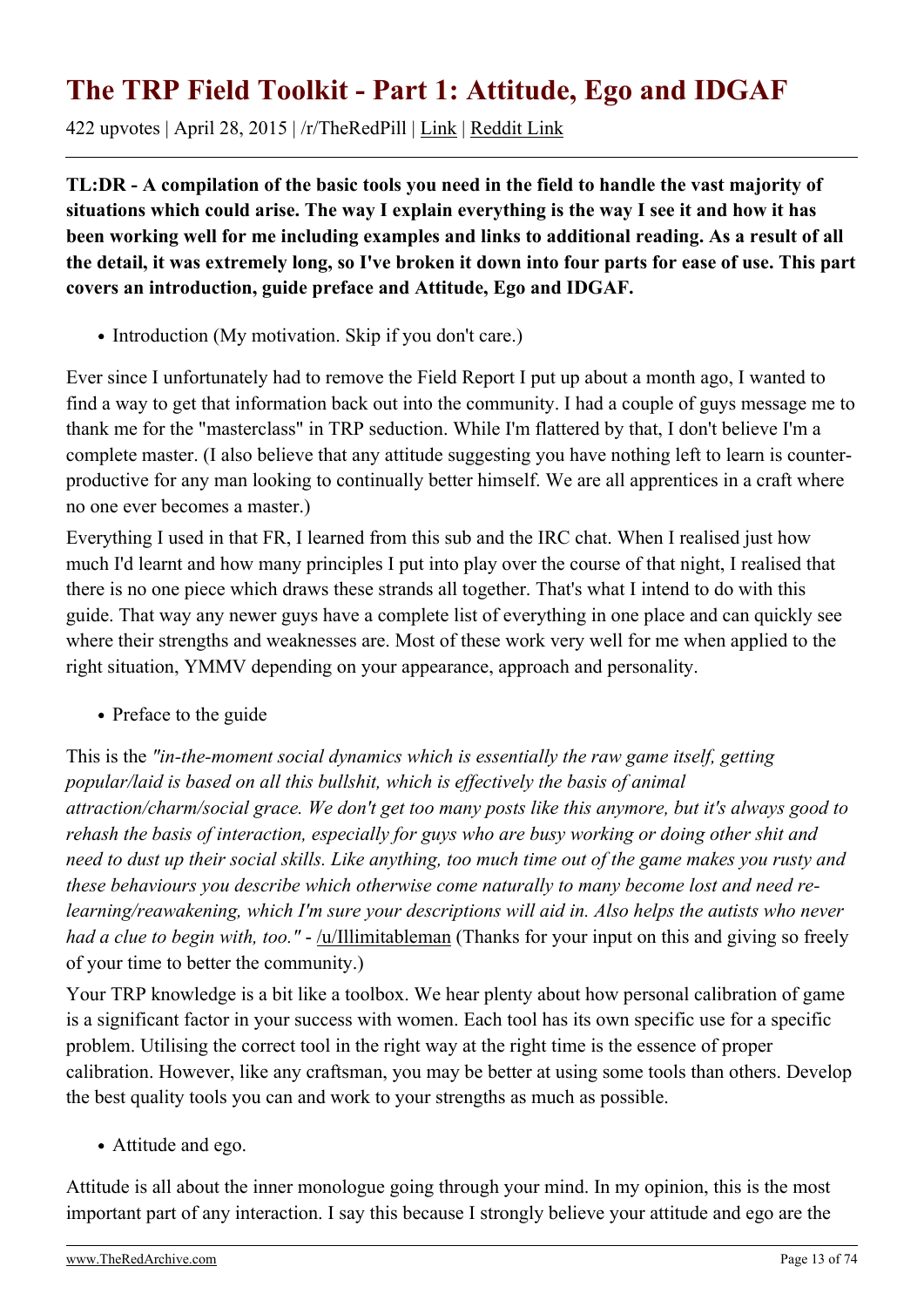# The TRP Field Toolkit - Part 1: Attitude, Ego and IDGAF

422 upvotes | April 28, 2015 | /r/TheRedPill | Link | Reddit Link

---

**TL:DR - A compilation of the basic tools you need in the field to handle the vast majority of situations which could arise. The way I explain everything is the way I see it and how it has been working well for me including examples and links to additional reading. As a result of all the detail, it was extremely long, so I've broken it down into four parts for ease of use. This part covers an introduction, guide preface and Attitude, Ego and IDGAF.**

- Introduction (My motivation. Skip if you don't care.)

Ever since I unfortunately had to remove the Field Report I put up about a month ago, I wanted to find a way to get that information back out into the community. I had a couple of guys message me to thank me for the "masterclass" in TRP seduction. While I'm flattered by that, I don't believe I'm a complete master. (I also believe that any attitude suggesting you have nothing left to learn is counter-productive for any man looking to continually better himself. We are all apprentices in a craft where no one ever becomes a master.)

Everything I used in that FR, I learned from this sub and the IRC chat. When I realised just how much I'd learnt and how many principles I put into play over the course of that night, I realised that there is no one piece which draws these strands all together. That's what I intend to do with this guide. That way any newer guys have a complete list of everything in one place and can quickly see where their strengths and weaknesses are. Most of these work very well for me when applied to the right situation, YMMV depending on your appearance, approach and personality.

- Preface to the guide

This is the *"in-the-moment social dynamics which is essentially the raw game itself, getting popular/laid is based on all this bullshit, which is effectively the basis of animal attraction/charm/social grace. We don't get too many posts like this anymore, but it's always good to rehash the basis of interaction, especially for guys who are busy working or doing other shit and need to dust up their social skills. Like anything, too much time out of the game makes you rusty and these behaviours you describe which otherwise come naturally to many become lost and need re-learning/reawakening, which I'm sure your descriptions will aid in. Also helps the autists who never had a clue to begin with, too."* - /u/Illimitableman (Thanks for your input on this and giving so freely of your time to better the community.)

Your TRP knowledge is a bit like a toolbox. We hear plenty about how personal calibration of game is a significant factor in your success with women. Each tool has its own specific use for a specific problem. Utilising the correct tool in the right way at the right time is the essence of proper calibration. However, like any craftsman, you may be better at using some tools than others. Develop the best quality tools you can and work to your strengths as much as possible.

- Attitude and ego.

Attitude is all about the inner monologue going through your mind. In my opinion, this is the most important part of any interaction. I say this because I strongly believe your attitude and ego are the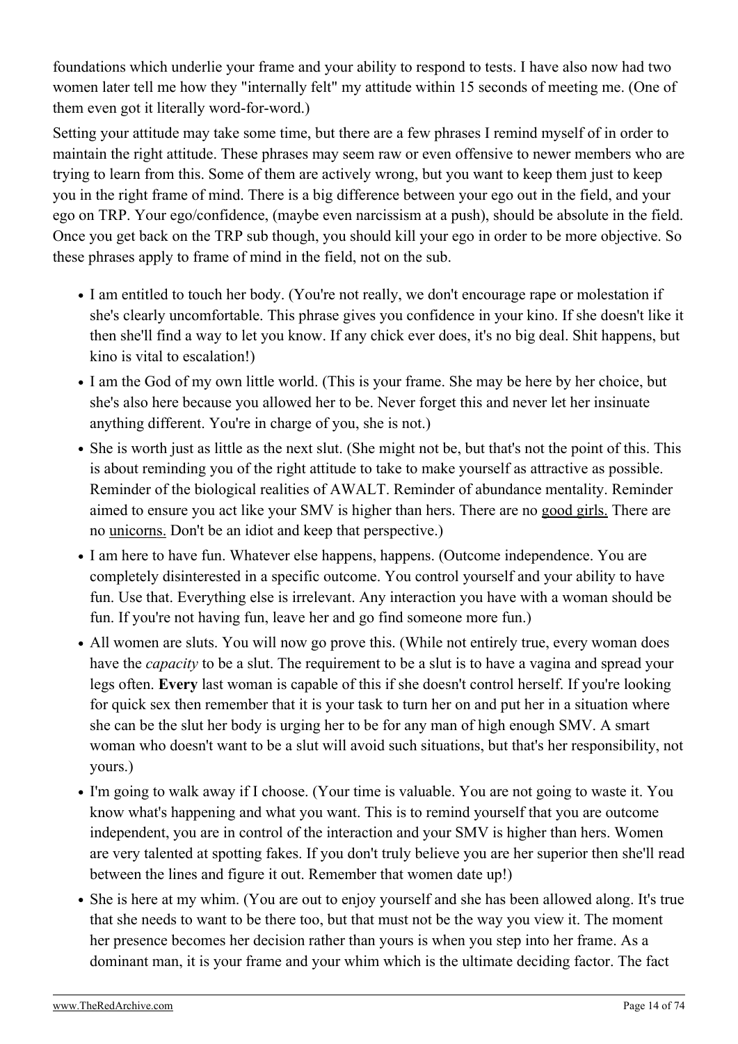foundations which underlie your frame and your ability to respond to tests. I have also now had two women later tell me how they "internally felt" my attitude within 15 seconds of meeting me. (One of them even got it literally word-for-word.)

Setting your attitude may take some time, but there are a few phrases I remind myself of in order to maintain the right attitude. These phrases may seem raw or even offensive to newer members who are trying to learn from this. Some of them are actively wrong, but you want to keep them just to keep you in the right frame of mind. There is a big difference between your ego out in the field, and your ego on TRP. Your ego/confidence, (maybe even narcissism at a push), should be absolute in the field. Once you get back on the TRP sub though, you should kill your ego in order to be more objective. So these phrases apply to frame of mind in the field, not on the sub.

- I am entitled to touch her body. (You're not really, we don't encourage rape or molestation if she's clearly uncomfortable. This phrase gives you confidence in your kino. If she doesn't like it then she'll find a way to let you know. If any chick ever does, it's no big deal. Shit happens, but kino is vital to escalation!)
- I am the God of my own little world. (This is your frame. She may be here by her choice, but she's also here because you allowed her to be. Never forget this and never let her insinuate anything different. You're in charge of you, she is not.)
- She is worth just as little as the next slut. (She might not be, but that's not the point of this. This is about reminding you of the right attitude to take to make yourself as attractive as possible. Reminder of the biological realities of AWALT. Reminder of abundance mentality. Reminder aimed to ensure you act like your SMV is higher than hers. There are no good girls. There are no unicorns. Don't be an idiot and keep that perspective.)
- I am here to have fun. Whatever else happens, happens. (Outcome independence. You are completely disinterested in a specific outcome. You control yourself and your ability to have fun. Use that. Everything else is irrelevant. Any interaction you have with a woman should be fun. If you're not having fun, leave her and go find someone more fun.)
- All women are sluts. You will now go prove this. (While not entirely true, every woman does have the *capacity* to be a slut. The requirement to be a slut is to have a vagina and spread your legs often. **Every** last woman is capable of this if she doesn't control herself. If you're looking for quick sex then remember that it is your task to turn her on and put her in a situation where she can be the slut her body is urging her to be for any man of high enough SMV. A smart woman who doesn't want to be a slut will avoid such situations, but that's her responsibility, not yours.)
- I'm going to walk away if I choose. (Your time is valuable. You are not going to waste it. You know what's happening and what you want. This is to remind yourself that you are outcome independent, you are in control of the interaction and your SMV is higher than hers. Women are very talented at spotting fakes. If you don't truly believe you are her superior then she'll read between the lines and figure it out. Remember that women date up!)
- She is here at my whim. (You are out to enjoy yourself and she has been allowed along. It's true that she needs to want to be there too, but that must not be the way you view it. The moment her presence becomes her decision rather than yours is when you step into her frame. As a dominant man, it is your frame and your whim which is the ultimate deciding factor. The fact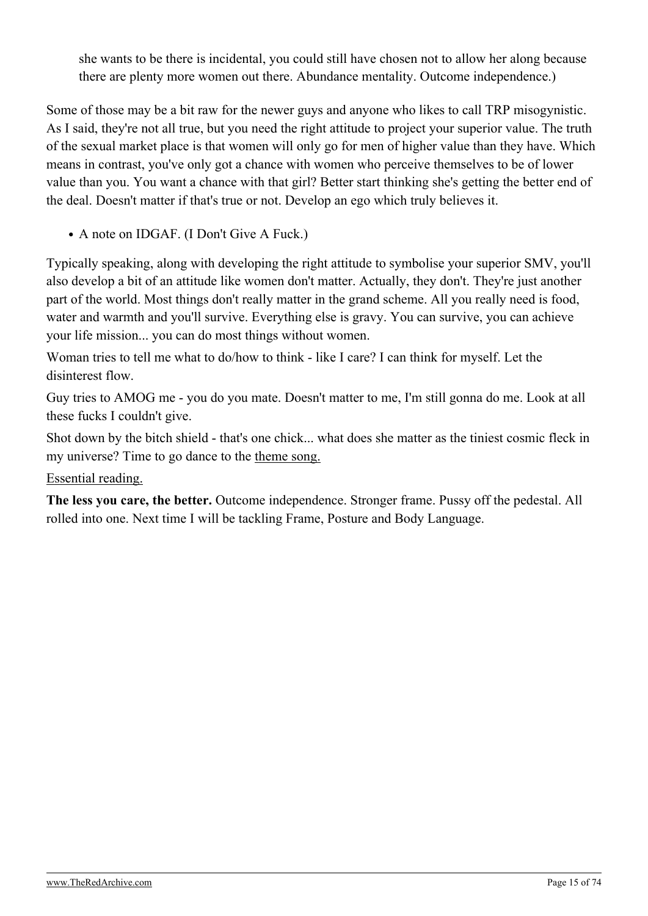she wants to be there is incidental, you could still have chosen not to allow her along because there are plenty more women out there. Abundance mentality. Outcome independence.)

Some of those may be a bit raw for the newer guys and anyone who likes to call TRP misogynistic. As I said, they're not all true, but you need the right attitude to project your superior value. The truth of the sexual market place is that women will only go for men of higher value than they have. Which means in contrast, you've only got a chance with women who perceive themselves to be of lower value than you. You want a chance with that girl? Better start thinking she's getting the better end of the deal. Doesn't matter if that's true or not. Develop an ego which truly believes it.

- A note on IDGAF. (I Don't Give A Fuck.)

Typically speaking, along with developing the right attitude to symbolise your superior SMV, you'll also develop a bit of an attitude like women don't matter. Actually, they don't. They're just another part of the world. Most things don't really matter in the grand scheme. All you really need is food, water and warmth and you'll survive. Everything else is gravy. You can survive, you can achieve your life mission... you can do most things without women.

Woman tries to tell me what to do/how to think - like I care? I can think for myself. Let the disinterest flow.

Guy tries to AMOG me - you do you mate. Doesn't matter to me, I'm still gonna do me. Look at all these fucks I couldn't give.

Shot down by the bitch shield - that's one chick... what does she matter as the tiniest cosmic fleck in my universe? Time to go dance to the theme song.

Essential reading.

**The less you care, the better.** Outcome independence. Stronger frame. Pussy off the pedestal. All rolled into one. Next time I will be tackling Frame, Posture and Body Language.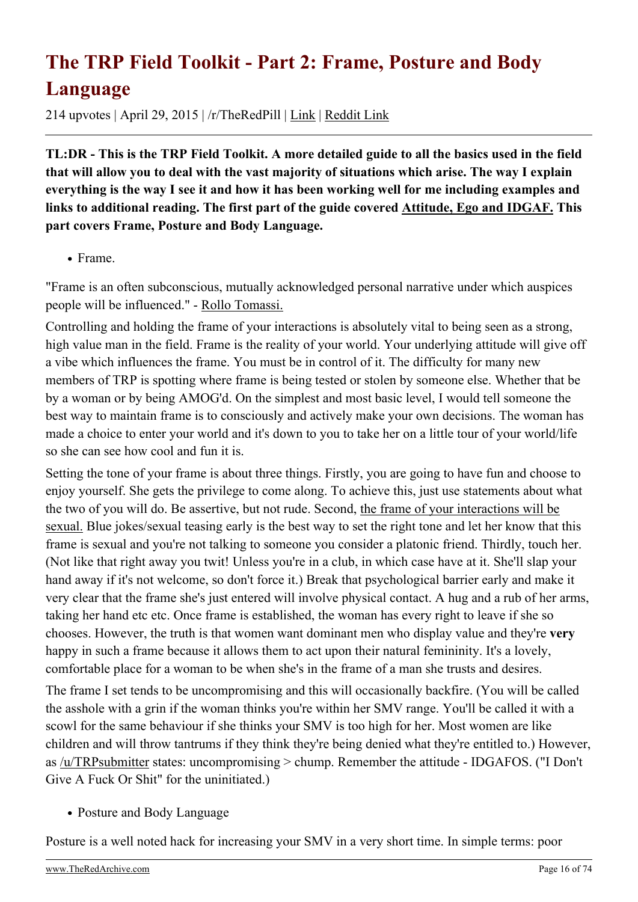# The TRP Field Toolkit - Part 2: Frame, Posture and Body Language

214 upvotes | April 29, 2015 | /r/TheRedPill | Link | Reddit Link

**TL:DR - This is the TRP Field Toolkit. A more detailed guide to all the basics used in the field that will allow you to deal with the vast majority of situations which arise. The way I explain everything is the way I see it and how it has been working well for me including examples and links to additional reading. The first part of the guide covered Attitude, Ego and IDGAF. This part covers Frame, Posture and Body Language.**

- Frame.

"Frame is an often subconscious, mutually acknowledged personal narrative under which auspices people will be influenced." - Rollo Tomassi.

Controlling and holding the frame of your interactions is absolutely vital to being seen as a strong, high value man in the field. Frame is the reality of your world. Your underlying attitude will give off a vibe which influences the frame. You must be in control of it. The difficulty for many new members of TRP is spotting where frame is being tested or stolen by someone else. Whether that be by a woman or by being AMOG'd. On the simplest and most basic level, I would tell someone the best way to maintain frame is to consciously and actively make your own decisions. The woman has made a choice to enter your world and it's down to you to take her on a little tour of your world/life so she can see how cool and fun it is.

Setting the tone of your frame is about three things. Firstly, you are going to have fun and choose to enjoy yourself. She gets the privilege to come along. To achieve this, just use statements about what the two of you will do. Be assertive, but not rude. Second, the frame of your interactions will be sexual. Blue jokes/sexual teasing early is the best way to set the right tone and let her know that this frame is sexual and you're not talking to someone you consider a platonic friend. Thirdly, touch her. (Not like that right away you twit! Unless you're in a club, in which case have at it. She'll slap your hand away if it's not welcome, so don't force it.) Break that psychological barrier early and make it very clear that the frame she's just entered will involve physical contact. A hug and a rub of her arms, taking her hand etc etc. Once frame is established, the woman has every right to leave if she so chooses. However, the truth is that women want dominant men who display value and they're **very** happy in such a frame because it allows them to act upon their natural femininity. It's a lovely, comfortable place for a woman to be when she's in the frame of a man she trusts and desires.

The frame I set tends to be uncompromising and this will occasionally backfire. (You will be called the asshole with a grin if the woman thinks you're within her SMV range. You'll be called it with a scowl for the same behaviour if she thinks your SMV is too high for her. Most women are like children and will throw tantrums if they think they're being denied what they're entitled to.) However, as /u/TRPsubmitter states: uncompromising > chump. Remember the attitude - IDGAFOS. ("I Don't Give A Fuck Or Shit" for the uninitiated.)

- Posture and Body Language

Posture is a well noted hack for increasing your SMV in a very short time. In simple terms: poor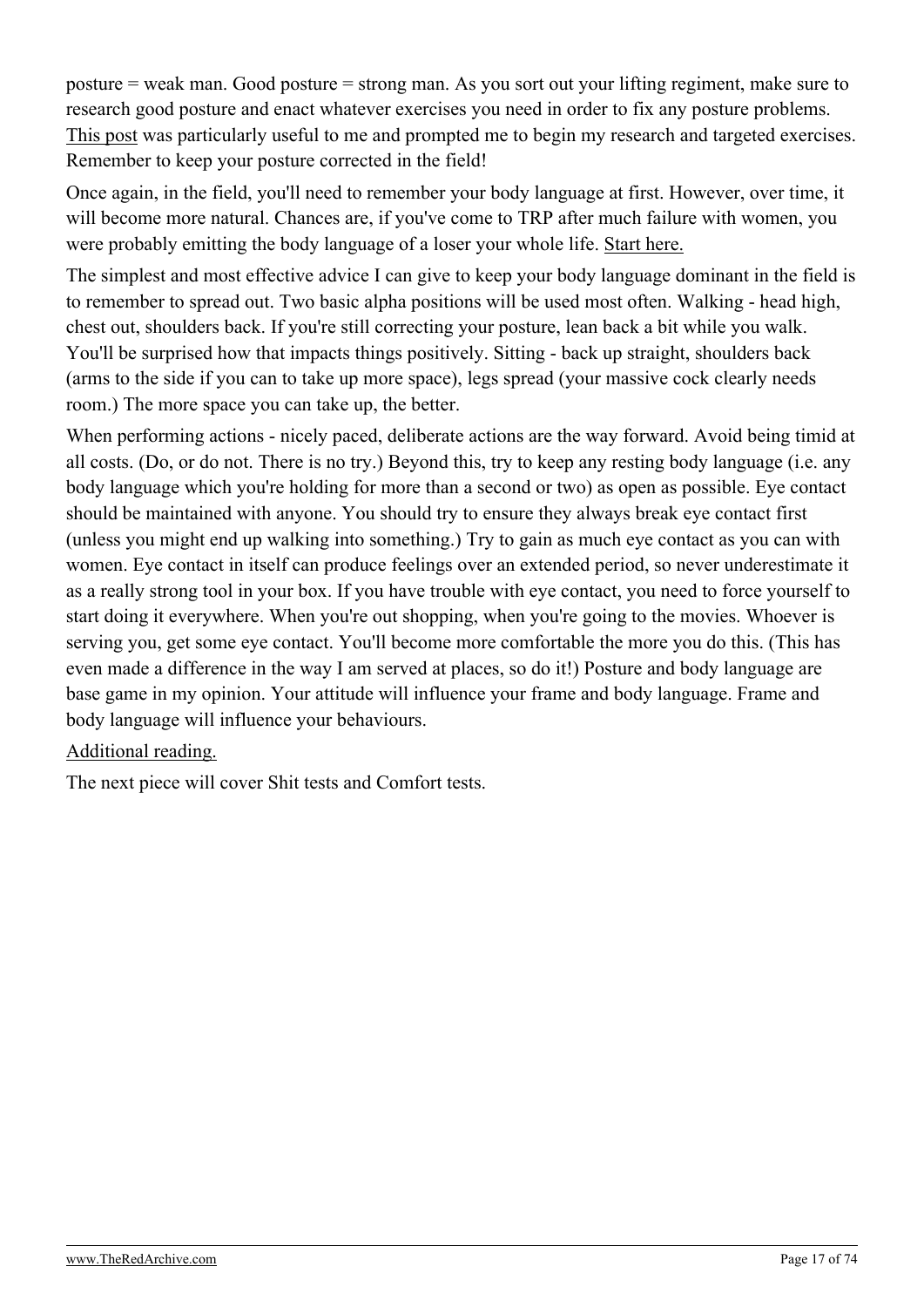posture = weak man. Good posture = strong man. As you sort out your lifting regiment, make sure to research good posture and enact whatever exercises you need in order to fix any posture problems. This post was particularly useful to me and prompted me to begin my research and targeted exercises. Remember to keep your posture corrected in the field!

Once again, in the field, you'll need to remember your body language at first. However, over time, it will become more natural. Chances are, if you've come to TRP after much failure with women, you were probably emitting the body language of a loser your whole life. Start here.

The simplest and most effective advice I can give to keep your body language dominant in the field is to remember to spread out. Two basic alpha positions will be used most often. Walking - head high, chest out, shoulders back. If you're still correcting your posture, lean back a bit while you walk. You'll be surprised how that impacts things positively. Sitting - back up straight, shoulders back (arms to the side if you can to take up more space), legs spread (your massive cock clearly needs room.) The more space you can take up, the better.

When performing actions - nicely paced, deliberate actions are the way forward. Avoid being timid at all costs. (Do, or do not. There is no try.) Beyond this, try to keep any resting body language (i.e. any body language which you're holding for more than a second or two) as open as possible. Eye contact should be maintained with anyone. You should try to ensure they always break eye contact first (unless you might end up walking into something.) Try to gain as much eye contact as you can with women. Eye contact in itself can produce feelings over an extended period, so never underestimate it as a really strong tool in your box. If you have trouble with eye contact, you need to force yourself to start doing it everywhere. When you're out shopping, when you're going to the movies. Whoever is serving you, get some eye contact. You'll become more comfortable the more you do this. (This has even made a difference in the way I am served at places, so do it!) Posture and body language are base game in my opinion. Your attitude will influence your frame and body language. Frame and body language will influence your behaviours.

Additional reading.

The next piece will cover Shit tests and Comfort tests.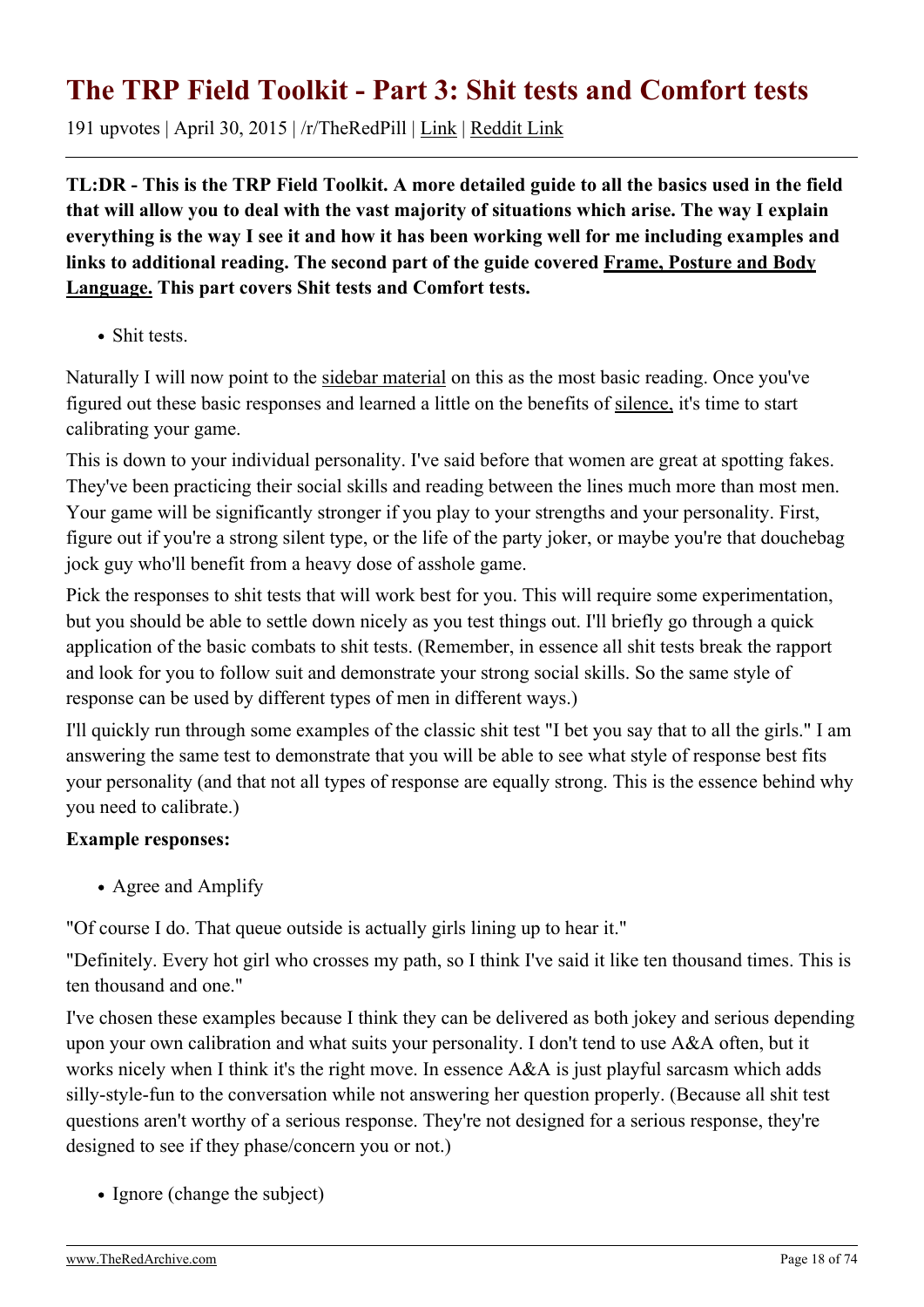# The TRP Field Toolkit - Part 3: Shit tests and Comfort tests

191 upvotes | April 30, 2015 | /r/TheRedPill | Link | Reddit Link

**TL:DR - This is the TRP Field Toolkit. A more detailed guide to all the basics used in the field that will allow you to deal with the vast majority of situations which arise. The way I explain everything is the way I see it and how it has been working well for me including examples and links to additional reading. The second part of the guide covered Frame, Posture and Body Language. This part covers Shit tests and Comfort tests.**

- Shit tests.

Naturally I will now point to the sidebar material on this as the most basic reading. Once you've figured out these basic responses and learned a little on the benefits of silence, it's time to start calibrating your game.

This is down to your individual personality. I've said before that women are great at spotting fakes. They've been practicing their social skills and reading between the lines much more than most men. Your game will be significantly stronger if you play to your strengths and your personality. First, figure out if you're a strong silent type, or the life of the party joker, or maybe you're that douchebag jock guy who'll benefit from a heavy dose of asshole game.

Pick the responses to shit tests that will work best for you. This will require some experimentation, but you should be able to settle down nicely as you test things out. I'll briefly go through a quick application of the basic combats to shit tests. (Remember, in essence all shit tests break the rapport and look for you to follow suit and demonstrate your strong social skills. So the same style of response can be used by different types of men in different ways.)

I'll quickly run through some examples of the classic shit test "I bet you say that to all the girls." I am answering the same test to demonstrate that you will be able to see what style of response best fits your personality (and that not all types of response are equally strong. This is the essence behind why you need to calibrate.)

**Example responses:**

- Agree and Amplify

"Of course I do. That queue outside is actually girls lining up to hear it."

"Definitely. Every hot girl who crosses my path, so I think I've said it like ten thousand times. This is ten thousand and one."

I've chosen these examples because I think they can be delivered as both jokey and serious depending upon your own calibration and what suits your personality. I don't tend to use A&A often, but it works nicely when I think it's the right move. In essence A&A is just playful sarcasm which adds silly-style-fun to the conversation while not answering her question properly. (Because all shit test questions aren't worthy of a serious response. They're not designed for a serious response, they're designed to see if they phase/concern you or not.)

- Ignore (change the subject)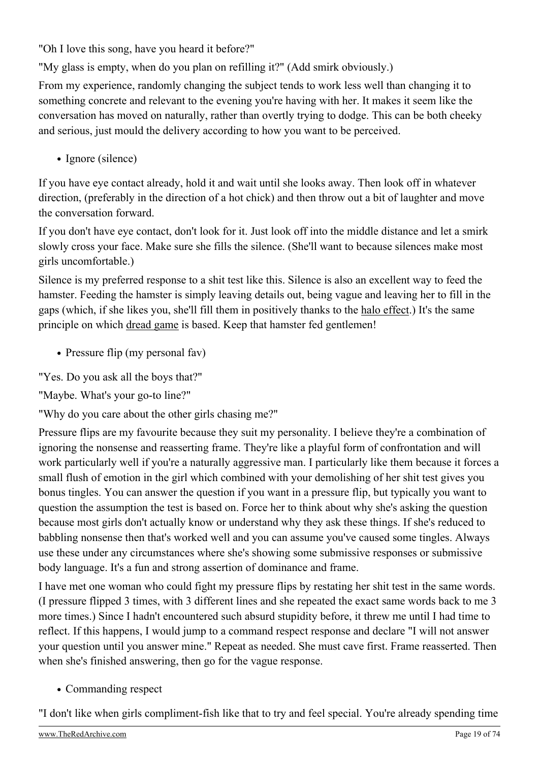"Oh I love this song, have you heard it before?"

"My glass is empty, when do you plan on refilling it?" (Add smirk obviously.)

From my experience, randomly changing the subject tends to work less well than changing it to something concrete and relevant to the evening you're having with her. It makes it seem like the conversation has moved on naturally, rather than overtly trying to dodge. This can be both cheeky and serious, just mould the delivery according to how you want to be perceived.

- Ignore (silence)

If you have eye contact already, hold it and wait until she looks away. Then look off in whatever direction, (preferably in the direction of a hot chick) and then throw out a bit of laughter and move the conversation forward.

If you don't have eye contact, don't look for it. Just look off into the middle distance and let a smirk slowly cross your face. Make sure she fills the silence. (She'll want to because silences make most girls uncomfortable.)

Silence is my preferred response to a shit test like this. Silence is also an excellent way to feed the hamster. Feeding the hamster is simply leaving details out, being vague and leaving her to fill in the gaps (which, if she likes you, she'll fill them in positively thanks to the halo effect.) It's the same principle on which dread game is based. Keep that hamster fed gentlemen!

- Pressure flip (my personal fav)

"Yes. Do you ask all the boys that?"

"Maybe. What's your go-to line?"

"Why do you care about the other girls chasing me?"

Pressure flips are my favourite because they suit my personality. I believe they're a combination of ignoring the nonsense and reasserting frame. They're like a playful form of confrontation and will work particularly well if you're a naturally aggressive man. I particularly like them because it forces a small flush of emotion in the girl which combined with your demolishing of her shit test gives you bonus tingles. You can answer the question if you want in a pressure flip, but typically you want to question the assumption the test is based on. Force her to think about why she's asking the question because most girls don't actually know or understand why they ask these things. If she's reduced to babbling nonsense then that's worked well and you can assume you've caused some tingles. Always use these under any circumstances where she's showing some submissive responses or submissive body language. It's a fun and strong assertion of dominance and frame.

I have met one woman who could fight my pressure flips by restating her shit test in the same words. (I pressure flipped 3 times, with 3 different lines and she repeated the exact same words back to me 3 more times.) Since I hadn't encountered such absurd stupidity before, it threw me until I had time to reflect. If this happens, I would jump to a command respect response and declare "I will not answer your question until you answer mine." Repeat as needed. She must cave first. Frame reasserted. Then when she's finished answering, then go for the vague response.

- Commanding respect

"I don't like when girls compliment-fish like that to try and feel special. You're already spending time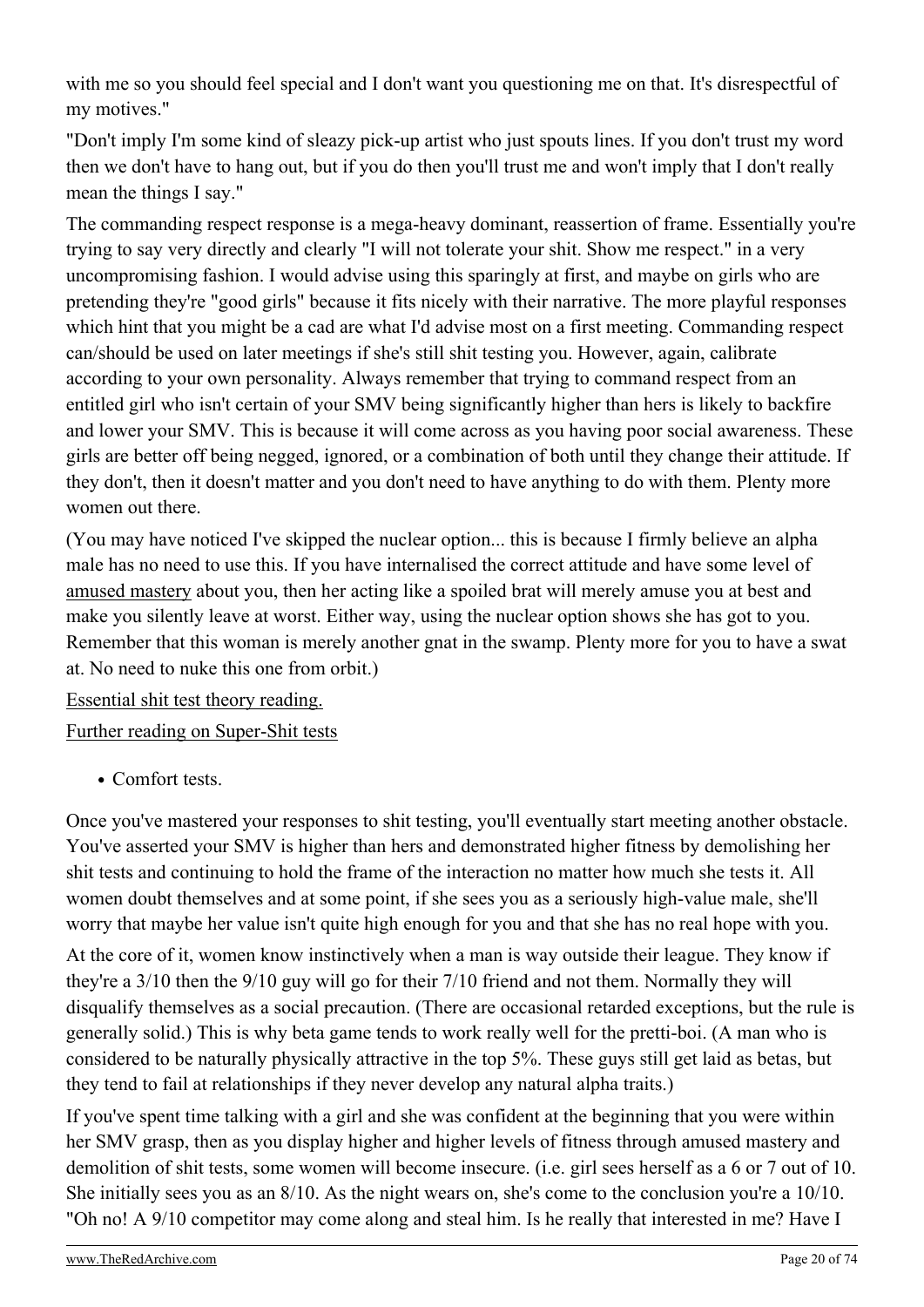with me so you should feel special and I don't want you questioning me on that. It's disrespectful of my motives."

"Don't imply I'm some kind of sleazy pick-up artist who just spouts lines. If you don't trust my word then we don't have to hang out, but if you do then you'll trust me and won't imply that I don't really mean the things I say."

The commanding respect response is a mega-heavy dominant, reassertion of frame. Essentially you're trying to say very directly and clearly "I will not tolerate your shit. Show me respect." in a very uncompromising fashion. I would advise using this sparingly at first, and maybe on girls who are pretending they're "good girls" because it fits nicely with their narrative. The more playful responses which hint that you might be a cad are what I'd advise most on a first meeting. Commanding respect can/should be used on later meetings if she's still shit testing you. However, again, calibrate according to your own personality. Always remember that trying to command respect from an entitled girl who isn't certain of your SMV being significantly higher than hers is likely to backfire and lower your SMV. This is because it will come across as you having poor social awareness. These girls are better off being negged, ignored, or a combination of both until they change their attitude. If they don't, then it doesn't matter and you don't need to have anything to do with them. Plenty more women out there.

(You may have noticed I've skipped the nuclear option... this is because I firmly believe an alpha male has no need to use this. If you have internalised the correct attitude and have some level of amused mastery about you, then her acting like a spoiled brat will merely amuse you at best and make you silently leave at worst. Either way, using the nuclear option shows she has got to you. Remember that this woman is merely another gnat in the swamp. Plenty more for you to have a swat at. No need to nuke this one from orbit.)

Essential shit test theory reading.

Further reading on Super-Shit tests

- Comfort tests.

Once you've mastered your responses to shit testing, you'll eventually start meeting another obstacle. You've asserted your SMV is higher than hers and demonstrated higher fitness by demolishing her shit tests and continuing to hold the frame of the interaction no matter how much she tests it. All women doubt themselves and at some point, if she sees you as a seriously high-value male, she'll worry that maybe her value isn't quite high enough for you and that she has no real hope with you.

At the core of it, women know instinctively when a man is way outside their league. They know if they're a 3/10 then the 9/10 guy will go for their 7/10 friend and not them. Normally they will disqualify themselves as a social precaution. (There are occasional retarded exceptions, but the rule is generally solid.) This is why beta game tends to work really well for the pretti-boi. (A man who is considered to be naturally physically attractive in the top 5%. These guys still get laid as betas, but they tend to fail at relationships if they never develop any natural alpha traits.)

If you've spent time talking with a girl and she was confident at the beginning that you were within her SMV grasp, then as you display higher and higher levels of fitness through amused mastery and demolition of shit tests, some women will become insecure. (i.e. girl sees herself as a 6 or 7 out of 10. She initially sees you as an 8/10. As the night wears on, she's come to the conclusion you're a 10/10. "Oh no! A 9/10 competitor may come along and steal him. Is he really that interested in me? Have I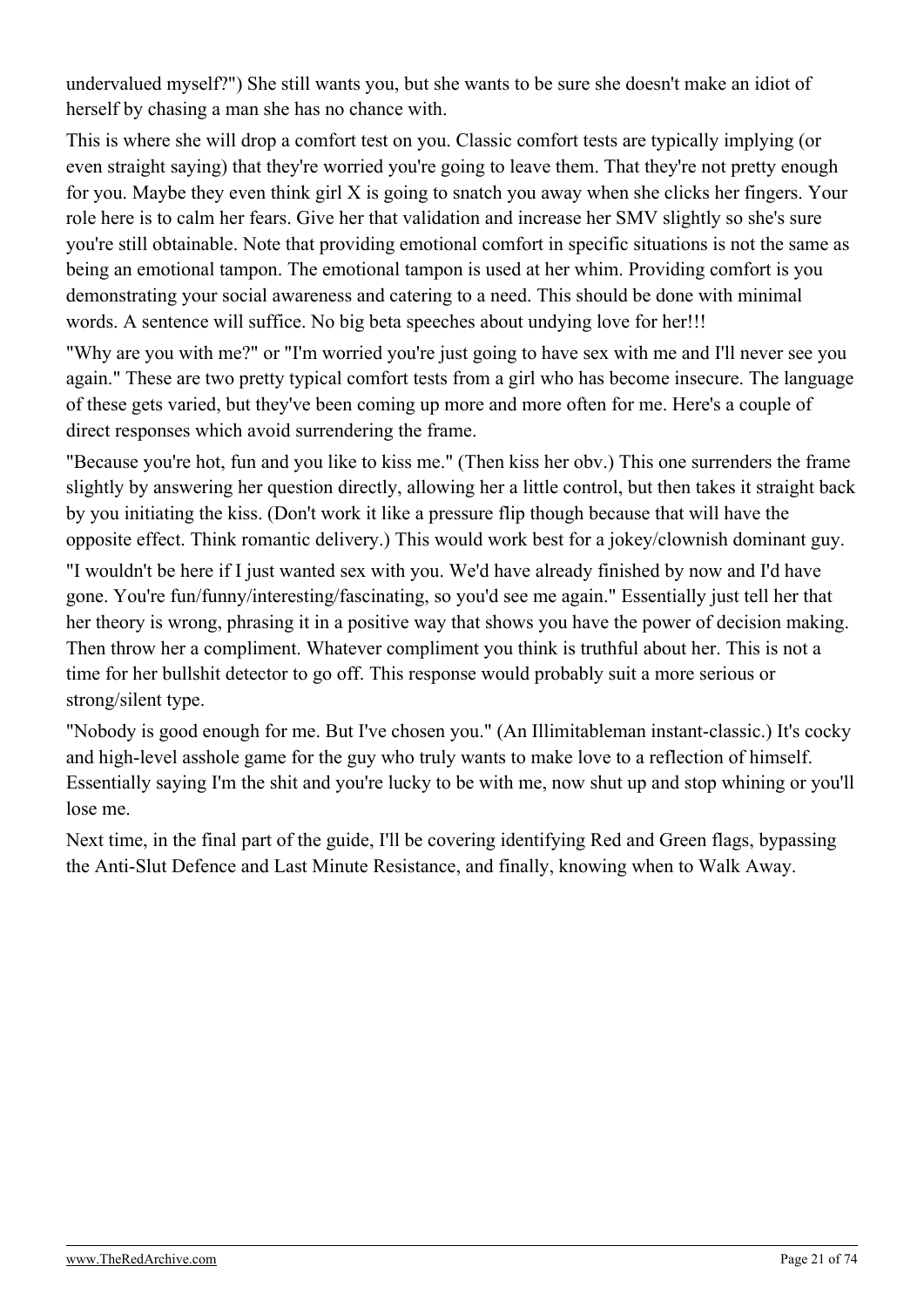undervalued myself?") She still wants you, but she wants to be sure she doesn't make an idiot of herself by chasing a man she has no chance with.

This is where she will drop a comfort test on you. Classic comfort tests are typically implying (or even straight saying) that they're worried you're going to leave them. That they're not pretty enough for you. Maybe they even think girl X is going to snatch you away when she clicks her fingers. Your role here is to calm her fears. Give her that validation and increase her SMV slightly so she's sure you're still obtainable. Note that providing emotional comfort in specific situations is not the same as being an emotional tampon. The emotional tampon is used at her whim. Providing comfort is you demonstrating your social awareness and catering to a need. This should be done with minimal words. A sentence will suffice. No big beta speeches about undying love for her!!!

"Why are you with me?" or "I'm worried you're just going to have sex with me and I'll never see you again." These are two pretty typical comfort tests from a girl who has become insecure. The language of these gets varied, but they've been coming up more and more often for me. Here's a couple of direct responses which avoid surrendering the frame.

"Because you're hot, fun and you like to kiss me." (Then kiss her obv.) This one surrenders the frame slightly by answering her question directly, allowing her a little control, but then takes it straight back by you initiating the kiss. (Don't work it like a pressure flip though because that will have the opposite effect. Think romantic delivery.) This would work best for a jokey/clownish dominant guy.

"I wouldn't be here if I just wanted sex with you. We'd have already finished by now and I'd have gone. You're fun/funny/interesting/fascinating, so you'd see me again." Essentially just tell her that her theory is wrong, phrasing it in a positive way that shows you have the power of decision making. Then throw her a compliment. Whatever compliment you think is truthful about her. This is not a time for her bullshit detector to go off. This response would probably suit a more serious or strong/silent type.

"Nobody is good enough for me. But I've chosen you." (An Illimitableman instant-classic.) It's cocky and high-level asshole game for the guy who truly wants to make love to a reflection of himself. Essentially saying I'm the shit and you're lucky to be with me, now shut up and stop whining or you'll lose me.

Next time, in the final part of the guide, I'll be covering identifying Red and Green flags, bypassing the Anti-Slut Defence and Last Minute Resistance, and finally, knowing when to Walk Away.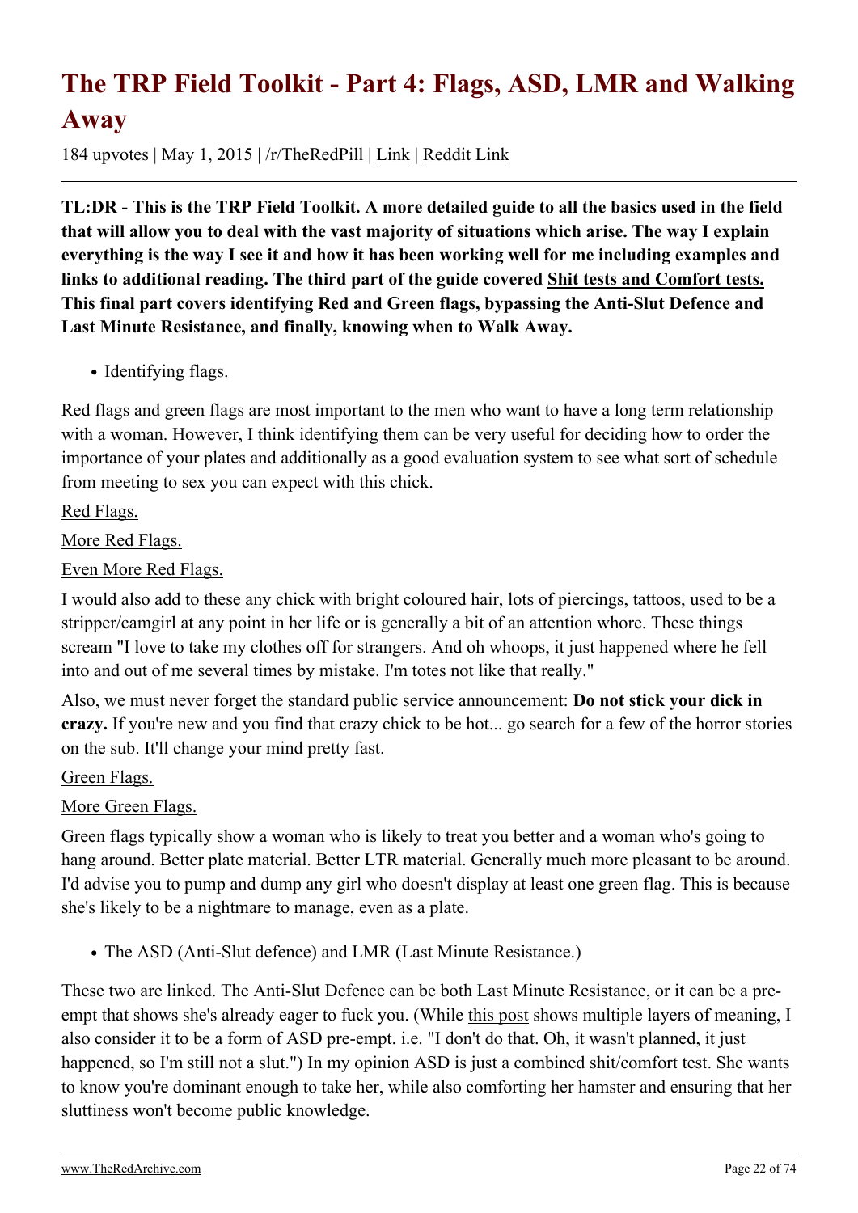# The TRP Field Toolkit - Part 4: Flags, ASD, LMR and Walking Away

184 upvotes | May 1, 2015 | /r/TheRedPill | Link | Reddit Link

**TL:DR - This is the TRP Field Toolkit. A more detailed guide to all the basics used in the field that will allow you to deal with the vast majority of situations which arise. The way I explain everything is the way I see it and how it has been working well for me including examples and links to additional reading. The third part of the guide covered Shit tests and Comfort tests. This final part covers identifying Red and Green flags, bypassing the Anti-Slut Defence and Last Minute Resistance, and finally, knowing when to Walk Away.**

- Identifying flags.

Red flags and green flags are most important to the men who want to have a long term relationship with a woman. However, I think identifying them can be very useful for deciding how to order the importance of your plates and additionally as a good evaluation system to see what sort of schedule from meeting to sex you can expect with this chick.

Red Flags.

More Red Flags.

Even More Red Flags.

I would also add to these any chick with bright coloured hair, lots of piercings, tattoos, used to be a stripper/camgirl at any point in her life or is generally a bit of an attention whore. These things scream "I love to take my clothes off for strangers. And oh whoops, it just happened where he fell into and out of me several times by mistake. I'm totes not like that really."

Also, we must never forget the standard public service announcement: **Do not stick your dick in crazy.** If you're new and you find that crazy chick to be hot... go search for a few of the horror stories on the sub. It'll change your mind pretty fast.

Green Flags.

More Green Flags.

Green flags typically show a woman who is likely to treat you better and a woman who's going to hang around. Better plate material. Better LTR material. Generally much more pleasant to be around. I'd advise you to pump and dump any girl who doesn't display at least one green flag. This is because she's likely to be a nightmare to manage, even as a plate.

- The ASD (Anti-Slut defence) and LMR (Last Minute Resistance.)

These two are linked. The Anti-Slut Defence can be both Last Minute Resistance, or it can be a pre-empt that shows she's already eager to fuck you. (While this post shows multiple layers of meaning, I also consider it to be a form of ASD pre-empt. i.e. "I don't do that. Oh, it wasn't planned, it just happened, so I'm still not a slut.") In my opinion ASD is just a combined shit/comfort test. She wants to know you're dominant enough to take her, while also comforting her hamster and ensuring that her sluttiness won't become public knowledge.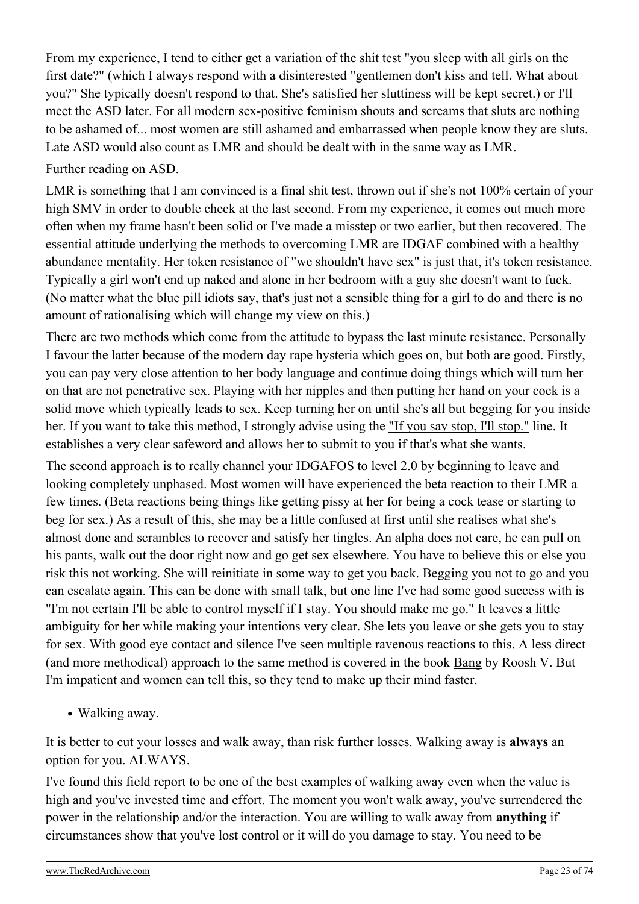From my experience, I tend to either get a variation of the shit test "you sleep with all girls on the first date?" (which I always respond with a disinterested "gentlemen don't kiss and tell. What about you?" She typically doesn't respond to that. She's satisfied her sluttiness will be kept secret.) or I'll meet the ASD later. For all modern sex-positive feminism shouts and screams that sluts are nothing to be ashamed of... most women are still ashamed and embarrassed when people know they are sluts. Late ASD would also count as LMR and should be dealt with in the same way as LMR.

Further reading on ASD.

LMR is something that I am convinced is a final shit test, thrown out if she's not 100% certain of your high SMV in order to double check at the last second. From my experience, it comes out much more often when my frame hasn't been solid or I've made a misstep or two earlier, but then recovered. The essential attitude underlying the methods to overcoming LMR are IDGAF combined with a healthy abundance mentality. Her token resistance of "we shouldn't have sex" is just that, it's token resistance. Typically a girl won't end up naked and alone in her bedroom with a guy she doesn't want to fuck. (No matter what the blue pill idiots say, that's just not a sensible thing for a girl to do and there is no amount of rationalising which will change my view on this.)

There are two methods which come from the attitude to bypass the last minute resistance. Personally I favour the latter because of the modern day rape hysteria which goes on, but both are good. Firstly, you can pay very close attention to her body language and continue doing things which will turn her on that are not penetrative sex. Playing with her nipples and then putting her hand on your cock is a solid move which typically leads to sex. Keep turning her on until she's all but begging for you inside her. If you want to take this method, I strongly advise using the "If you say stop, I'll stop." line. It establishes a very clear safeword and allows her to submit to you if that's what she wants.

The second approach is to really channel your IDGAFOS to level 2.0 by beginning to leave and looking completely unphased. Most women will have experienced the beta reaction to their LMR a few times. (Beta reactions being things like getting pissy at her for being a cock tease or starting to beg for sex.) As a result of this, she may be a little confused at first until she realises what she's almost done and scrambles to recover and satisfy her tingles. An alpha does not care, he can pull on his pants, walk out the door right now and go get sex elsewhere. You have to believe this or else you risk this not working. She will reinitiate in some way to get you back. Begging you not to go and you can escalate again. This can be done with small talk, but one line I've had some good success with is "I'm not certain I'll be able to control myself if I stay. You should make me go." It leaves a little ambiguity for her while making your intentions very clear. She lets you leave or she gets you to stay for sex. With good eye contact and silence I've seen multiple ravenous reactions to this. A less direct (and more methodical) approach to the same method is covered in the book Bang by Roosh V. But I'm impatient and women can tell this, so they tend to make up their mind faster.

- Walking away.

It is better to cut your losses and walk away, than risk further losses. Walking away is **always** an option for you. ALWAYS.

I've found this field report to be one of the best examples of walking away even when the value is high and you've invested time and effort. The moment you won't walk away, you've surrendered the power in the relationship and/or the interaction. You are willing to walk away from **anything** if circumstances show that you've lost control or it will do you damage to stay. You need to be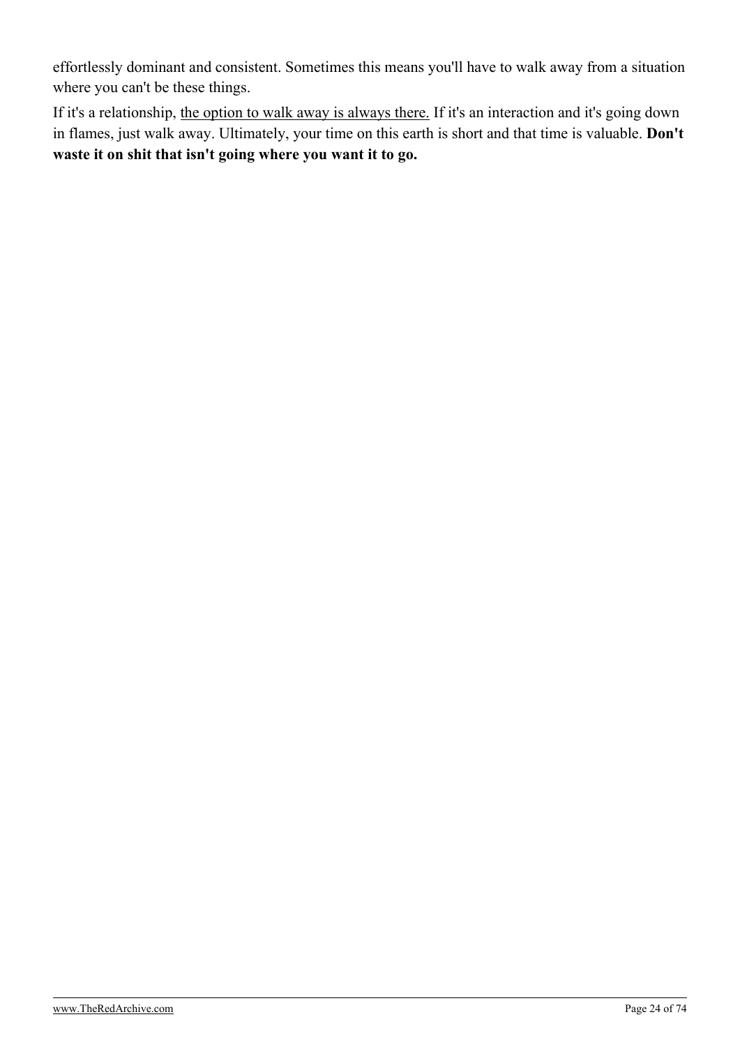effortlessly dominant and consistent. Sometimes this means you'll have to walk away from a situation where you can't be these things.

If it's a relationship, the option to walk away is always there. If it's an interaction and it's going down in flames, just walk away. Ultimately, your time on this earth is short and that time is valuable. **Don't waste it on shit that isn't going where you want it to go.**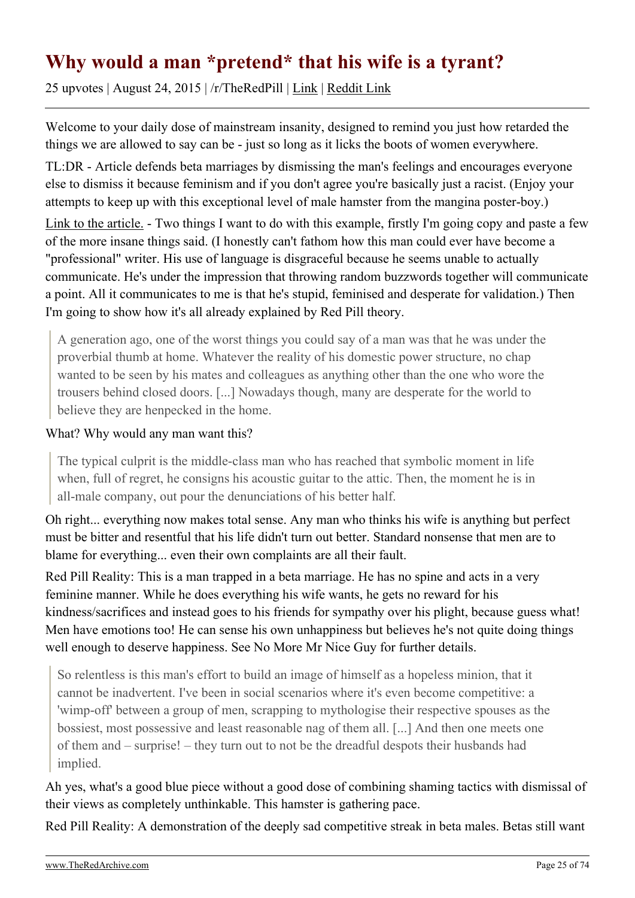# Why would a man *pretend* that his wife is a tyrant?

25 upvotes | August 24, 2015 | /r/TheRedPill | Link | Reddit Link

Welcome to your daily dose of mainstream insanity, designed to remind you just how retarded the things we are allowed to say can be - just so long as it licks the boots of women everywhere.

TL:DR - Article defends beta marriages by dismissing the man's feelings and encourages everyone else to dismiss it because feminism and if you don't agree you're basically just a racist. (Enjoy your attempts to keep up with this exceptional level of male hamster from the mangina poster-boy.)

Link to the article. - Two things I want to do with this example, firstly I'm going copy and paste a few of the more insane things said. (I honestly can't fathom how this man could ever have become a "professional" writer. His use of language is disgraceful because he seems unable to actually communicate. He's under the impression that throwing random buzzwords together will communicate a point. All it communicates to me is that he's stupid, feminised and desperate for validation.) Then I'm going to show how it's all already explained by Red Pill theory.

> A generation ago, one of the worst things you could say of a man was that he was under the proverbial thumb at home. Whatever the reality of his domestic power structure, no chap wanted to be seen by his mates and colleagues as anything other than the one who wore the trousers behind closed doors. [...] Nowadays though, many are desperate for the world to believe they are henpecked in the home.

What? Why would any man want this?

> The typical culprit is the middle-class man who has reached that symbolic moment in life when, full of regret, he consigns his acoustic guitar to the attic. Then, the moment he is in all-male company, out pour the denunciations of his better half.

Oh right... everything now makes total sense. Any man who thinks his wife is anything but perfect must be bitter and resentful that his life didn't turn out better. Standard nonsense that men are to blame for everything... even their own complaints are all their fault.

Red Pill Reality: This is a man trapped in a beta marriage. He has no spine and acts in a very feminine manner. While he does everything his wife wants, he gets no reward for his kindness/sacrifices and instead goes to his friends for sympathy over his plight, because guess what! Men have emotions too! He can sense his own unhappiness but believes he's not quite doing things well enough to deserve happiness. See No More Mr Nice Guy for further details.

> So relentless is this man's effort to build an image of himself as a hopeless minion, that it cannot be inadvertent. I've been in social scenarios where it's even become competitive: a 'wimp-off' between a group of men, scrapping to mythologise their respective spouses as the bossiest, most possessive and least reasonable nag of them all. [...] And then one meets one of them and – surprise! – they turn out to not be the dreadful despots their husbands had implied.

Ah yes, what's a good blue piece without a good dose of combining shaming tactics with dismissal of their views as completely unthinkable. This hamster is gathering pace.

Red Pill Reality: A demonstration of the deeply sad competitive streak in beta males. Betas still want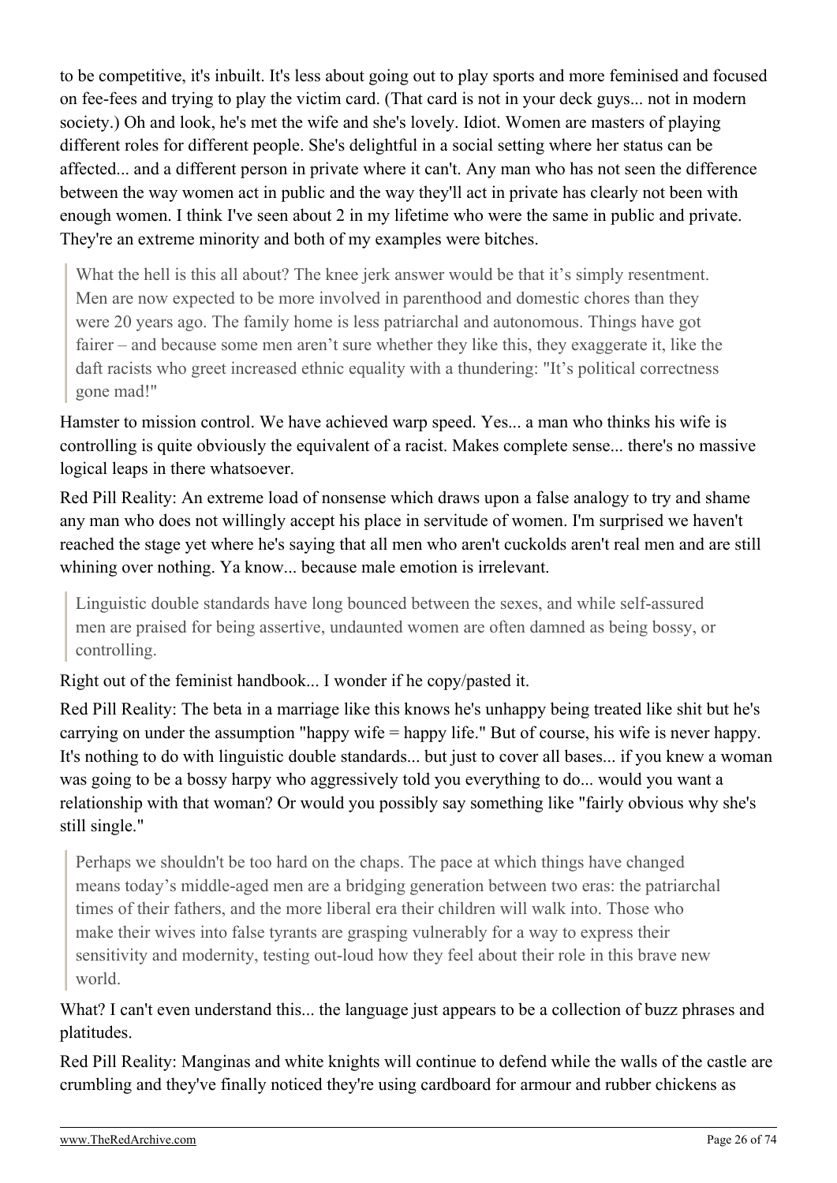to be competitive, it's inbuilt. It's less about going out to play sports and more feminised and focused on fee-fees and trying to play the victim card. (That card is not in your deck guys... not in modern society.) Oh and look, he's met the wife and she's lovely. Idiot. Women are masters of playing different roles for different people. She's delightful in a social setting where her status can be affected... and a different person in private where it can't. Any man who has not seen the difference between the way women act in public and the way they'll act in private has clearly not been with enough women. I think I've seen about 2 in my lifetime who were the same in public and private. They're an extreme minority and both of my examples were bitches.

> What the hell is this all about? The knee jerk answer would be that it's simply resentment. Men are now expected to be more involved in parenthood and domestic chores than they were 20 years ago. The family home is less patriarchal and autonomous. Things have got fairer – and because some men aren't sure whether they like this, they exaggerate it, like the daft racists who greet increased ethnic equality with a thundering: "It's political correctness gone mad!"

Hamster to mission control. We have achieved warp speed. Yes... a man who thinks his wife is controlling is quite obviously the equivalent of a racist. Makes complete sense... there's no massive logical leaps in there whatsoever.

Red Pill Reality: An extreme load of nonsense which draws upon a false analogy to try and shame any man who does not willingly accept his place in servitude of women. I'm surprised we haven't reached the stage yet where he's saying that all men who aren't cuckolds aren't real men and are still whining over nothing. Ya know... because male emotion is irrelevant.

> Linguistic double standards have long bounced between the sexes, and while self-assured men are praised for being assertive, undaunted women are often damned as being bossy, or controlling.

Right out of the feminist handbook... I wonder if he copy/pasted it.

Red Pill Reality: The beta in a marriage like this knows he's unhappy being treated like shit but he's carrying on under the assumption "happy wife = happy life." But of course, his wife is never happy. It's nothing to do with linguistic double standards... but just to cover all bases... if you knew a woman was going to be a bossy harpy who aggressively told you everything to do... would you want a relationship with that woman? Or would you possibly say something like "fairly obvious why she's still single."

> Perhaps we shouldn't be too hard on the chaps. The pace at which things have changed means today's middle-aged men are a bridging generation between two eras: the patriarchal times of their fathers, and the more liberal era their children will walk into. Those who make their wives into false tyrants are grasping vulnerably for a way to express their sensitivity and modernity, testing out-loud how they feel about their role in this brave new world.

What? I can't even understand this... the language just appears to be a collection of buzz phrases and platitudes.

Red Pill Reality: Manginas and white knights will continue to defend while the walls of the castle are crumbling and they've finally noticed they're using cardboard for armour and rubber chickens as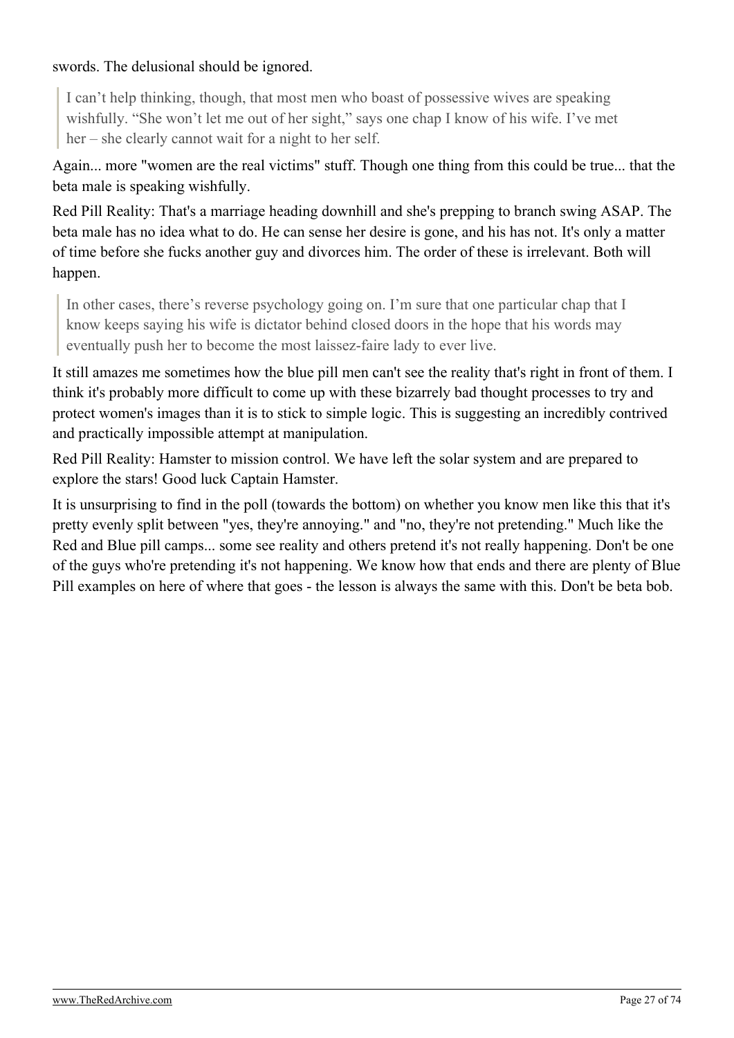swords. The delusional should be ignored.

> I can't help thinking, though, that most men who boast of possessive wives are speaking wishfully. "She won't let me out of her sight," says one chap I know of his wife. I've met her – she clearly cannot wait for a night to her self.

Again... more "women are the real victims" stuff. Though one thing from this could be true... that the beta male is speaking wishfully.

Red Pill Reality: That's a marriage heading downhill and she's prepping to branch swing ASAP. The beta male has no idea what to do. He can sense her desire is gone, and his has not. It's only a matter of time before she fucks another guy and divorces him. The order of these is irrelevant. Both will happen.

> In other cases, there's reverse psychology going on. I'm sure that one particular chap that I know keeps saying his wife is dictator behind closed doors in the hope that his words may eventually push her to become the most laissez-faire lady to ever live.

It still amazes me sometimes how the blue pill men can't see the reality that's right in front of them. I think it's probably more difficult to come up with these bizarrely bad thought processes to try and protect women's images than it is to stick to simple logic. This is suggesting an incredibly contrived and practically impossible attempt at manipulation.

Red Pill Reality: Hamster to mission control. We have left the solar system and are prepared to explore the stars! Good luck Captain Hamster.

It is unsurprising to find in the poll (towards the bottom) on whether you know men like this that it's pretty evenly split between "yes, they're annoying." and "no, they're not pretending." Much like the Red and Blue pill camps... some see reality and others pretend it's not really happening. Don't be one of the guys who're pretending it's not happening. We know how that ends and there are plenty of Blue Pill examples on here of where that goes - the lesson is always the same with this. Don't be beta bob.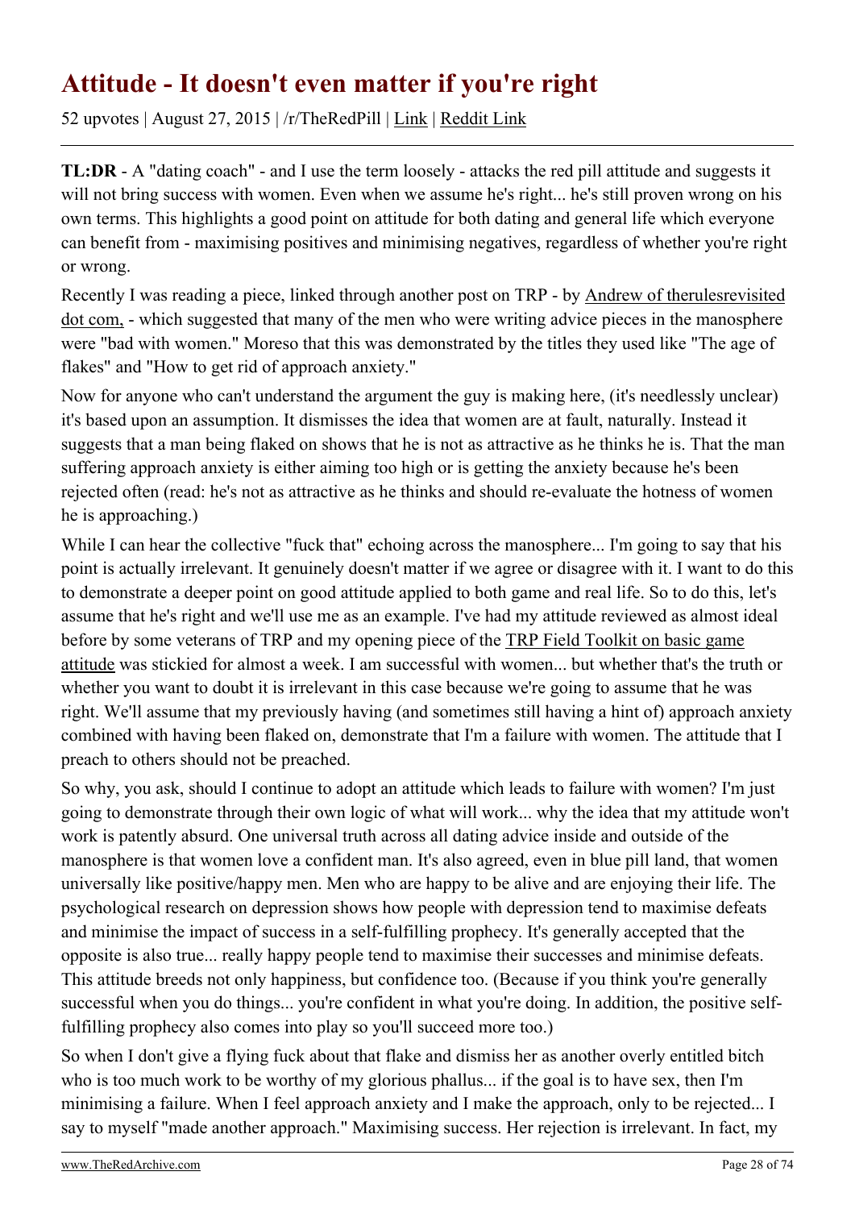# Attitude - It doesn't even matter if you're right

52 upvotes | August 27, 2015 | /r/TheRedPill | Link | Reddit Link

**TL:DR** - A "dating coach" - and I use the term loosely - attacks the red pill attitude and suggests it will not bring success with women. Even when we assume he's right... he's still proven wrong on his own terms. This highlights a good point on attitude for both dating and general life which everyone can benefit from - maximising positives and minimising negatives, regardless of whether you're right or wrong.

Recently I was reading a piece, linked through another post on TRP - by Andrew of therulesrevisited dot com, - which suggested that many of the men who were writing advice pieces in the manosphere were "bad with women." Moreso that this was demonstrated by the titles they used like "The age of flakes" and "How to get rid of approach anxiety."

Now for anyone who can't understand the argument the guy is making here, (it's needlessly unclear) it's based upon an assumption. It dismisses the idea that women are at fault, naturally. Instead it suggests that a man being flaked on shows that he is not as attractive as he thinks he is. That the man suffering approach anxiety is either aiming too high or is getting the anxiety because he's been rejected often (read: he's not as attractive as he thinks and should re-evaluate the hotness of women he is approaching.)

While I can hear the collective "fuck that" echoing across the manosphere... I'm going to say that his point is actually irrelevant. It genuinely doesn't matter if we agree or disagree with it. I want to do this to demonstrate a deeper point on good attitude applied to both game and real life. So to do this, let's assume that he's right and we'll use me as an example. I've had my attitude reviewed as almost ideal before by some veterans of TRP and my opening piece of the TRP Field Toolkit on basic game attitude was stickied for almost a week. I am successful with women... but whether that's the truth or whether you want to doubt it is irrelevant in this case because we're going to assume that he was right. We'll assume that my previously having (and sometimes still having a hint of) approach anxiety combined with having been flaked on, demonstrate that I'm a failure with women. The attitude that I preach to others should not be preached.

So why, you ask, should I continue to adopt an attitude which leads to failure with women? I'm just going to demonstrate through their own logic of what will work... why the idea that my attitude won't work is patently absurd. One universal truth across all dating advice inside and outside of the manosphere is that women love a confident man. It's also agreed, even in blue pill land, that women universally like positive/happy men. Men who are happy to be alive and are enjoying their life. The psychological research on depression shows how people with depression tend to maximise defeats and minimise the impact of success in a self-fulfilling prophecy. It's generally accepted that the opposite is also true... really happy people tend to maximise their successes and minimise defeats. This attitude breeds not only happiness, but confidence too. (Because if you think you're generally successful when you do things... you're confident in what you're doing. In addition, the positive self-fulfilling prophecy also comes into play so you'll succeed more too.)

So when I don't give a flying fuck about that flake and dismiss her as another overly entitled bitch who is too much work to be worthy of my glorious phallus... if the goal is to have sex, then I'm minimising a failure. When I feel approach anxiety and I make the approach, only to be rejected... I say to myself "made another approach." Maximising success. Her rejection is irrelevant. In fact, my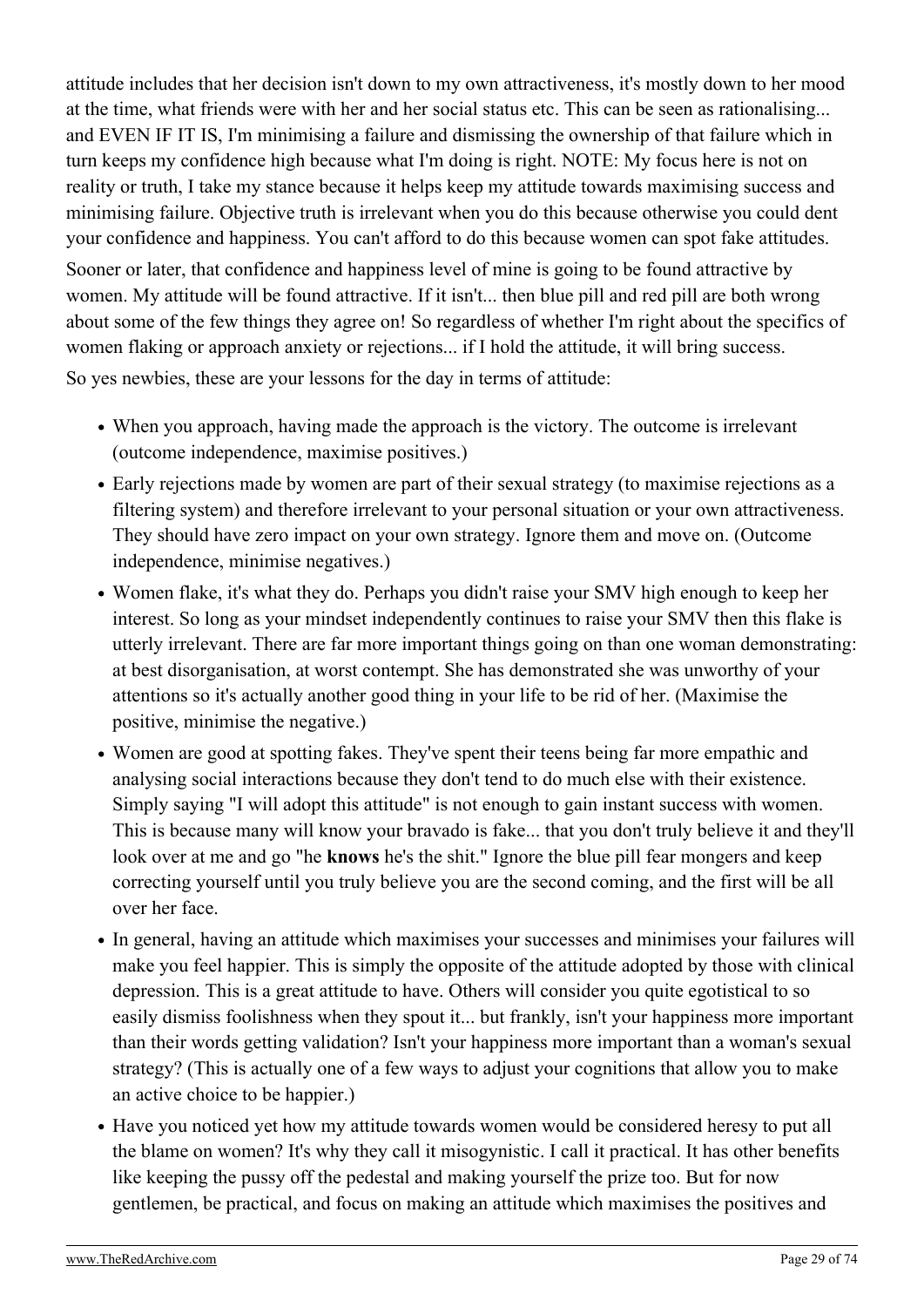attitude includes that her decision isn't down to my own attractiveness, it's mostly down to her mood at the time, what friends were with her and her social status etc. This can be seen as rationalising... and EVEN IF IT IS, I'm minimising a failure and dismissing the ownership of that failure which in turn keeps my confidence high because what I'm doing is right. NOTE: My focus here is not on reality or truth, I take my stance because it helps keep my attitude towards maximising success and minimising failure. Objective truth is irrelevant when you do this because otherwise you could dent your confidence and happiness. You can't afford to do this because women can spot fake attitudes.

Sooner or later, that confidence and happiness level of mine is going to be found attractive by women. My attitude will be found attractive. If it isn't... then blue pill and red pill are both wrong about some of the few things they agree on! So regardless of whether I'm right about the specifics of women flaking or approach anxiety or rejections... if I hold the attitude, it will bring success.

So yes newbies, these are your lessons for the day in terms of attitude:

- When you approach, having made the approach is the victory. The outcome is irrelevant (outcome independence, maximise positives.)
- Early rejections made by women are part of their sexual strategy (to maximise rejections as a filtering system) and therefore irrelevant to your personal situation or your own attractiveness. They should have zero impact on your own strategy. Ignore them and move on. (Outcome independence, minimise negatives.)
- Women flake, it's what they do. Perhaps you didn't raise your SMV high enough to keep her interest. So long as your mindset independently continues to raise your SMV then this flake is utterly irrelevant. There are far more important things going on than one woman demonstrating: at best disorganisation, at worst contempt. She has demonstrated she was unworthy of your attentions so it's actually another good thing in your life to be rid of her. (Maximise the positive, minimise the negative.)
- Women are good at spotting fakes. They've spent their teens being far more empathic and analysing social interactions because they don't tend to do much else with their existence. Simply saying "I will adopt this attitude" is not enough to gain instant success with women. This is because many will know your bravado is fake... that you don't truly believe it and they'll look over at me and go "he **knows** he's the shit." Ignore the blue pill fear mongers and keep correcting yourself until you truly believe you are the second coming, and the first will be all over her face.
- In general, having an attitude which maximises your successes and minimises your failures will make you feel happier. This is simply the opposite of the attitude adopted by those with clinical depression. This is a great attitude to have. Others will consider you quite egotistical to so easily dismiss foolishness when they spout it... but frankly, isn't your happiness more important than their words getting validation? Isn't your happiness more important than a woman's sexual strategy? (This is actually one of a few ways to adjust your cognitions that allow you to make an active choice to be happier.)
- Have you noticed yet how my attitude towards women would be considered heresy to put all the blame on women? It's why they call it misogynistic. I call it practical. It has other benefits like keeping the pussy off the pedestal and making yourself the prize too. But for now gentlemen, be practical, and focus on making an attitude which maximises the positives and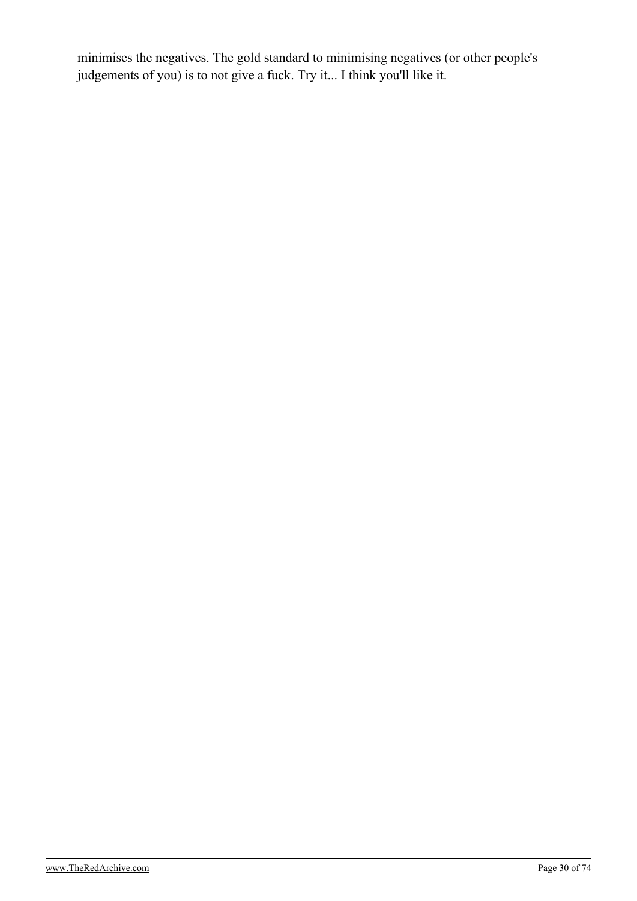minimises the negatives. The gold standard to minimising negatives (or other people's judgements of you) is to not give a fuck. Try it... I think you'll like it.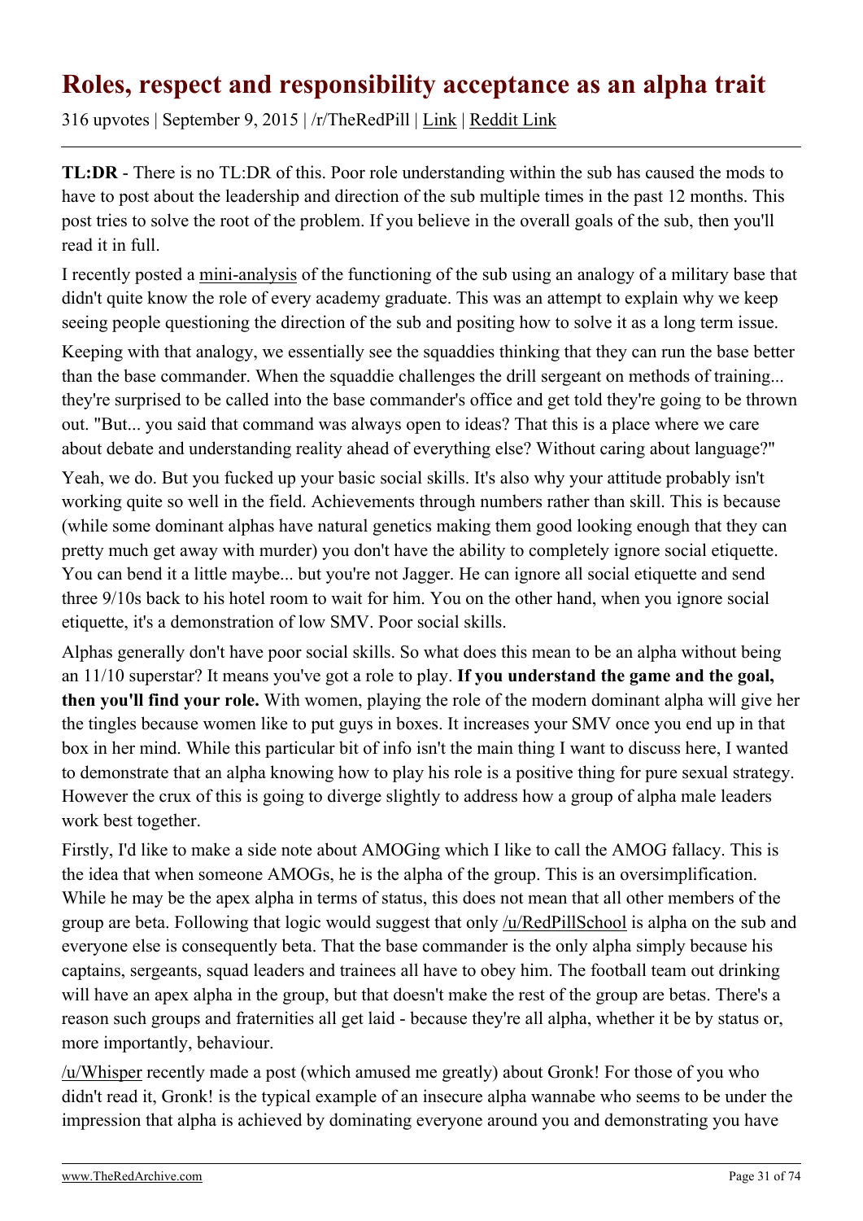# Roles, respect and responsibility acceptance as an alpha trait

316 upvotes | September 9, 2015 | /r/TheRedPill | Link | Reddit Link

**TL:DR** - There is no TL:DR of this. Poor role understanding within the sub has caused the mods to have to post about the leadership and direction of the sub multiple times in the past 12 months. This post tries to solve the root of the problem. If you believe in the overall goals of the sub, then you'll read it in full.

I recently posted a mini-analysis of the functioning of the sub using an analogy of a military base that didn't quite know the role of every academy graduate. This was an attempt to explain why we keep seeing people questioning the direction of the sub and positing how to solve it as a long term issue.

Keeping with that analogy, we essentially see the squaddies thinking that they can run the base better than the base commander. When the squaddie challenges the drill sergeant on methods of training... they're surprised to be called into the base commander's office and get told they're going to be thrown out. "But... you said that command was always open to ideas? That this is a place where we care about debate and understanding reality ahead of everything else? Without caring about language?"

Yeah, we do. But you fucked up your basic social skills. It's also why your attitude probably isn't working quite so well in the field. Achievements through numbers rather than skill. This is because (while some dominant alphas have natural genetics making them good looking enough that they can pretty much get away with murder) you don't have the ability to completely ignore social etiquette. You can bend it a little maybe... but you're not Jagger. He can ignore all social etiquette and send three 9/10s back to his hotel room to wait for him. You on the other hand, when you ignore social etiquette, it's a demonstration of low SMV. Poor social skills.

Alphas generally don't have poor social skills. So what does this mean to be an alpha without being an 11/10 superstar? It means you've got a role to play. **If you understand the game and the goal, then you'll find your role.** With women, playing the role of the modern dominant alpha will give her the tingles because women like to put guys in boxes. It increases your SMV once you end up in that box in her mind. While this particular bit of info isn't the main thing I want to discuss here, I wanted to demonstrate that an alpha knowing how to play his role is a positive thing for pure sexual strategy. However the crux of this is going to diverge slightly to address how a group of alpha male leaders work best together.

Firstly, I'd like to make a side note about AMOGing which I like to call the AMOG fallacy. This is the idea that when someone AMOGs, he is the alpha of the group. This is an oversimplification. While he may be the apex alpha in terms of status, this does not mean that all other members of the group are beta. Following that logic would suggest that only /u/RedPillSchool is alpha on the sub and everyone else is consequently beta. That the base commander is the only alpha simply because his captains, sergeants, squad leaders and trainees all have to obey him. The football team out drinking will have an apex alpha in the group, but that doesn't make the rest of the group are betas. There's a reason such groups and fraternities all get laid - because they're all alpha, whether it be by status or, more importantly, behaviour.

/u/Whisper recently made a post (which amused me greatly) about Gronk! For those of you who didn't read it, Gronk! is the typical example of an insecure alpha wannabe who seems to be under the impression that alpha is achieved by dominating everyone around you and demonstrating you have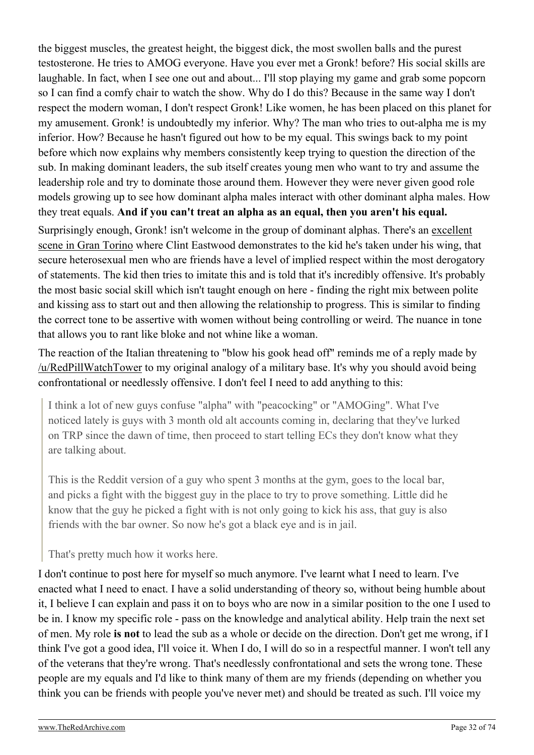the biggest muscles, the greatest height, the biggest dick, the most swollen balls and the purest testosterone. He tries to AMOG everyone. Have you ever met a Gronk! before? His social skills are laughable. In fact, when I see one out and about... I'll stop playing my game and grab some popcorn so I can find a comfy chair to watch the show. Why do I do this? Because in the same way I don't respect the modern woman, I don't respect Gronk! Like women, he has been placed on this planet for my amusement. Gronk! is undoubtedly my inferior. Why? The man who tries to out-alpha me is my inferior. How? Because he hasn't figured out how to be my equal. This swings back to my point before which now explains why members consistently keep trying to question the direction of the sub. In making dominant leaders, the sub itself creates young men who want to try and assume the leadership role and try to dominate those around them. However they were never given good role models growing up to see how dominant alpha males interact with other dominant alpha males. How they treat equals. **And if you can't treat an alpha as an equal, then you aren't his equal.**

Surprisingly enough, Gronk! isn't welcome in the group of dominant alphas. There's an excellent scene in Gran Torino where Clint Eastwood demonstrates to the kid he's taken under his wing, that secure heterosexual men who are friends have a level of implied respect within the most derogatory of statements. The kid then tries to imitate this and is told that it's incredibly offensive. It's probably the most basic social skill which isn't taught enough on here - finding the right mix between polite and kissing ass to start out and then allowing the relationship to progress. This is similar to finding the correct tone to be assertive with women without being controlling or weird. The nuance in tone that allows you to rant like bloke and not whine like a woman.

The reaction of the Italian threatening to "blow his gook head off" reminds me of a reply made by /u/RedPillWatchTower to my original analogy of a military base. It's why you should avoid being confrontational or needlessly offensive. I don't feel I need to add anything to this:

> I think a lot of new guys confuse "alpha" with "peacocking" or "AMOGing". What I've noticed lately is guys with 3 month old alt accounts coming in, declaring that they've lurked on TRP since the dawn of time, then proceed to start telling ECs they don't know what they are talking about.
>
> This is the Reddit version of a guy who spent 3 months at the gym, goes to the local bar, and picks a fight with the biggest guy in the place to try to prove something. Little did he know that the guy he picked a fight with is not only going to kick his ass, that guy is also friends with the bar owner. So now he's got a black eye and is in jail.
>
> That's pretty much how it works here.

I don't continue to post here for myself so much anymore. I've learnt what I need to learn. I've enacted what I need to enact. I have a solid understanding of theory so, without being humble about it, I believe I can explain and pass it on to boys who are now in a similar position to the one I used to be in. I know my specific role - pass on the knowledge and analytical ability. Help train the next set of men. My role **is not** to lead the sub as a whole or decide on the direction. Don't get me wrong, if I think I've got a good idea, I'll voice it. When I do, I will do so in a respectful manner. I won't tell any of the veterans that they're wrong. That's needlessly confrontational and sets the wrong tone. These people are my equals and I'd like to think many of them are my friends (depending on whether you think you can be friends with people you've never met) and should be treated as such. I'll voice my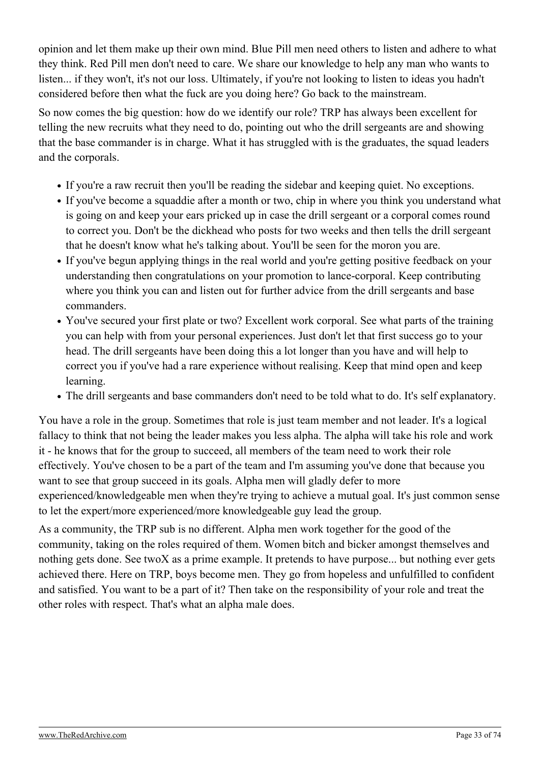opinion and let them make up their own mind. Blue Pill men need others to listen and adhere to what they think. Red Pill men don't need to care. We share our knowledge to help any man who wants to listen... if they won't, it's not our loss. Ultimately, if you're not looking to listen to ideas you hadn't considered before then what the fuck are you doing here? Go back to the mainstream.

So now comes the big question: how do we identify our role? TRP has always been excellent for telling the new recruits what they need to do, pointing out who the drill sergeants are and showing that the base commander is in charge. What it has struggled with is the graduates, the squad leaders and the corporals.

- If you're a raw recruit then you'll be reading the sidebar and keeping quiet. No exceptions.
- If you've become a squaddie after a month or two, chip in where you think you understand what is going on and keep your ears pricked up in case the drill sergeant or a corporal comes round to correct you. Don't be the dickhead who posts for two weeks and then tells the drill sergeant that he doesn't know what he's talking about. You'll be seen for the moron you are.
- If you've begun applying things in the real world and you're getting positive feedback on your understanding then congratulations on your promotion to lance-corporal. Keep contributing where you think you can and listen out for further advice from the drill sergeants and base commanders.
- You've secured your first plate or two? Excellent work corporal. See what parts of the training you can help with from your personal experiences. Just don't let that first success go to your head. The drill sergeants have been doing this a lot longer than you have and will help to correct you if you've had a rare experience without realising. Keep that mind open and keep learning.
- The drill sergeants and base commanders don't need to be told what to do. It's self explanatory.

You have a role in the group. Sometimes that role is just team member and not leader. It's a logical fallacy to think that not being the leader makes you less alpha. The alpha will take his role and work it - he knows that for the group to succeed, all members of the team need to work their role effectively. You've chosen to be a part of the team and I'm assuming you've done that because you want to see that group succeed in its goals. Alpha men will gladly defer to more experienced/knowledgeable men when they're trying to achieve a mutual goal. It's just common sense to let the expert/more experienced/more knowledgeable guy lead the group.

As a community, the TRP sub is no different. Alpha men work together for the good of the community, taking on the roles required of them. Women bitch and bicker amongst themselves and nothing gets done. See twoX as a prime example. It pretends to have purpose... but nothing ever gets achieved there. Here on TRP, boys become men. They go from hopeless and unfulfilled to confident and satisfied. You want to be a part of it? Then take on the responsibility of your role and treat the other roles with respect. That's what an alpha male does.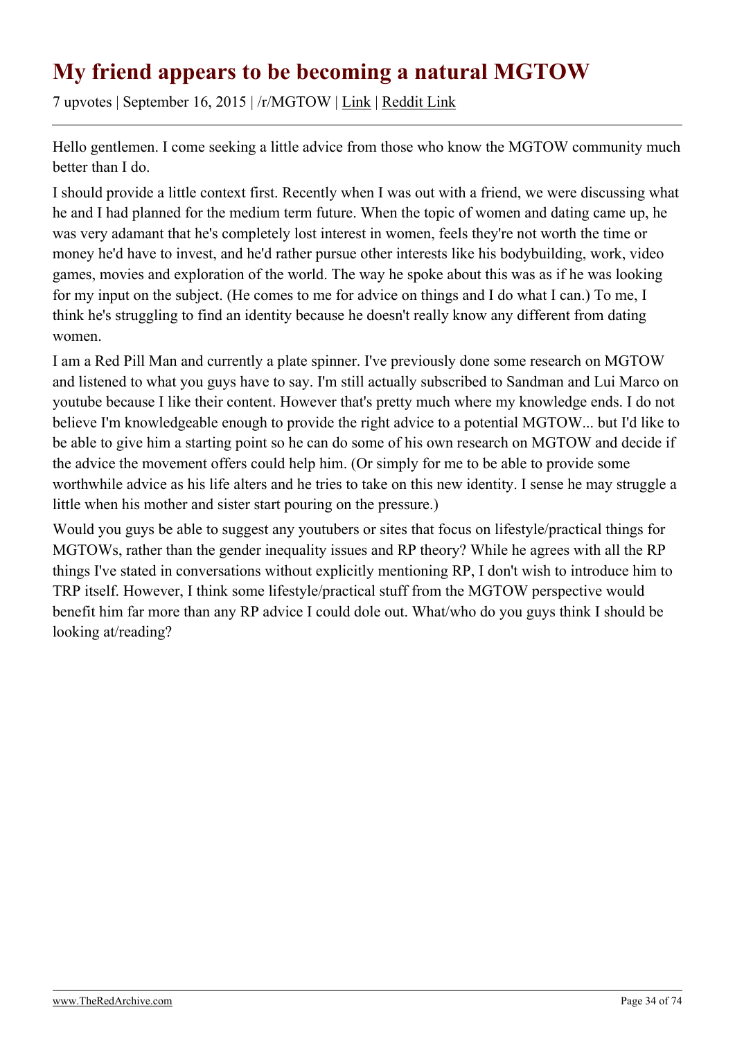# My friend appears to be becoming a natural MGTOW

7 upvotes | September 16, 2015 | /r/MGTOW | Link | Reddit Link

---

Hello gentlemen. I come seeking a little advice from those who know the MGTOW community much better than I do.

I should provide a little context first. Recently when I was out with a friend, we were discussing what he and I had planned for the medium term future. When the topic of women and dating came up, he was very adamant that he's completely lost interest in women, feels they're not worth the time or money he'd have to invest, and he'd rather pursue other interests like his bodybuilding, work, video games, movies and exploration of the world. The way he spoke about this was as if he was looking for my input on the subject. (He comes to me for advice on things and I do what I can.) To me, I think he's struggling to find an identity because he doesn't really know any different from dating women.

I am a Red Pill Man and currently a plate spinner. I've previously done some research on MGTOW and listened to what you guys have to say. I'm still actually subscribed to Sandman and Lui Marco on youtube because I like their content. However that's pretty much where my knowledge ends. I do not believe I'm knowledgeable enough to provide the right advice to a potential MGTOW... but I'd like to be able to give him a starting point so he can do some of his own research on MGTOW and decide if the advice the movement offers could help him. (Or simply for me to be able to provide some worthwhile advice as his life alters and he tries to take on this new identity. I sense he may struggle a little when his mother and sister start pouring on the pressure.)

Would you guys be able to suggest any youtubers or sites that focus on lifestyle/practical things for MGTOWs, rather than the gender inequality issues and RP theory? While he agrees with all the RP things I've stated in conversations without explicitly mentioning RP, I don't wish to introduce him to TRP itself. However, I think some lifestyle/practical stuff from the MGTOW perspective would benefit him far more than any RP advice I could dole out. What/who do you guys think I should be looking at/reading?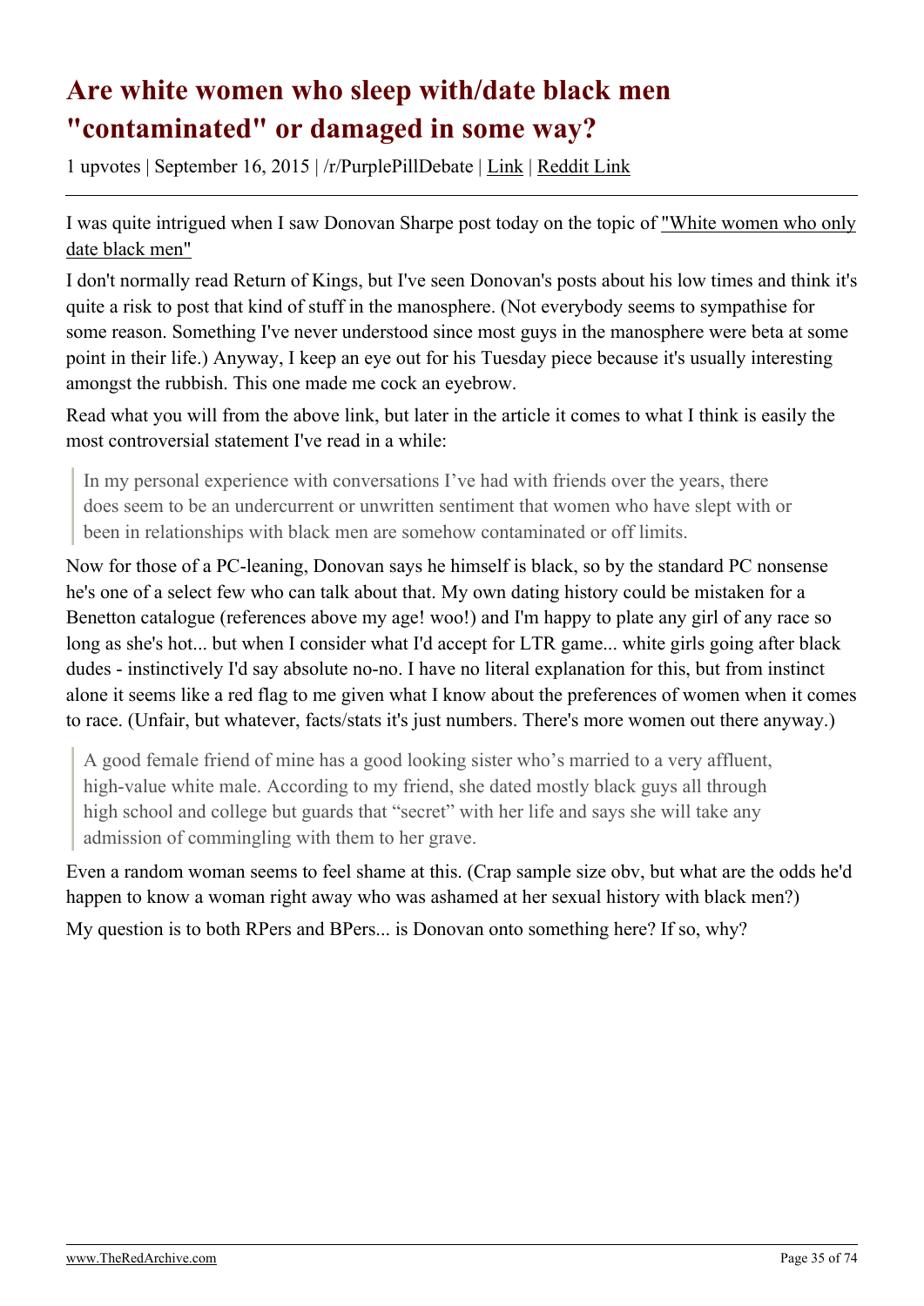# Are white women who sleep with/date black men "contaminated" or damaged in some way?

1 upvotes | September 16, 2015 | /r/PurplePillDebate | Link | Reddit Link

I was quite intrigued when I saw Donovan Sharpe post today on the topic of "White women who only date black men"

I don't normally read Return of Kings, but I've seen Donovan's posts about his low times and think it's quite a risk to post that kind of stuff in the manosphere. (Not everybody seems to sympathise for some reason. Something I've never understood since most guys in the manosphere were beta at some point in their life.) Anyway, I keep an eye out for his Tuesday piece because it's usually interesting amongst the rubbish. This one made me cock an eyebrow.

Read what you will from the above link, but later in the article it comes to what I think is easily the most controversial statement I've read in a while:

> In my personal experience with conversations I've had with friends over the years, there does seem to be an undercurrent or unwritten sentiment that women who have slept with or been in relationships with black men are somehow contaminated or off limits.

Now for those of a PC-leaning, Donovan says he himself is black, so by the standard PC nonsense he's one of a select few who can talk about that. My own dating history could be mistaken for a Benetton catalogue (references above my age! woo!) and I'm happy to plate any girl of any race so long as she's hot... but when I consider what I'd accept for LTR game... white girls going after black dudes - instinctively I'd say absolute no-no. I have no literal explanation for this, but from instinct alone it seems like a red flag to me given what I know about the preferences of women when it comes to race. (Unfair, but whatever, facts/stats it's just numbers. There's more women out there anyway.)

> A good female friend of mine has a good looking sister who's married to a very affluent, high-value white male. According to my friend, she dated mostly black guys all through high school and college but guards that "secret" with her life and says she will take any admission of commingling with them to her grave.

Even a random woman seems to feel shame at this. (Crap sample size obv, but what are the odds he'd happen to know a woman right away who was ashamed at her sexual history with black men?)

My question is to both RPers and BPers... is Donovan onto something here? If so, why?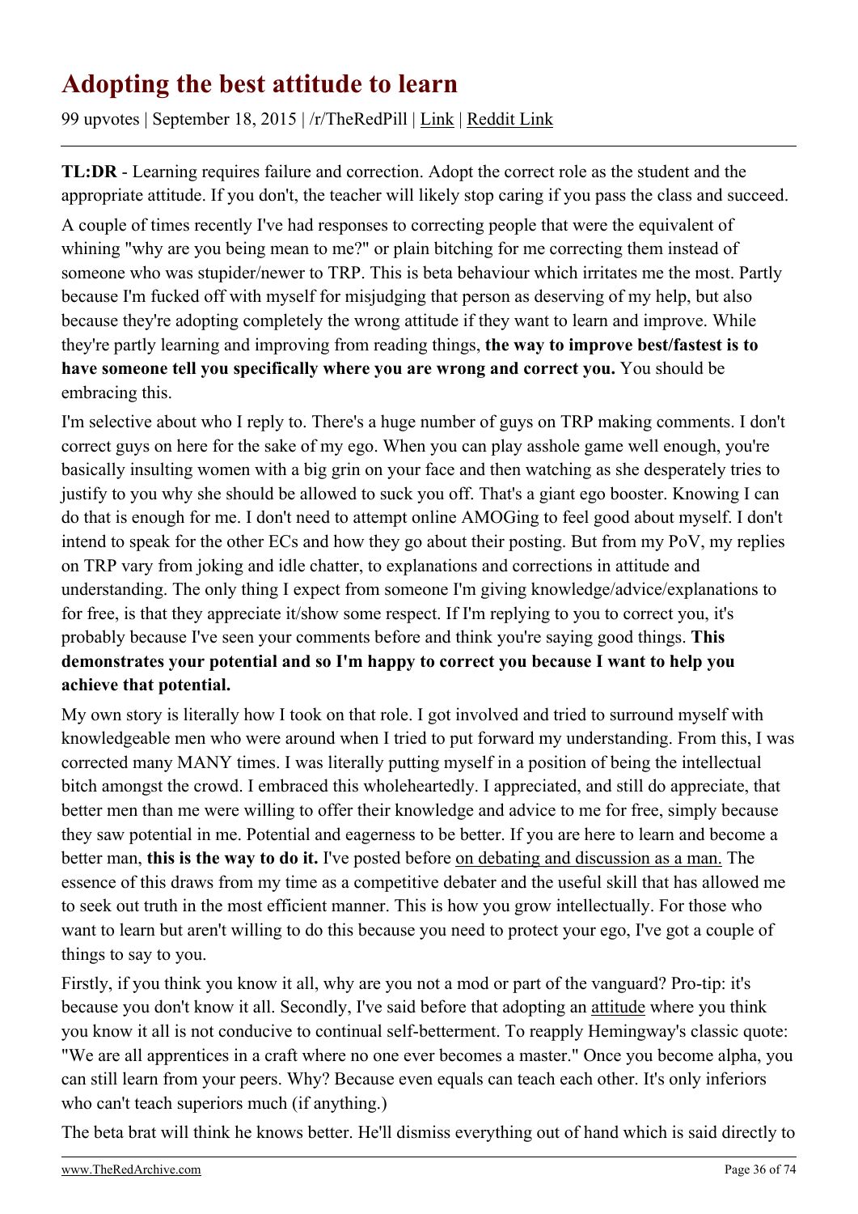# Adopting the best attitude to learn

99 upvotes | September 18, 2015 | /r/TheRedPill | Link | Reddit Link

**TL:DR** - Learning requires failure and correction. Adopt the correct role as the student and the appropriate attitude. If you don't, the teacher will likely stop caring if you pass the class and succeed.

A couple of times recently I've had responses to correcting people that were the equivalent of whining "why are you being mean to me?" or plain bitching for me correcting them instead of someone who was stupider/newer to TRP. This is beta behaviour which irritates me the most. Partly because I'm fucked off with myself for misjudging that person as deserving of my help, but also because they're adopting completely the wrong attitude if they want to learn and improve. While they're partly learning and improving from reading things, **the way to improve best/fastest is to have someone tell you specifically where you are wrong and correct you.** You should be embracing this.

I'm selective about who I reply to. There's a huge number of guys on TRP making comments. I don't correct guys on here for the sake of my ego. When you can play asshole game well enough, you're basically insulting women with a big grin on your face and then watching as she desperately tries to justify to you why she should be allowed to suck you off. That's a giant ego booster. Knowing I can do that is enough for me. I don't need to attempt online AMOGing to feel good about myself. I don't intend to speak for the other ECs and how they go about their posting. But from my PoV, my replies on TRP vary from joking and idle chatter, to explanations and corrections in attitude and understanding. The only thing I expect from someone I'm giving knowledge/advice/explanations to for free, is that they appreciate it/show some respect. If I'm replying to you to correct you, it's probably because I've seen your comments before and think you're saying good things. **This demonstrates your potential and so I'm happy to correct you because I want to help you achieve that potential.**

My own story is literally how I took on that role. I got involved and tried to surround myself with knowledgeable men who were around when I tried to put forward my understanding. From this, I was corrected many MANY times. I was literally putting myself in a position of being the intellectual bitch amongst the crowd. I embraced this wholeheartedly. I appreciated, and still do appreciate, that better men than me were willing to offer their knowledge and advice to me for free, simply because they saw potential in me. Potential and eagerness to be better. If you are here to learn and become a better man, **this is the way to do it.** I've posted before on debating and discussion as a man. The essence of this draws from my time as a competitive debater and the useful skill that has allowed me to seek out truth in the most efficient manner. This is how you grow intellectually. For those who want to learn but aren't willing to do this because you need to protect your ego, I've got a couple of things to say to you.

Firstly, if you think you know it all, why are you not a mod or part of the vanguard? Pro-tip: it's because you don't know it all. Secondly, I've said before that adopting an attitude where you think you know it all is not conducive to continual self-betterment. To reapply Hemingway's classic quote: "We are all apprentices in a craft where no one ever becomes a master." Once you become alpha, you can still learn from your peers. Why? Because even equals can teach each other. It's only inferiors who can't teach superiors much (if anything.)

The beta brat will think he knows better. He'll dismiss everything out of hand which is said directly to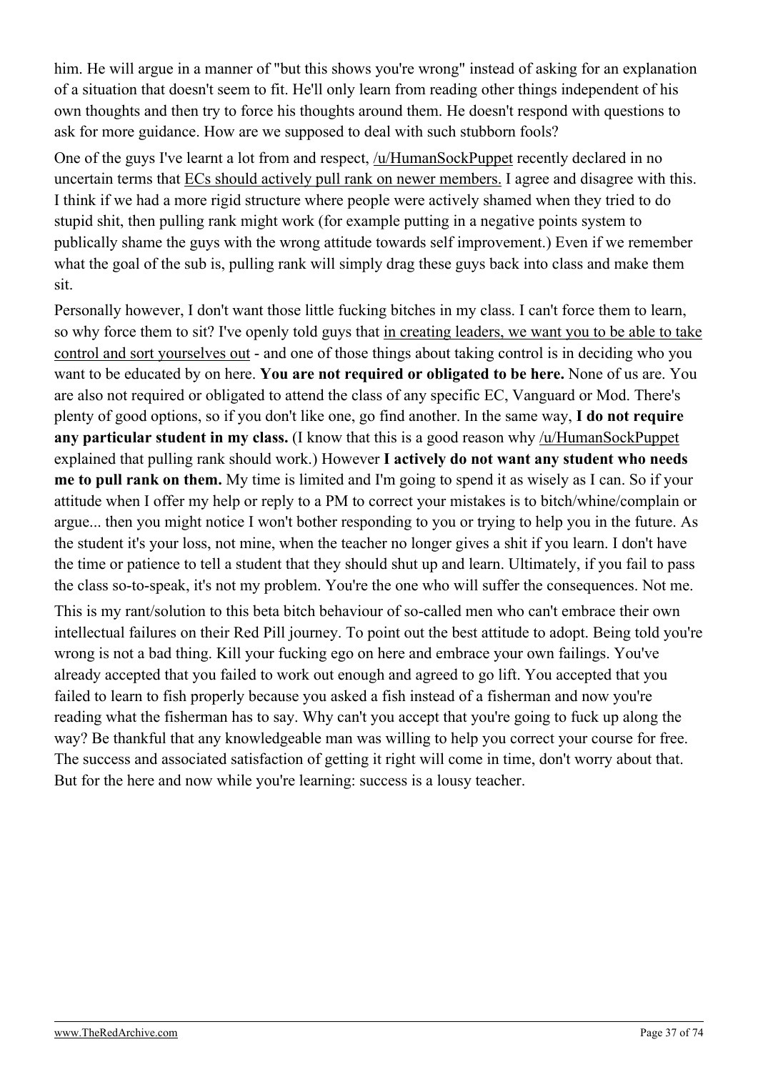him. He will argue in a manner of "but this shows you're wrong" instead of asking for an explanation of a situation that doesn't seem to fit. He'll only learn from reading other things independent of his own thoughts and then try to force his thoughts around them. He doesn't respond with questions to ask for more guidance. How are we supposed to deal with such stubborn fools?

One of the guys I've learnt a lot from and respect, /u/HumanSockPuppet recently declared in no uncertain terms that ECs should actively pull rank on newer members. I agree and disagree with this. I think if we had a more rigid structure where people were actively shamed when they tried to do stupid shit, then pulling rank might work (for example putting in a negative points system to publically shame the guys with the wrong attitude towards self improvement.) Even if we remember what the goal of the sub is, pulling rank will simply drag these guys back into class and make them sit.

Personally however, I don't want those little fucking bitches in my class. I can't force them to learn, so why force them to sit? I've openly told guys that in creating leaders, we want you to be able to take control and sort yourselves out - and one of those things about taking control is in deciding who you want to be educated by on here. **You are not required or obligated to be here.** None of us are. You are also not required or obligated to attend the class of any specific EC, Vanguard or Mod. There's plenty of good options, so if you don't like one, go find another. In the same way, **I do not require any particular student in my class.** (I know that this is a good reason why /u/HumanSockPuppet explained that pulling rank should work.) However **I actively do not want any student who needs me to pull rank on them.** My time is limited and I'm going to spend it as wisely as I can. So if your attitude when I offer my help or reply to a PM to correct your mistakes is to bitch/whine/complain or argue... then you might notice I won't bother responding to you or trying to help you in the future. As the student it's your loss, not mine, when the teacher no longer gives a shit if you learn. I don't have the time or patience to tell a student that they should shut up and learn. Ultimately, if you fail to pass the class so-to-speak, it's not my problem. You're the one who will suffer the consequences. Not me.

This is my rant/solution to this beta bitch behaviour of so-called men who can't embrace their own intellectual failures on their Red Pill journey. To point out the best attitude to adopt. Being told you're wrong is not a bad thing. Kill your fucking ego on here and embrace your own failings. You've already accepted that you failed to work out enough and agreed to go lift. You accepted that you failed to learn to fish properly because you asked a fish instead of a fisherman and now you're reading what the fisherman has to say. Why can't you accept that you're going to fuck up along the way? Be thankful that any knowledgeable man was willing to help you correct your course for free. The success and associated satisfaction of getting it right will come in time, don't worry about that. But for the here and now while you're learning: success is a lousy teacher.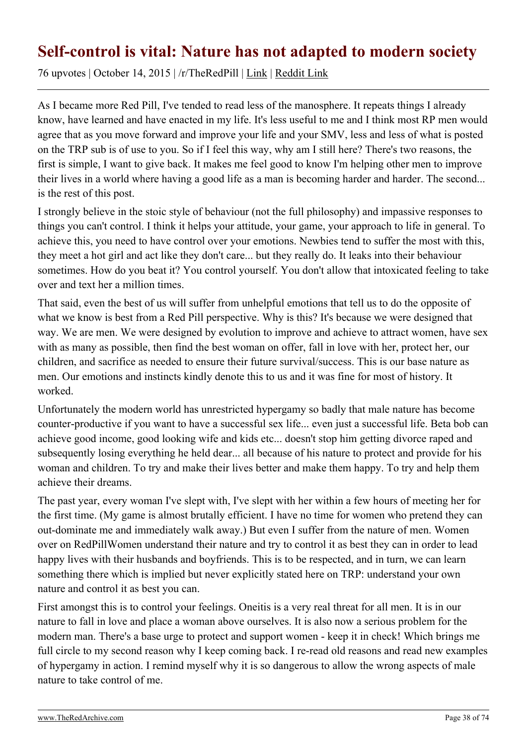# Self-control is vital: Nature has not adapted to modern society

76 upvotes | October 14, 2015 | /r/TheRedPill | Link | Reddit Link

As I became more Red Pill, I've tended to read less of the manosphere. It repeats things I already know, have learned and have enacted in my life. It's less useful to me and I think most RP men would agree that as you move forward and improve your life and your SMV, less and less of what is posted on the TRP sub is of use to you. So if I feel this way, why am I still here? There's two reasons, the first is simple, I want to give back. It makes me feel good to know I'm helping other men to improve their lives in a world where having a good life as a man is becoming harder and harder. The second... is the rest of this post.

I strongly believe in the stoic style of behaviour (not the full philosophy) and impassive responses to things you can't control. I think it helps your attitude, your game, your approach to life in general. To achieve this, you need to have control over your emotions. Newbies tend to suffer the most with this, they meet a hot girl and act like they don't care... but they really do. It leaks into their behaviour sometimes. How do you beat it? You control yourself. You don't allow that intoxicated feeling to take over and text her a million times.

That said, even the best of us will suffer from unhelpful emotions that tell us to do the opposite of what we know is best from a Red Pill perspective. Why is this? It's because we were designed that way. We are men. We were designed by evolution to improve and achieve to attract women, have sex with as many as possible, then find the best woman on offer, fall in love with her, protect her, our children, and sacrifice as needed to ensure their future survival/success. This is our base nature as men. Our emotions and instincts kindly denote this to us and it was fine for most of history. It worked.

Unfortunately the modern world has unrestricted hypergamy so badly that male nature has become counter-productive if you want to have a successful sex life... even just a successful life. Beta bob can achieve good income, good looking wife and kids etc... doesn't stop him getting divorce raped and subsequently losing everything he held dear... all because of his nature to protect and provide for his woman and children. To try and make their lives better and make them happy. To try and help them achieve their dreams.

The past year, every woman I've slept with, I've slept with her within a few hours of meeting her for the first time. (My game is almost brutally efficient. I have no time for women who pretend they can out-dominate me and immediately walk away.) But even I suffer from the nature of men. Women over on RedPillWomen understand their nature and try to control it as best they can in order to lead happy lives with their husbands and boyfriends. This is to be respected, and in turn, we can learn something there which is implied but never explicitly stated here on TRP: understand your own nature and control it as best you can.

First amongst this is to control your feelings. Oneitis is a very real threat for all men. It is in our nature to fall in love and place a woman above ourselves. It is also now a serious problem for the modern man. There's a base urge to protect and support women - keep it in check! Which brings me full circle to my second reason why I keep coming back. I re-read old reasons and read new examples of hypergamy in action. I remind myself why it is so dangerous to allow the wrong aspects of male nature to take control of me.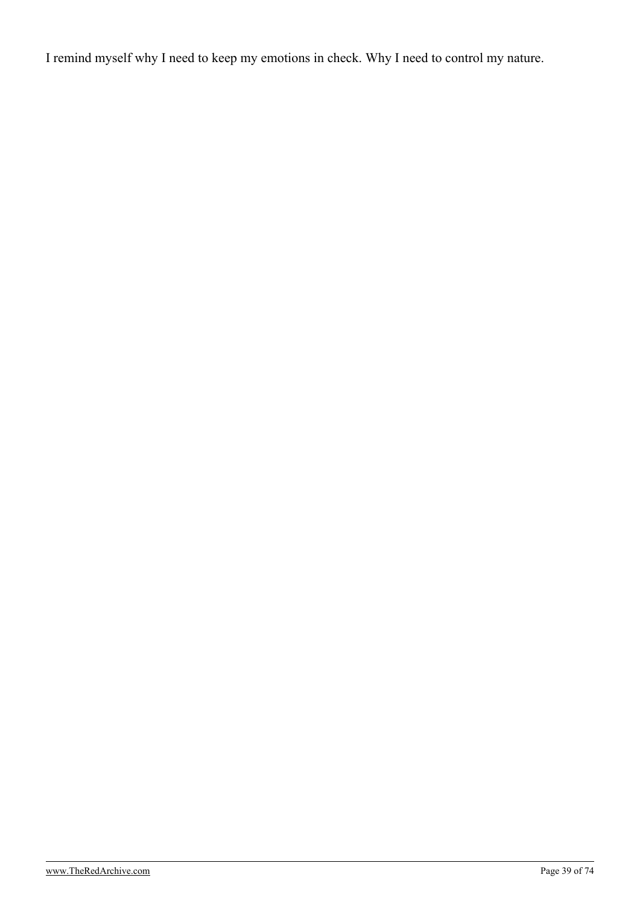I remind myself why I need to keep my emotions in check. Why I need to control my nature.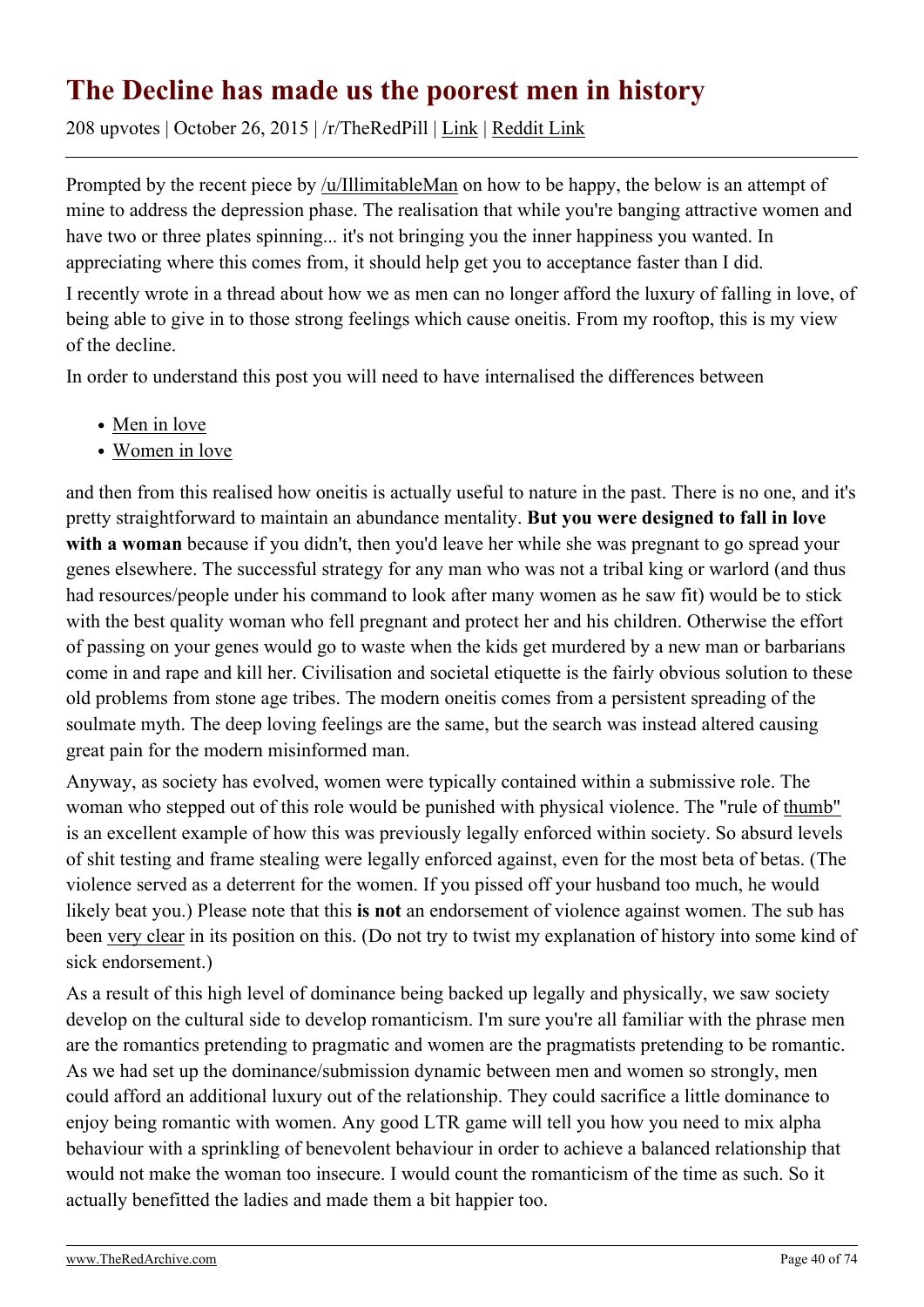# The Decline has made us the poorest men in history

208 upvotes | October 26, 2015 | /r/TheRedPill | Link | Reddit Link

Prompted by the recent piece by /u/IllimitableMan on how to be happy, the below is an attempt of mine to address the depression phase. The realisation that while you're banging attractive women and have two or three plates spinning... it's not bringing you the inner happiness you wanted. In appreciating where this comes from, it should help get you to acceptance faster than I did.

I recently wrote in a thread about how we as men can no longer afford the luxury of falling in love, of being able to give in to those strong feelings which cause oneitis. From my rooftop, this is my view of the decline.

In order to understand this post you will need to have internalised the differences between

- Men in love
- Women in love

and then from this realised how oneitis is actually useful to nature in the past. There is no one, and it's pretty straightforward to maintain an abundance mentality. **But you were designed to fall in love with a woman** because if you didn't, then you'd leave her while she was pregnant to go spread your genes elsewhere. The successful strategy for any man who was not a tribal king or warlord (and thus had resources/people under his command to look after many women as he saw fit) would be to stick with the best quality woman who fell pregnant and protect her and his children. Otherwise the effort of passing on your genes would go to waste when the kids get murdered by a new man or barbarians come in and rape and kill her. Civilisation and societal etiquette is the fairly obvious solution to these old problems from stone age tribes. The modern oneitis comes from a persistent spreading of the soulmate myth. The deep loving feelings are the same, but the search was instead altered causing great pain for the modern misinformed man.

Anyway, as society has evolved, women were typically contained within a submissive role. The woman who stepped out of this role would be punished with physical violence. The "rule of thumb" is an excellent example of how this was previously legally enforced within society. So absurd levels of shit testing and frame stealing were legally enforced against, even for the most beta of betas. (The violence served as a deterrent for the women. If you pissed off your husband too much, he would likely beat you.) Please note that this **is not** an endorsement of violence against women. The sub has been very clear in its position on this. (Do not try to twist my explanation of history into some kind of sick endorsement.)

As a result of this high level of dominance being backed up legally and physically, we saw society develop on the cultural side to develop romanticism. I'm sure you're all familiar with the phrase men are the romantics pretending to pragmatic and women are the pragmatists pretending to be romantic. As we had set up the dominance/submission dynamic between men and women so strongly, men could afford an additional luxury out of the relationship. They could sacrifice a little dominance to enjoy being romantic with women. Any good LTR game will tell you how you need to mix alpha behaviour with a sprinkling of benevolent behaviour in order to achieve a balanced relationship that would not make the woman too insecure. I would count the romanticism of the time as such. So it actually benefitted the ladies and made them a bit happier too.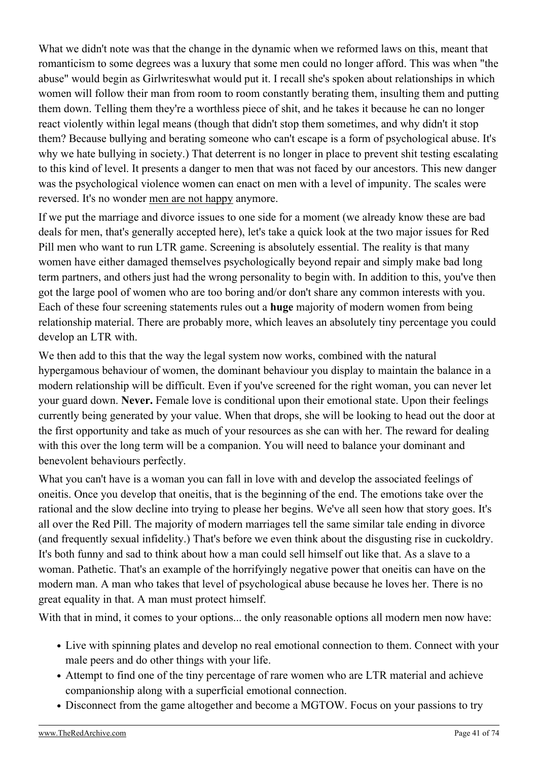What we didn't note was that the change in the dynamic when we reformed laws on this, meant that romanticism to some degrees was a luxury that some men could no longer afford. This was when "the abuse" would begin as Girlwriteswhat would put it. I recall she's spoken about relationships in which women will follow their man from room to room constantly berating them, insulting them and putting them down. Telling them they're a worthless piece of shit, and he takes it because he can no longer react violently within legal means (though that didn't stop them sometimes, and why didn't it stop them? Because bullying and berating someone who can't escape is a form of psychological abuse. It's why we hate bullying in society.) That deterrent is no longer in place to prevent shit testing escalating to this kind of level. It presents a danger to men that was not faced by our ancestors. This new danger was the psychological violence women can enact on men with a level of impunity. The scales were reversed. It's no wonder men are not happy anymore.

If we put the marriage and divorce issues to one side for a moment (we already know these are bad deals for men, that's generally accepted here), let's take a quick look at the two major issues for Red Pill men who want to run LTR game. Screening is absolutely essential. The reality is that many women have either damaged themselves psychologically beyond repair and simply make bad long term partners, and others just had the wrong personality to begin with. In addition to this, you've then got the large pool of women who are too boring and/or don't share any common interests with you. Each of these four screening statements rules out a **huge** majority of modern women from being relationship material. There are probably more, which leaves an absolutely tiny percentage you could develop an LTR with.

We then add to this that the way the legal system now works, combined with the natural hypergamous behaviour of women, the dominant behaviour you display to maintain the balance in a modern relationship will be difficult. Even if you've screened for the right woman, you can never let your guard down. **Never.** Female love is conditional upon their emotional state. Upon their feelings currently being generated by your value. When that drops, she will be looking to head out the door at the first opportunity and take as much of your resources as she can with her. The reward for dealing with this over the long term will be a companion. You will need to balance your dominant and benevolent behaviours perfectly.

What you can't have is a woman you can fall in love with and develop the associated feelings of oneitis. Once you develop that oneitis, that is the beginning of the end. The emotions take over the rational and the slow decline into trying to please her begins. We've all seen how that story goes. It's all over the Red Pill. The majority of modern marriages tell the same similar tale ending in divorce (and frequently sexual infidelity.) That's before we even think about the disgusting rise in cuckoldry. It's both funny and sad to think about how a man could sell himself out like that. As a slave to a woman. Pathetic. That's an example of the horrifyingly negative power that oneitis can have on the modern man. A man who takes that level of psychological abuse because he loves her. There is no great equality in that. A man must protect himself.

With that in mind, it comes to your options... the only reasonable options all modern men now have:

- Live with spinning plates and develop no real emotional connection to them. Connect with your male peers and do other things with your life.
- Attempt to find one of the tiny percentage of rare women who are LTR material and achieve companionship along with a superficial emotional connection.
- Disconnect from the game altogether and become a MGTOW. Focus on your passions to try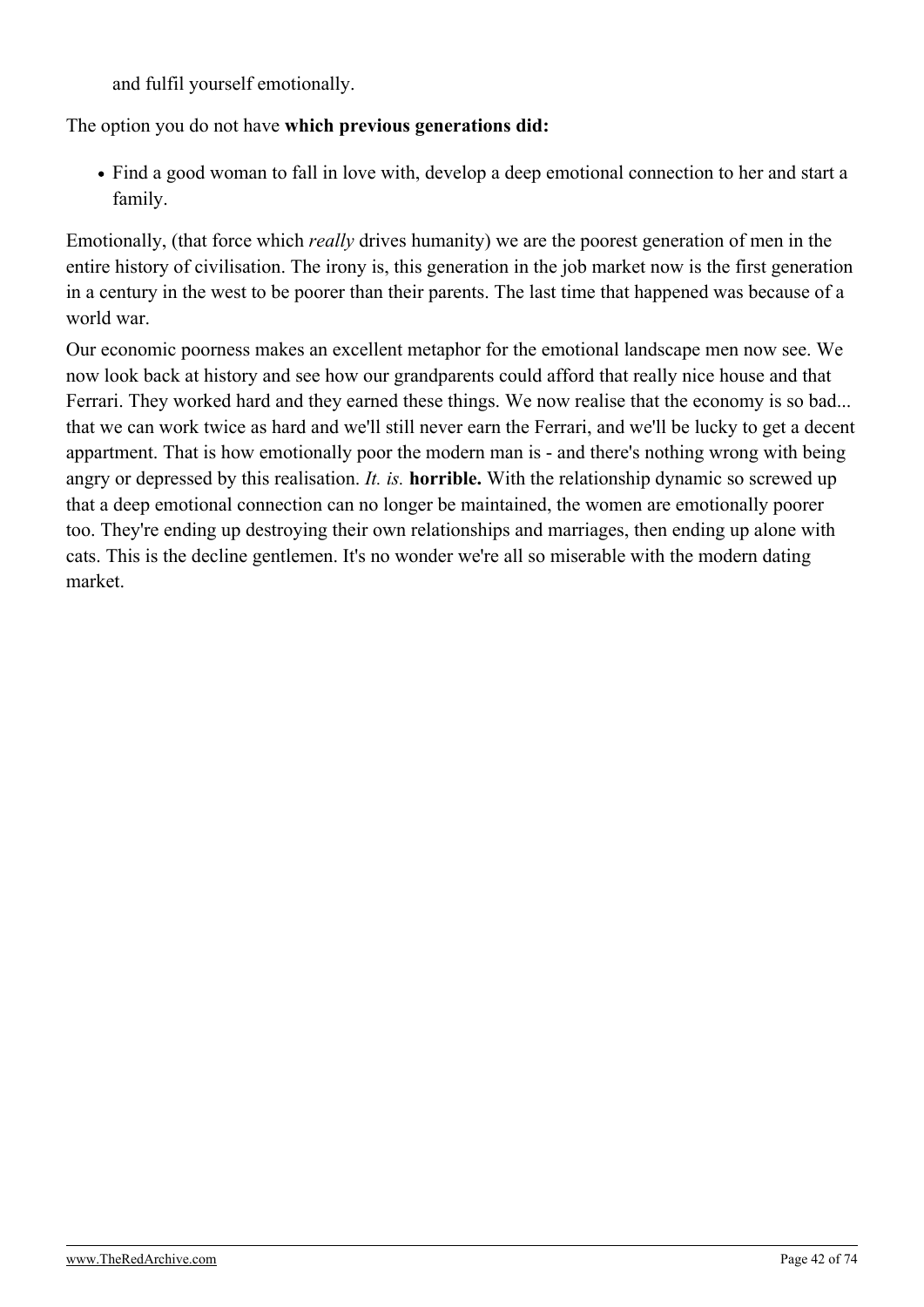and fulfil yourself emotionally.

The option you do not have **which previous generations did:**

- Find a good woman to fall in love with, develop a deep emotional connection to her and start a family.

Emotionally, (that force which *really* drives humanity) we are the poorest generation of men in the entire history of civilisation. The irony is, this generation in the job market now is the first generation in a century in the west to be poorer than their parents. The last time that happened was because of a world war.

Our economic poorness makes an excellent metaphor for the emotional landscape men now see. We now look back at history and see how our grandparents could afford that really nice house and that Ferrari. They worked hard and they earned these things. We now realise that the economy is so bad... that we can work twice as hard and we'll still never earn the Ferrari, and we'll be lucky to get a decent appartment. That is how emotionally poor the modern man is - and there's nothing wrong with being angry or depressed by this realisation. *It. is.* **horrible.** With the relationship dynamic so screwed up that a deep emotional connection can no longer be maintained, the women are emotionally poorer too. They're ending up destroying their own relationships and marriages, then ending up alone with cats. This is the decline gentlemen. It's no wonder we're all so miserable with the modern dating market.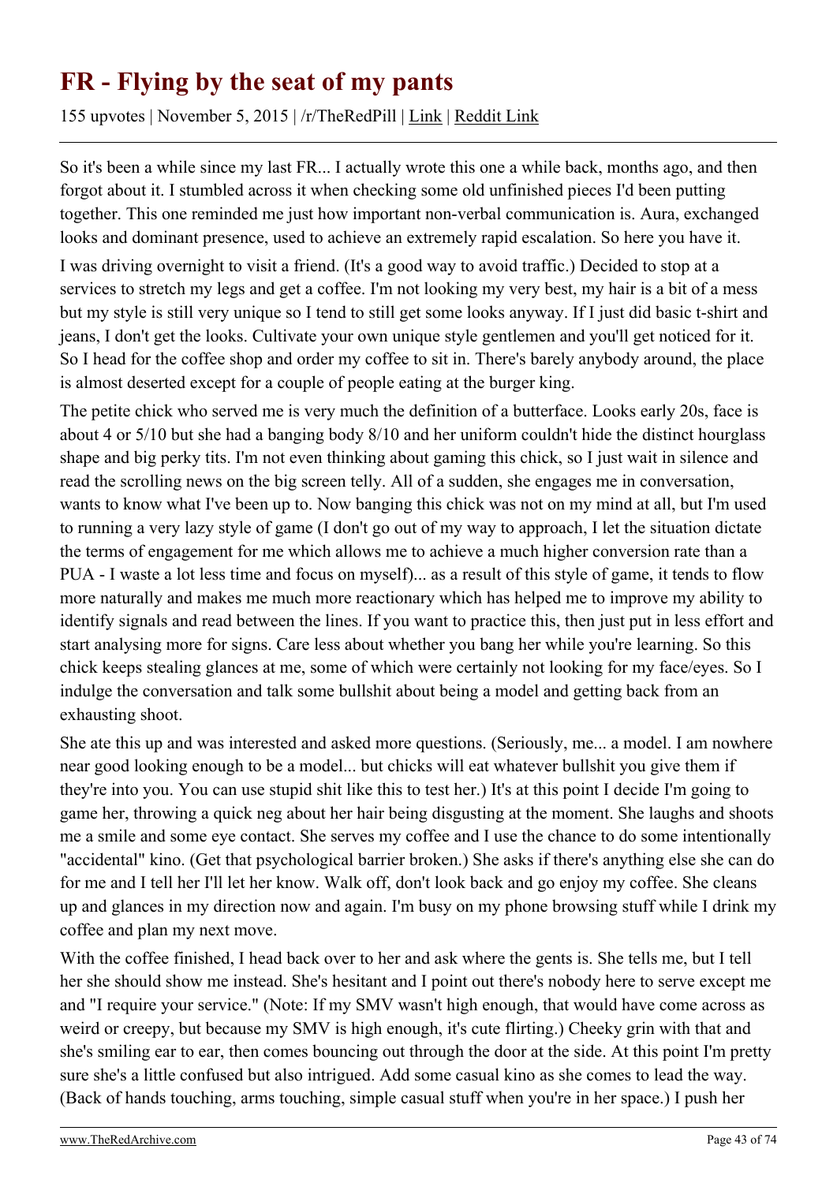# FR - Flying by the seat of my pants

155 upvotes | November 5, 2015 | /r/TheRedPill | Link | Reddit Link

So it's been a while since my last FR... I actually wrote this one a while back, months ago, and then forgot about it. I stumbled across it when checking some old unfinished pieces I'd been putting together. This one reminded me just how important non-verbal communication is. Aura, exchanged looks and dominant presence, used to achieve an extremely rapid escalation. So here you have it.

I was driving overnight to visit a friend. (It's a good way to avoid traffic.) Decided to stop at a services to stretch my legs and get a coffee. I'm not looking my very best, my hair is a bit of a mess but my style is still very unique so I tend to still get some looks anyway. If I just did basic t-shirt and jeans, I don't get the looks. Cultivate your own unique style gentlemen and you'll get noticed for it. So I head for the coffee shop and order my coffee to sit in. There's barely anybody around, the place is almost deserted except for a couple of people eating at the burger king.

The petite chick who served me is very much the definition of a butterface. Looks early 20s, face is about 4 or 5/10 but she had a banging body 8/10 and her uniform couldn't hide the distinct hourglass shape and big perky tits. I'm not even thinking about gaming this chick, so I just wait in silence and read the scrolling news on the big screen telly. All of a sudden, she engages me in conversation, wants to know what I've been up to. Now banging this chick was not on my mind at all, but I'm used to running a very lazy style of game (I don't go out of my way to approach, I let the situation dictate the terms of engagement for me which allows me to achieve a much higher conversion rate than a PUA - I waste a lot less time and focus on myself)... as a result of this style of game, it tends to flow more naturally and makes me much more reactionary which has helped me to improve my ability to identify signals and read between the lines. If you want to practice this, then just put in less effort and start analysing more for signs. Care less about whether you bang her while you're learning. So this chick keeps stealing glances at me, some of which were certainly not looking for my face/eyes. So I indulge the conversation and talk some bullshit about being a model and getting back from an exhausting shoot.

She ate this up and was interested and asked more questions. (Seriously, me... a model. I am nowhere near good looking enough to be a model... but chicks will eat whatever bullshit you give them if they're into you. You can use stupid shit like this to test her.) It's at this point I decide I'm going to game her, throwing a quick neg about her hair being disgusting at the moment. She laughs and shoots me a smile and some eye contact. She serves my coffee and I use the chance to do some intentionally "accidental" kino. (Get that psychological barrier broken.) She asks if there's anything else she can do for me and I tell her I'll let her know. Walk off, don't look back and go enjoy my coffee. She cleans up and glances in my direction now and again. I'm busy on my phone browsing stuff while I drink my coffee and plan my next move.

With the coffee finished, I head back over to her and ask where the gents is. She tells me, but I tell her she should show me instead. She's hesitant and I point out there's nobody here to serve except me and "I require your service." (Note: If my SMV wasn't high enough, that would have come across as weird or creepy, but because my SMV is high enough, it's cute flirting.) Cheeky grin with that and she's smiling ear to ear, then comes bouncing out through the door at the side. At this point I'm pretty sure she's a little confused but also intrigued. Add some casual kino as she comes to lead the way. (Back of hands touching, arms touching, simple casual stuff when you're in her space.) I push her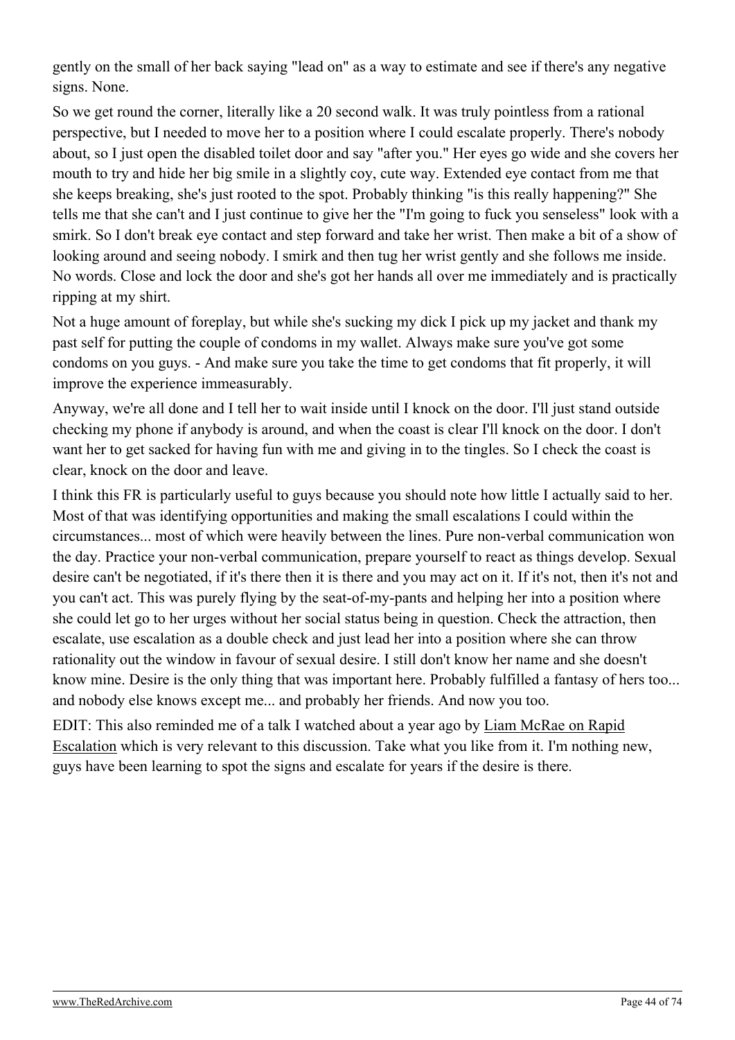gently on the small of her back saying "lead on" as a way to estimate and see if there's any negative signs. None.

So we get round the corner, literally like a 20 second walk. It was truly pointless from a rational perspective, but I needed to move her to a position where I could escalate properly. There's nobody about, so I just open the disabled toilet door and say "after you." Her eyes go wide and she covers her mouth to try and hide her big smile in a slightly coy, cute way. Extended eye contact from me that she keeps breaking, she's just rooted to the spot. Probably thinking "is this really happening?" She tells me that she can't and I just continue to give her the "I'm going to fuck you senseless" look with a smirk. So I don't break eye contact and step forward and take her wrist. Then make a bit of a show of looking around and seeing nobody. I smirk and then tug her wrist gently and she follows me inside. No words. Close and lock the door and she's got her hands all over me immediately and is practically ripping at my shirt.

Not a huge amount of foreplay, but while she's sucking my dick I pick up my jacket and thank my past self for putting the couple of condoms in my wallet. Always make sure you've got some condoms on you guys. - And make sure you take the time to get condoms that fit properly, it will improve the experience immeasurably.

Anyway, we're all done and I tell her to wait inside until I knock on the door. I'll just stand outside checking my phone if anybody is around, and when the coast is clear I'll knock on the door. I don't want her to get sacked for having fun with me and giving in to the tingles. So I check the coast is clear, knock on the door and leave.

I think this FR is particularly useful to guys because you should note how little I actually said to her. Most of that was identifying opportunities and making the small escalations I could within the circumstances... most of which were heavily between the lines. Pure non-verbal communication won the day. Practice your non-verbal communication, prepare yourself to react as things develop. Sexual desire can't be negotiated, if it's there then it is there and you may act on it. If it's not, then it's not and you can't act. This was purely flying by the seat-of-my-pants and helping her into a position where she could let go to her urges without her social status being in question. Check the attraction, then escalate, use escalation as a double check and just lead her into a position where she can throw rationality out the window in favour of sexual desire. I still don't know her name and she doesn't know mine. Desire is the only thing that was important here. Probably fulfilled a fantasy of hers too... and nobody else knows except me... and probably her friends. And now you too.

EDIT: This also reminded me of a talk I watched about a year ago by Liam McRae on Rapid Escalation which is very relevant to this discussion. Take what you like from it. I'm nothing new, guys have been learning to spot the signs and escalate for years if the desire is there.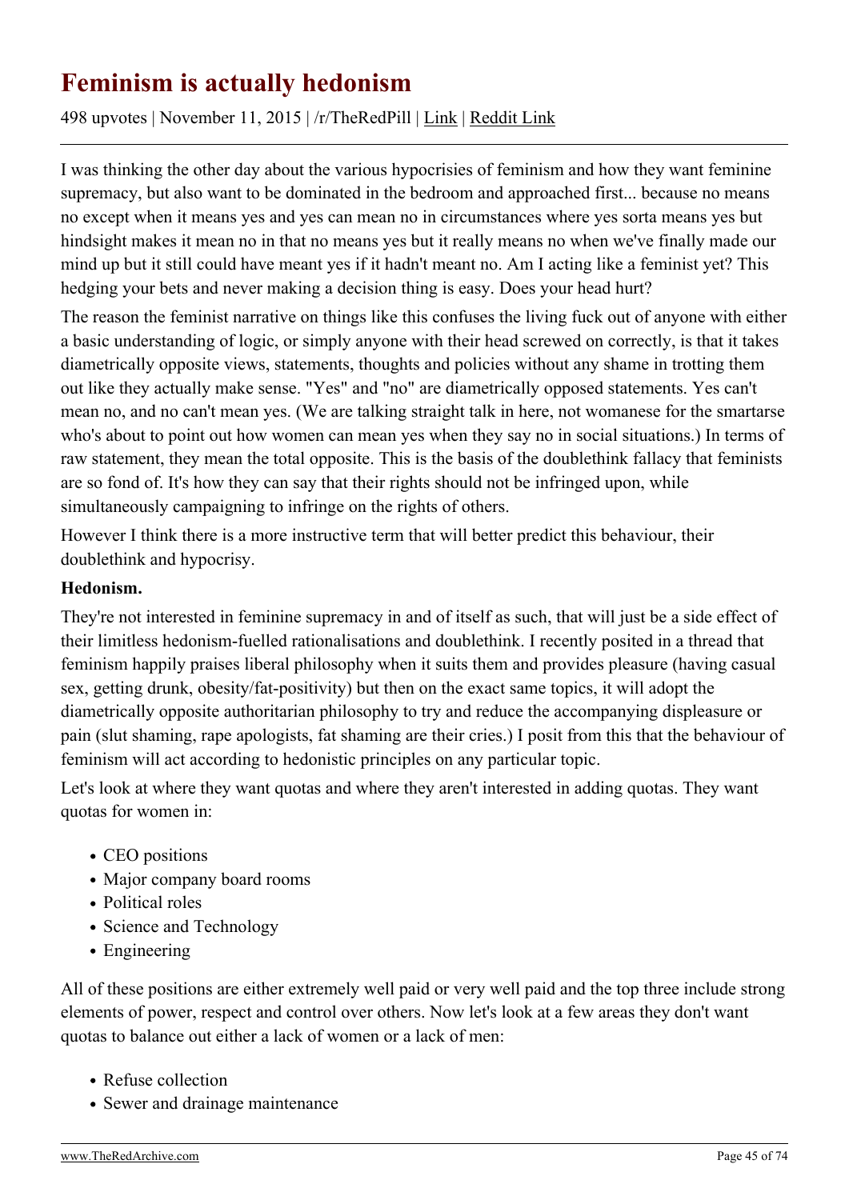# Feminism is actually hedonism

498 upvotes | November 11, 2015 | /r/TheRedPill | Link | Reddit Link

I was thinking the other day about the various hypocrisies of feminism and how they want feminine supremacy, but also want to be dominated in the bedroom and approached first... because no means no except when it means yes and yes can mean no in circumstances where yes sorta means yes but hindsight makes it mean no in that no means yes but it really means no when we've finally made our mind up but it still could have meant yes if it hadn't meant no. Am I acting like a feminist yet? This hedging your bets and never making a decision thing is easy. Does your head hurt?

The reason the feminist narrative on things like this confuses the living fuck out of anyone with either a basic understanding of logic, or simply anyone with their head screwed on correctly, is that it takes diametrically opposite views, statements, thoughts and policies without any shame in trotting them out like they actually make sense. "Yes" and "no" are diametrically opposed statements. Yes can't mean no, and no can't mean yes. (We are talking straight talk in here, not womanese for the smartarse who's about to point out how women can mean yes when they say no in social situations.) In terms of raw statement, they mean the total opposite. This is the basis of the doublethink fallacy that feminists are so fond of. It's how they can say that their rights should not be infringed upon, while simultaneously campaigning to infringe on the rights of others.

However I think there is a more instructive term that will better predict this behaviour, their doublethink and hypocrisy.

**Hedonism.**

They're not interested in feminine supremacy in and of itself as such, that will just be a side effect of their limitless hedonism-fuelled rationalisations and doublethink. I recently posited in a thread that feminism happily praises liberal philosophy when it suits them and provides pleasure (having casual sex, getting drunk, obesity/fat-positivity) but then on the exact same topics, it will adopt the diametrically opposite authoritarian philosophy to try and reduce the accompanying displeasure or pain (slut shaming, rape apologists, fat shaming are their cries.) I posit from this that the behaviour of feminism will act according to hedonistic principles on any particular topic.

Let's look at where they want quotas and where they aren't interested in adding quotas. They want quotas for women in:

- CEO positions
- Major company board rooms
- Political roles
- Science and Technology
- Engineering

All of these positions are either extremely well paid or very well paid and the top three include strong elements of power, respect and control over others. Now let's look at a few areas they don't want quotas to balance out either a lack of women or a lack of men:

- Refuse collection
- Sewer and drainage maintenance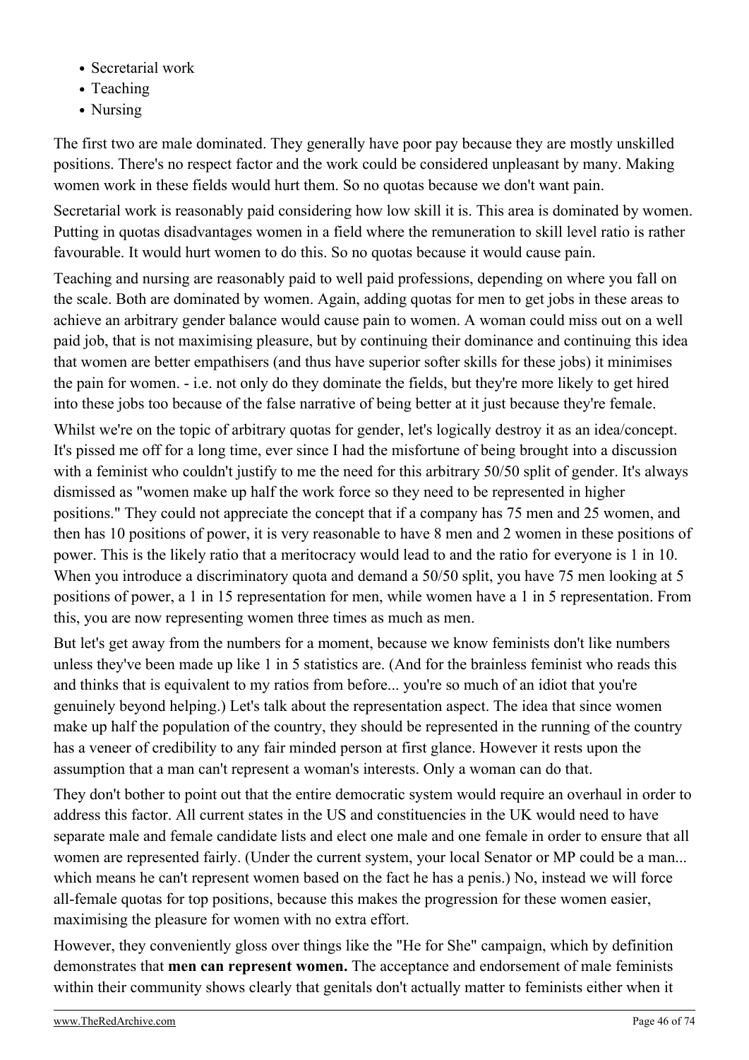- Secretarial work
- Teaching
- Nursing

The first two are male dominated. They generally have poor pay because they are mostly unskilled positions. There's no respect factor and the work could be considered unpleasant by many. Making women work in these fields would hurt them. So no quotas because we don't want pain.

Secretarial work is reasonably paid considering how low skill it is. This area is dominated by women. Putting in quotas disadvantages women in a field where the remuneration to skill level ratio is rather favourable. It would hurt women to do this. So no quotas because it would cause pain.

Teaching and nursing are reasonably paid to well paid professions, depending on where you fall on the scale. Both are dominated by women. Again, adding quotas for men to get jobs in these areas to achieve an arbitrary gender balance would cause pain to women. A woman could miss out on a well paid job, that is not maximising pleasure, but by continuing their dominance and continuing this idea that women are better empathisers (and thus have superior softer skills for these jobs) it minimises the pain for women. - i.e. not only do they dominate the fields, but they're more likely to get hired into these jobs too because of the false narrative of being better at it just because they're female.

Whilst we're on the topic of arbitrary quotas for gender, let's logically destroy it as an idea/concept. It's pissed me off for a long time, ever since I had the misfortune of being brought into a discussion with a feminist who couldn't justify to me the need for this arbitrary 50/50 split of gender. It's always dismissed as "women make up half the work force so they need to be represented in higher positions." They could not appreciate the concept that if a company has 75 men and 25 women, and then has 10 positions of power, it is very reasonable to have 8 men and 2 women in these positions of power. This is the likely ratio that a meritocracy would lead to and the ratio for everyone is 1 in 10. When you introduce a discriminatory quota and demand a 50/50 split, you have 75 men looking at 5 positions of power, a 1 in 15 representation for men, while women have a 1 in 5 representation. From this, you are now representing women three times as much as men.

But let's get away from the numbers for a moment, because we know feminists don't like numbers unless they've been made up like 1 in 5 statistics are. (And for the brainless feminist who reads this and thinks that is equivalent to my ratios from before... you're so much of an idiot that you're genuinely beyond helping.) Let's talk about the representation aspect. The idea that since women make up half the population of the country, they should be represented in the running of the country has a veneer of credibility to any fair minded person at first glance. However it rests upon the assumption that a man can't represent a woman's interests. Only a woman can do that.

They don't bother to point out that the entire democratic system would require an overhaul in order to address this factor. All current states in the US and constituencies in the UK would need to have separate male and female candidate lists and elect one male and one female in order to ensure that all women are represented fairly. (Under the current system, your local Senator or MP could be a man... which means he can't represent women based on the fact he has a penis.) No, instead we will force all-female quotas for top positions, because this makes the progression for these women easier, maximising the pleasure for women with no extra effort.

However, they conveniently gloss over things like the "He for She" campaign, which by definition demonstrates that **men can represent women.** The acceptance and endorsement of male feminists within their community shows clearly that genitals don't actually matter to feminists either when it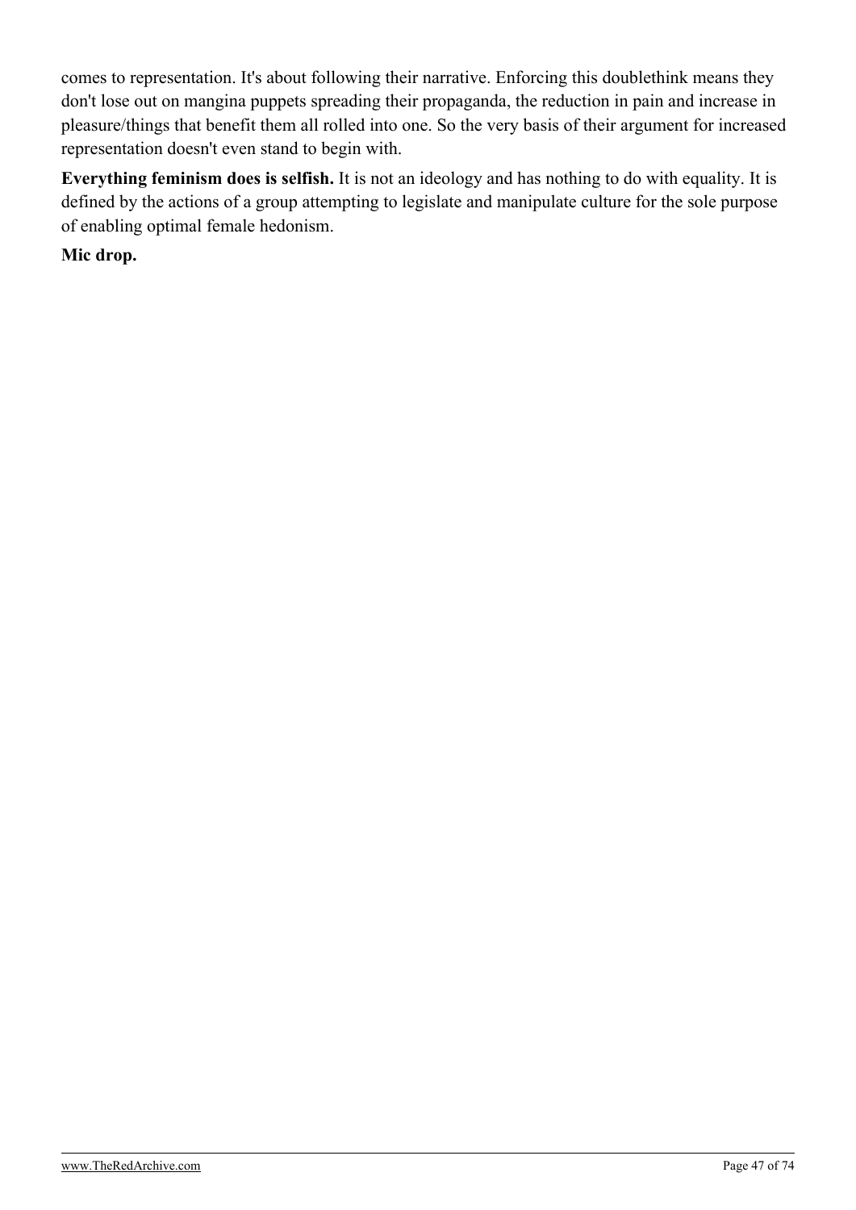comes to representation. It's about following their narrative. Enforcing this doublethink means they don't lose out on mangina puppets spreading their propaganda, the reduction in pain and increase in pleasure/things that benefit them all rolled into one. So the very basis of their argument for increased representation doesn't even stand to begin with.

**Everything feminism does is selfish.** It is not an ideology and has nothing to do with equality. It is defined by the actions of a group attempting to legislate and manipulate culture for the sole purpose of enabling optimal female hedonism.

**Mic drop.**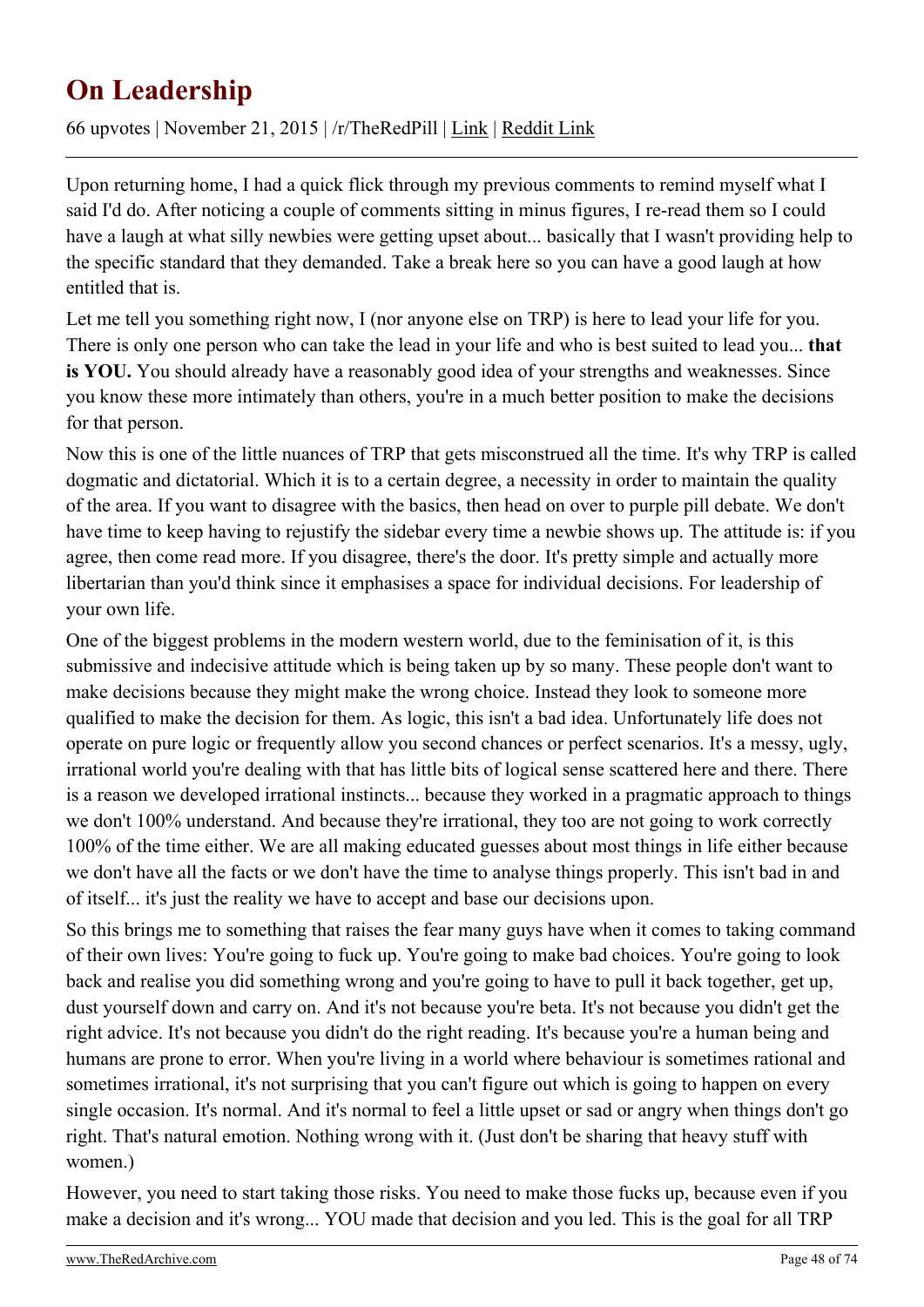# On Leadership

66 upvotes | November 21, 2015 | /r/TheRedPill | Link | Reddit Link

Upon returning home, I had a quick flick through my previous comments to remind myself what I said I'd do. After noticing a couple of comments sitting in minus figures, I re-read them so I could have a laugh at what silly newbies were getting upset about... basically that I wasn't providing help to the specific standard that they demanded. Take a break here so you can have a good laugh at how entitled that is.

Let me tell you something right now, I (nor anyone else on TRP) is here to lead your life for you. There is only one person who can take the lead in your life and who is best suited to lead you... **that is YOU.** You should already have a reasonably good idea of your strengths and weaknesses. Since you know these more intimately than others, you're in a much better position to make the decisions for that person.

Now this is one of the little nuances of TRP that gets misconstrued all the time. It's why TRP is called dogmatic and dictatorial. Which it is to a certain degree, a necessity in order to maintain the quality of the area. If you want to disagree with the basics, then head on over to purple pill debate. We don't have time to keep having to rejustify the sidebar every time a newbie shows up. The attitude is: if you agree, then come read more. If you disagree, there's the door. It's pretty simple and actually more libertarian than you'd think since it emphasises a space for individual decisions. For leadership of your own life.

One of the biggest problems in the modern western world, due to the feminisation of it, is this submissive and indecisive attitude which is being taken up by so many. These people don't want to make decisions because they might make the wrong choice. Instead they look to someone more qualified to make the decision for them. As logic, this isn't a bad idea. Unfortunately life does not operate on pure logic or frequently allow you second chances or perfect scenarios. It's a messy, ugly, irrational world you're dealing with that has little bits of logical sense scattered here and there. There is a reason we developed irrational instincts... because they worked in a pragmatic approach to things we don't 100% understand. And because they're irrational, they too are not going to work correctly 100% of the time either. We are all making educated guesses about most things in life either because we don't have all the facts or we don't have the time to analyse things properly. This isn't bad in and of itself... it's just the reality we have to accept and base our decisions upon.

So this brings me to something that raises the fear many guys have when it comes to taking command of their own lives: You're going to fuck up. You're going to make bad choices. You're going to look back and realise you did something wrong and you're going to have to pull it back together, get up, dust yourself down and carry on. And it's not because you're beta. It's not because you didn't get the right advice. It's not because you didn't do the right reading. It's because you're a human being and humans are prone to error. When you're living in a world where behaviour is sometimes rational and sometimes irrational, it's not surprising that you can't figure out which is going to happen on every single occasion. It's normal. And it's normal to feel a little upset or sad or angry when things don't go right. That's natural emotion. Nothing wrong with it. (Just don't be sharing that heavy stuff with women.)

However, you need to start taking those risks. You need to make those fucks up, because even if you make a decision and it's wrong... YOU made that decision and you led. This is the goal for all TRP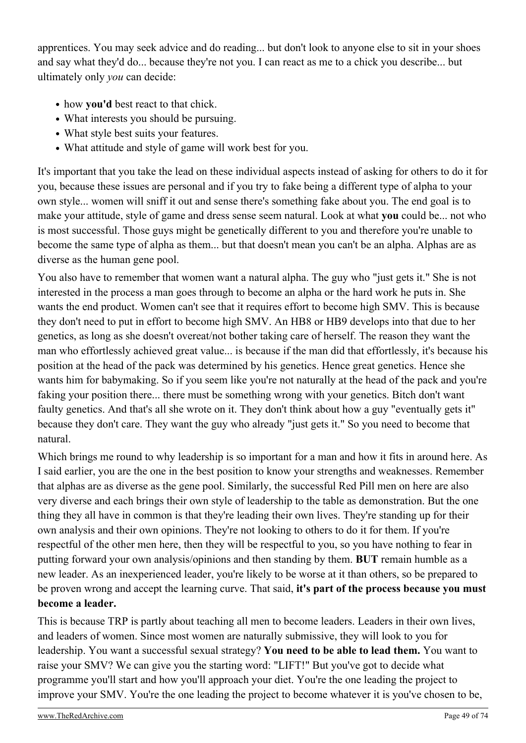apprentices. You may seek advice and do reading... but don't look to anyone else to sit in your shoes and say what they'd do... because they're not you. I can react as me to a chick you describe... but ultimately only *you* can decide:

- how **you'd** best react to that chick.
- What interests you should be pursuing.
- What style best suits your features.
- What attitude and style of game will work best for you.

It's important that you take the lead on these individual aspects instead of asking for others to do it for you, because these issues are personal and if you try to fake being a different type of alpha to your own style... women will sniff it out and sense there's something fake about you. The end goal is to make your attitude, style of game and dress sense seem natural. Look at what **you** could be... not who is most successful. Those guys might be genetically different to you and therefore you're unable to become the same type of alpha as them... but that doesn't mean you can't be an alpha. Alphas are as diverse as the human gene pool.

You also have to remember that women want a natural alpha. The guy who "just gets it." She is not interested in the process a man goes through to become an alpha or the hard work he puts in. She wants the end product. Women can't see that it requires effort to become high SMV. This is because they don't need to put in effort to become high SMV. An HB8 or HB9 develops into that due to her genetics, as long as she doesn't overeat/not bother taking care of herself. The reason they want the man who effortlessly achieved great value... is because if the man did that effortlessly, it's because his position at the head of the pack was determined by his genetics. Hence great genetics. Hence she wants him for babymaking. So if you seem like you're not naturally at the head of the pack and you're faking your position there... there must be something wrong with your genetics. Bitch don't want faulty genetics. And that's all she wrote on it. They don't think about how a guy "eventually gets it" because they don't care. They want the guy who already "just gets it." So you need to become that natural.

Which brings me round to why leadership is so important for a man and how it fits in around here. As I said earlier, you are the one in the best position to know your strengths and weaknesses. Remember that alphas are as diverse as the gene pool. Similarly, the successful Red Pill men on here are also very diverse and each brings their own style of leadership to the table as demonstration. But the one thing they all have in common is that they're leading their own lives. They're standing up for their own analysis and their own opinions. They're not looking to others to do it for them. If you're respectful of the other men here, then they will be respectful to you, so you have nothing to fear in putting forward your own analysis/opinions and then standing by them. **BUT** remain humble as a new leader. As an inexperienced leader, you're likely to be worse at it than others, so be prepared to be proven wrong and accept the learning curve. That said, **it's part of the process because you must become a leader.**

This is because TRP is partly about teaching all men to become leaders. Leaders in their own lives, and leaders of women. Since most women are naturally submissive, they will look to you for leadership. You want a successful sexual strategy? **You need to be able to lead them.** You want to raise your SMV? We can give you the starting word: "LIFT!" But you've got to decide what programme you'll start and how you'll approach your diet. You're the one leading the project to improve your SMV. You're the one leading the project to become whatever it is you've chosen to be,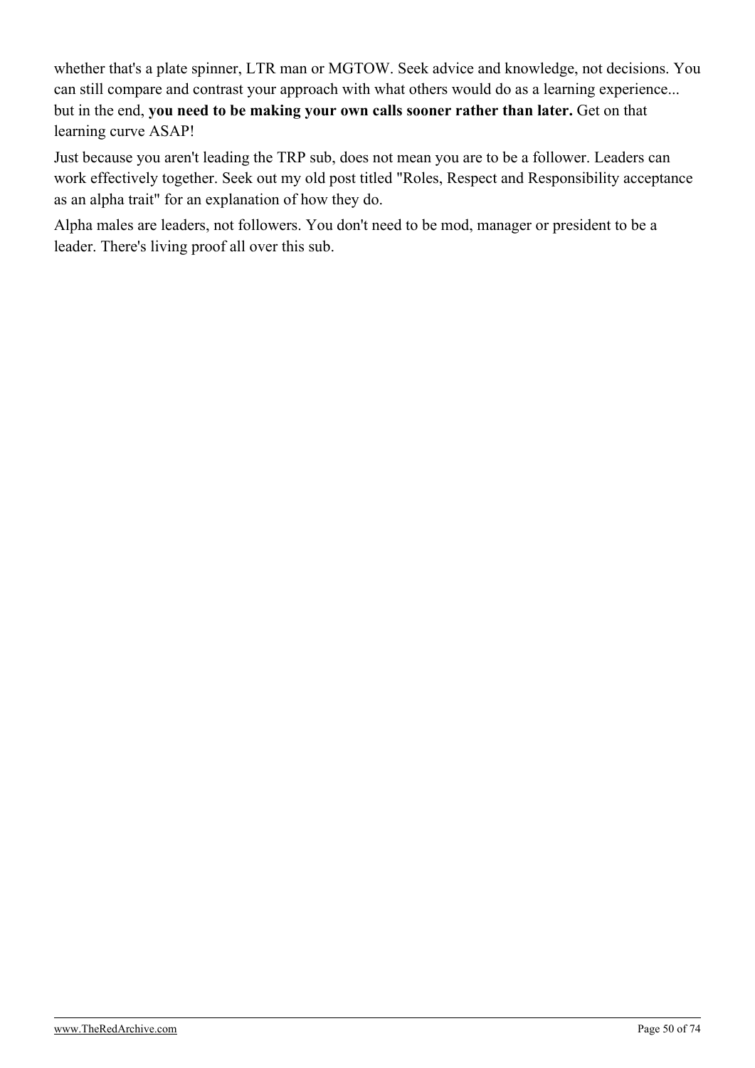whether that's a plate spinner, LTR man or MGTOW. Seek advice and knowledge, not decisions. You can still compare and contrast your approach with what others would do as a learning experience... but in the end, **you need to be making your own calls sooner rather than later.** Get on that learning curve ASAP!

Just because you aren't leading the TRP sub, does not mean you are to be a follower. Leaders can work effectively together. Seek out my old post titled "Roles, Respect and Responsibility acceptance as an alpha trait" for an explanation of how they do.

Alpha males are leaders, not followers. You don't need to be mod, manager or president to be a leader. There's living proof all over this sub.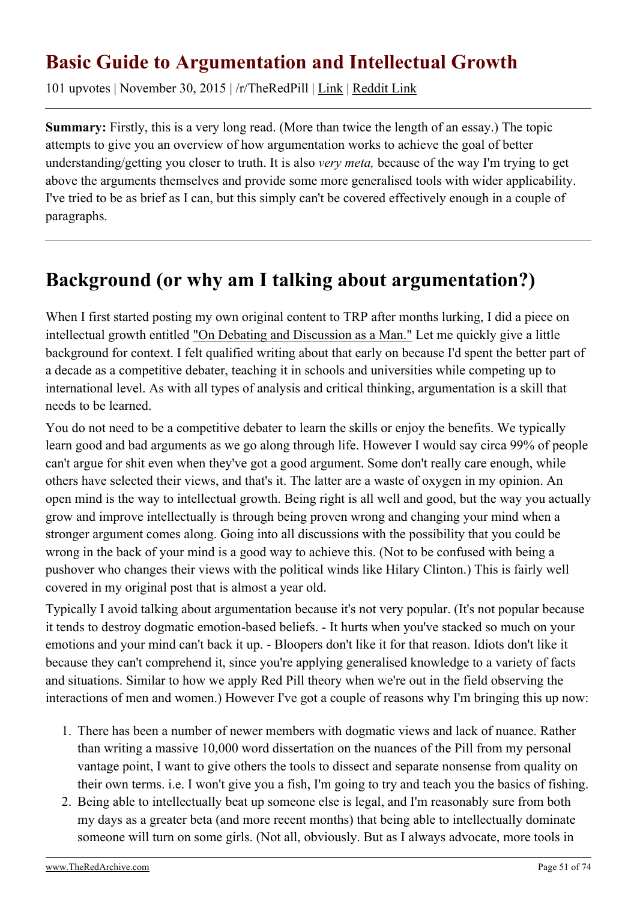# Basic Guide to Argumentation and Intellectual Growth

101 upvotes | November 30, 2015 | /r/TheRedPill | Link | Reddit Link

**Summary:** Firstly, this is a very long read. (More than twice the length of an essay.) The topic attempts to give you an overview of how argumentation works to achieve the goal of better understanding/getting you closer to truth. It is also *very meta,* because of the way I'm trying to get above the arguments themselves and provide some more generalised tools with wider applicability. I've tried to be as brief as I can, but this simply can't be covered effectively enough in a couple of paragraphs.

---

## Background (or why am I talking about argumentation?)

When I first started posting my own original content to TRP after months lurking, I did a piece on intellectual growth entitled "On Debating and Discussion as a Man." Let me quickly give a little background for context. I felt qualified writing about that early on because I'd spent the better part of a decade as a competitive debater, teaching it in schools and universities while competing up to international level. As with all types of analysis and critical thinking, argumentation is a skill that needs to be learned.

You do not need to be a competitive debater to learn the skills or enjoy the benefits. We typically learn good and bad arguments as we go along through life. However I would say circa 99% of people can't argue for shit even when they've got a good argument. Some don't really care enough, while others have selected their views, and that's it. The latter are a waste of oxygen in my opinion. An open mind is the way to intellectual growth. Being right is all well and good, but the way you actually grow and improve intellectually is through being proven wrong and changing your mind when a stronger argument comes along. Going into all discussions with the possibility that you could be wrong in the back of your mind is a good way to achieve this. (Not to be confused with being a pushover who changes their views with the political winds like Hilary Clinton.) This is fairly well covered in my original post that is almost a year old.

Typically I avoid talking about argumentation because it's not very popular. (It's not popular because it tends to destroy dogmatic emotion-based beliefs. - It hurts when you've stacked so much on your emotions and your mind can't back it up. - Bloopers don't like it for that reason. Idiots don't like it because they can't comprehend it, since you're applying generalised knowledge to a variety of facts and situations. Similar to how we apply Red Pill theory when we're out in the field observing the interactions of men and women.) However I've got a couple of reasons why I'm bringing this up now:

1. There has been a number of newer members with dogmatic views and lack of nuance. Rather than writing a massive 10,000 word dissertation on the nuances of the Pill from my personal vantage point, I want to give others the tools to dissect and separate nonsense from quality on their own terms. i.e. I won't give you a fish, I'm going to try and teach you the basics of fishing.
2. Being able to intellectually beat up someone else is legal, and I'm reasonably sure from both my days as a greater beta (and more recent months) that being able to intellectually dominate someone will turn on some girls. (Not all, obviously. But as I always advocate, more tools in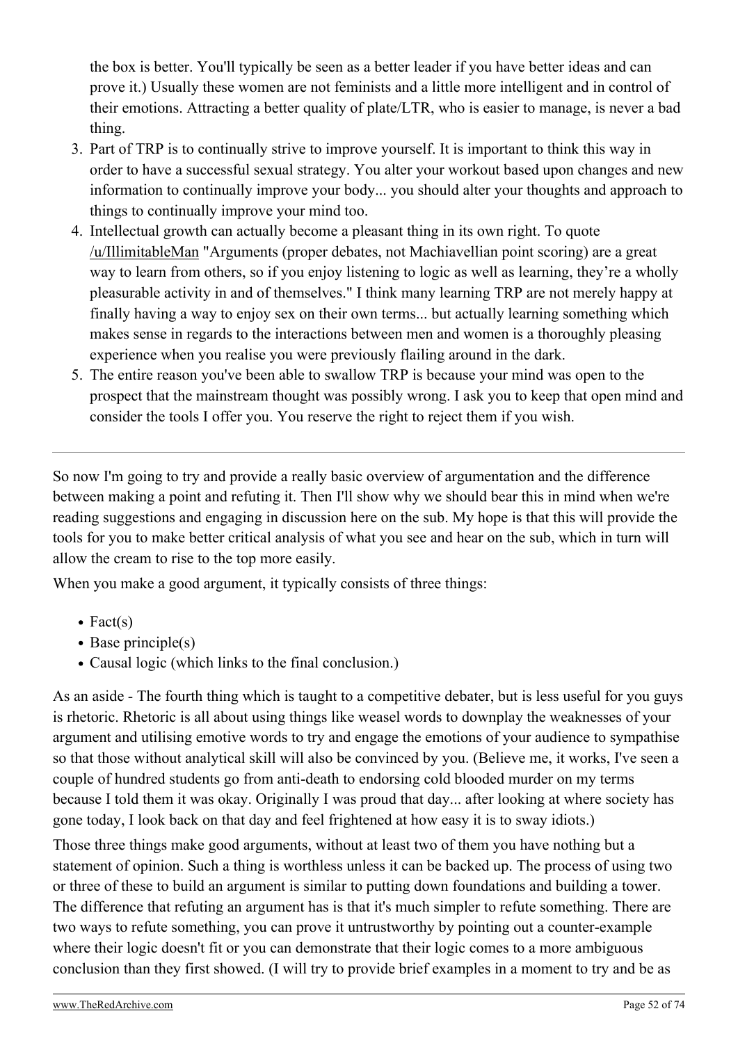the box is better. You'll typically be seen as a better leader if you have better ideas and can prove it.) Usually these women are not feminists and a little more intelligent and in control of their emotions. Attracting a better quality of plate/LTR, who is easier to manage, is never a bad thing.

3. Part of TRP is to continually strive to improve yourself. It is important to think this way in order to have a successful sexual strategy. You alter your workout based upon changes and new information to continually improve your body... you should alter your thoughts and approach to things to continually improve your mind too.
4. Intellectual growth can actually become a pleasant thing in its own right. To quote /u/IllimitableMan "Arguments (proper debates, not Machiavellian point scoring) are a great way to learn from others, so if you enjoy listening to logic as well as learning, they're a wholly pleasurable activity in and of themselves." I think many learning TRP are not merely happy at finally having a way to enjoy sex on their own terms... but actually learning something which makes sense in regards to the interactions between men and women is a thoroughly pleasing experience when you realise you were previously flailing around in the dark.
5. The entire reason you've been able to swallow TRP is because your mind was open to the prospect that the mainstream thought was possibly wrong. I ask you to keep that open mind and consider the tools I offer you. You reserve the right to reject them if you wish.

---

So now I'm going to try and provide a really basic overview of argumentation and the difference between making a point and refuting it. Then I'll show why we should bear this in mind when we're reading suggestions and engaging in discussion here on the sub. My hope is that this will provide the tools for you to make better critical analysis of what you see and hear on the sub, which in turn will allow the cream to rise to the top more easily.

When you make a good argument, it typically consists of three things:

- Fact(s)
- Base principle(s)
- Causal logic (which links to the final conclusion.)

As an aside - The fourth thing which is taught to a competitive debater, but is less useful for you guys is rhetoric. Rhetoric is all about using things like weasel words to downplay the weaknesses of your argument and utilising emotive words to try and engage the emotions of your audience to sympathise so that those without analytical skill will also be convinced by you. (Believe me, it works, I've seen a couple of hundred students go from anti-death to endorsing cold blooded murder on my terms because I told them it was okay. Originally I was proud that day... after looking at where society has gone today, I look back on that day and feel frightened at how easy it is to sway idiots.)

Those three things make good arguments, without at least two of them you have nothing but a statement of opinion. Such a thing is worthless unless it can be backed up. The process of using two or three of these to build an argument is similar to putting down foundations and building a tower. The difference that refuting an argument has is that it's much simpler to refute something. There are two ways to refute something, you can prove it untrustworthy by pointing out a counter-example where their logic doesn't fit or you can demonstrate that their logic comes to a more ambiguous conclusion than they first showed. (I will try to provide brief examples in a moment to try and be as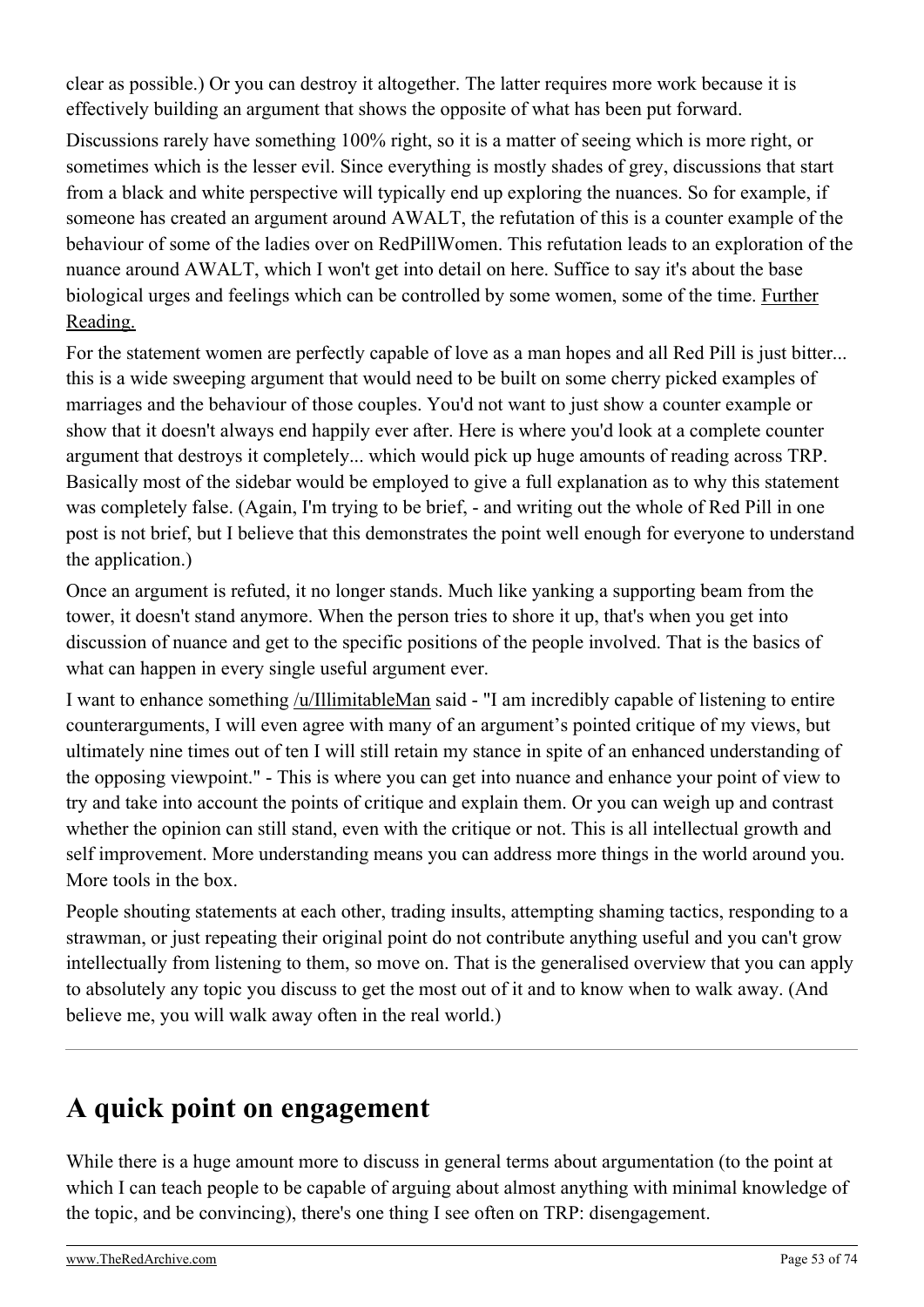clear as possible.) Or you can destroy it altogether. The latter requires more work because it is effectively building an argument that shows the opposite of what has been put forward.

Discussions rarely have something 100% right, so it is a matter of seeing which is more right, or sometimes which is the lesser evil. Since everything is mostly shades of grey, discussions that start from a black and white perspective will typically end up exploring the nuances. So for example, if someone has created an argument around AWALT, the refutation of this is a counter example of the behaviour of some of the ladies over on RedPillWomen. This refutation leads to an exploration of the nuance around AWALT, which I won't get into detail on here. Suffice to say it's about the base biological urges and feelings which can be controlled by some women, some of the time. Further Reading.

For the statement women are perfectly capable of love as a man hopes and all Red Pill is just bitter... this is a wide sweeping argument that would need to be built on some cherry picked examples of marriages and the behaviour of those couples. You'd not want to just show a counter example or show that it doesn't always end happily ever after. Here is where you'd look at a complete counter argument that destroys it completely... which would pick up huge amounts of reading across TRP. Basically most of the sidebar would be employed to give a full explanation as to why this statement was completely false. (Again, I'm trying to be brief, - and writing out the whole of Red Pill in one post is not brief, but I believe that this demonstrates the point well enough for everyone to understand the application.)

Once an argument is refuted, it no longer stands. Much like yanking a supporting beam from the tower, it doesn't stand anymore. When the person tries to shore it up, that's when you get into discussion of nuance and get to the specific positions of the people involved. That is the basics of what can happen in every single useful argument ever.

I want to enhance something /u/IllimitableMan said - "I am incredibly capable of listening to entire counterarguments, I will even agree with many of an argument's pointed critique of my views, but ultimately nine times out of ten I will still retain my stance in spite of an enhanced understanding of the opposing viewpoint." - This is where you can get into nuance and enhance your point of view to try and take into account the points of critique and explain them. Or you can weigh up and contrast whether the opinion can still stand, even with the critique or not. This is all intellectual growth and self improvement. More understanding means you can address more things in the world around you. More tools in the box.

People shouting statements at each other, trading insults, attempting shaming tactics, responding to a strawman, or just repeating their original point do not contribute anything useful and you can't grow intellectually from listening to them, so move on. That is the generalised overview that you can apply to absolutely any topic you discuss to get the most out of it and to know when to walk away. (And believe me, you will walk away often in the real world.)

---

## A quick point on engagement

While there is a huge amount more to discuss in general terms about argumentation (to the point at which I can teach people to be capable of arguing about almost anything with minimal knowledge of the topic, and be convincing), there's one thing I see often on TRP: disengagement.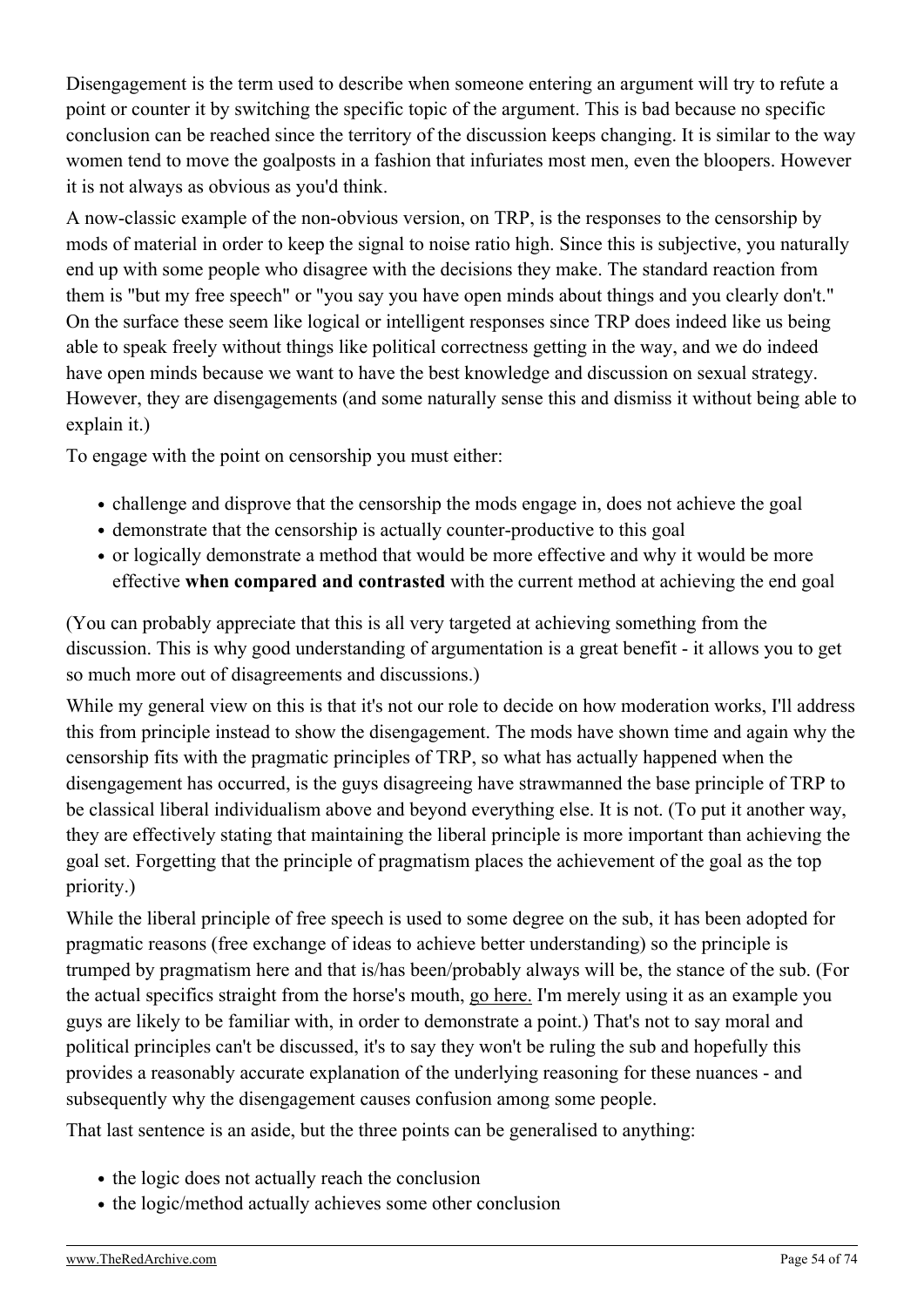Disengagement is the term used to describe when someone entering an argument will try to refute a point or counter it by switching the specific topic of the argument. This is bad because no specific conclusion can be reached since the territory of the discussion keeps changing. It is similar to the way women tend to move the goalposts in a fashion that infuriates most men, even the bloopers. However it is not always as obvious as you'd think.

A now-classic example of the non-obvious version, on TRP, is the responses to the censorship by mods of material in order to keep the signal to noise ratio high. Since this is subjective, you naturally end up with some people who disagree with the decisions they make. The standard reaction from them is "but my free speech" or "you say you have open minds about things and you clearly don't." On the surface these seem like logical or intelligent responses since TRP does indeed like us being able to speak freely without things like political correctness getting in the way, and we do indeed have open minds because we want to have the best knowledge and discussion on sexual strategy. However, they are disengagements (and some naturally sense this and dismiss it without being able to explain it.)

To engage with the point on censorship you must either:

- challenge and disprove that the censorship the mods engage in, does not achieve the goal
- demonstrate that the censorship is actually counter-productive to this goal
- or logically demonstrate a method that would be more effective and why it would be more effective **when compared and contrasted** with the current method at achieving the end goal

(You can probably appreciate that this is all very targeted at achieving something from the discussion. This is why good understanding of argumentation is a great benefit - it allows you to get so much more out of disagreements and discussions.)

While my general view on this is that it's not our role to decide on how moderation works, I'll address this from principle instead to show the disengagement. The mods have shown time and again why the censorship fits with the pragmatic principles of TRP, so what has actually happened when the disengagement has occurred, is the guys disagreeing have strawmanned the base principle of TRP to be classical liberal individualism above and beyond everything else. It is not. (To put it another way, they are effectively stating that maintaining the liberal principle is more important than achieving the goal set. Forgetting that the principle of pragmatism places the achievement of the goal as the top priority.)

While the liberal principle of free speech is used to some degree on the sub, it has been adopted for pragmatic reasons (free exchange of ideas to achieve better understanding) so the principle is trumped by pragmatism here and that is/has been/probably always will be, the stance of the sub. (For the actual specifics straight from the horse's mouth, go here. I'm merely using it as an example you guys are likely to be familiar with, in order to demonstrate a point.) That's not to say moral and political principles can't be discussed, it's to say they won't be ruling the sub and hopefully this provides a reasonably accurate explanation of the underlying reasoning for these nuances - and subsequently why the disengagement causes confusion among some people.

That last sentence is an aside, but the three points can be generalised to anything:

- the logic does not actually reach the conclusion
- the logic/method actually achieves some other conclusion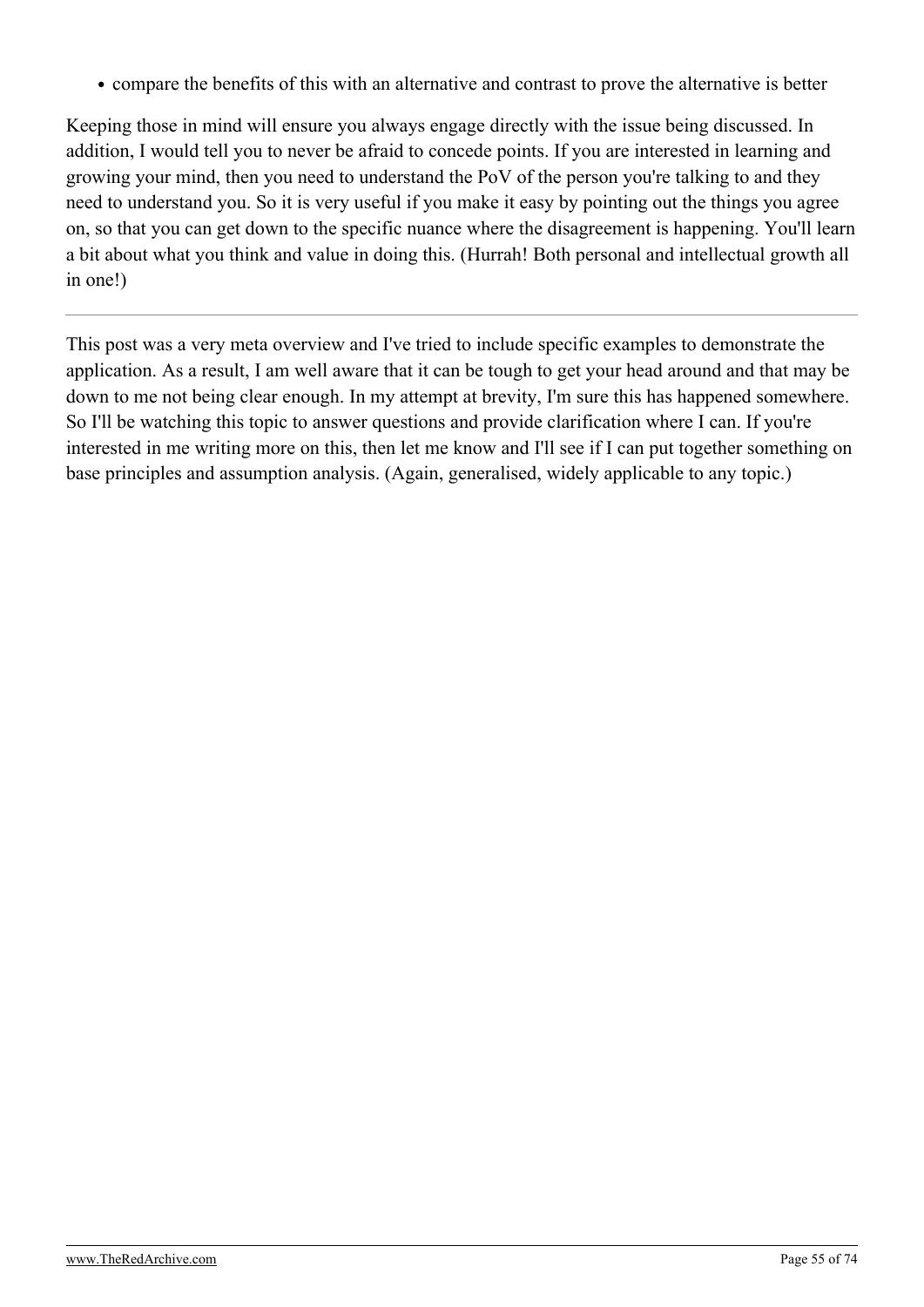- compare the benefits of this with an alternative and contrast to prove the alternative is better

Keeping those in mind will ensure you always engage directly with the issue being discussed. In addition, I would tell you to never be afraid to concede points. If you are interested in learning and growing your mind, then you need to understand the PoV of the person you're talking to and they need to understand you. So it is very useful if you make it easy by pointing out the things you agree on, so that you can get down to the specific nuance where the disagreement is happening. You'll learn a bit about what you think and value in doing this. (Hurrah! Both personal and intellectual growth all in one!)

---

This post was a very meta overview and I've tried to include specific examples to demonstrate the application. As a result, I am well aware that it can be tough to get your head around and that may be down to me not being clear enough. In my attempt at brevity, I'm sure this has happened somewhere. So I'll be watching this topic to answer questions and provide clarification where I can. If you're interested in me writing more on this, then let me know and I'll see if I can put together something on base principles and assumption analysis. (Again, generalised, widely applicable to any topic.)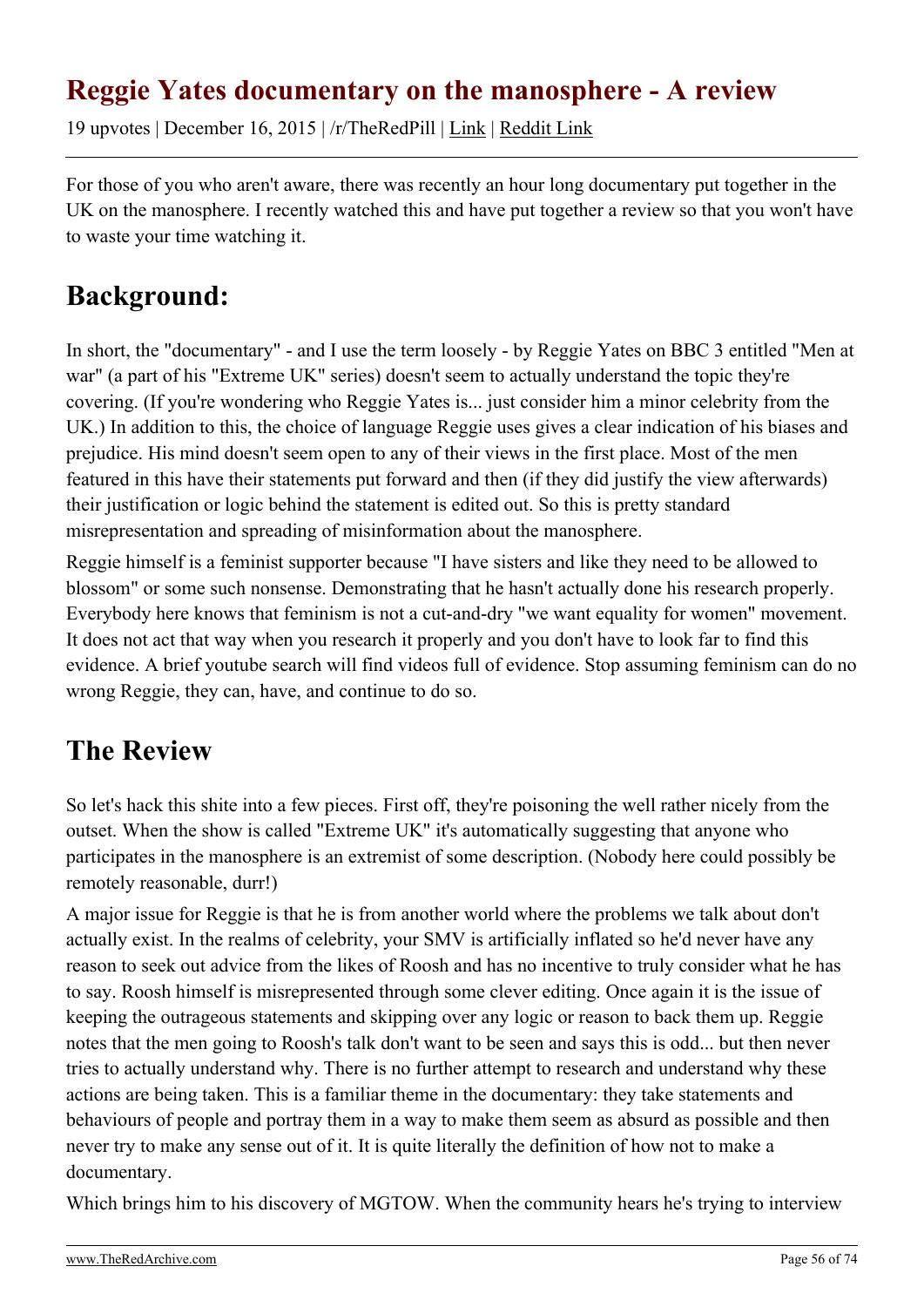# Reggie Yates documentary on the manosphere - A review

19 upvotes | December 16, 2015 | /r/TheRedPill | Link | Reddit Link

For those of you who aren't aware, there was recently an hour long documentary put together in the UK on the manosphere. I recently watched this and have put together a review so that you won't have to waste your time watching it.

## Background:

In short, the "documentary" - and I use the term loosely - by Reggie Yates on BBC 3 entitled "Men at war" (a part of his "Extreme UK" series) doesn't seem to actually understand the topic they're covering. (If you're wondering who Reggie Yates is... just consider him a minor celebrity from the UK.) In addition to this, the choice of language Reggie uses gives a clear indication of his biases and prejudice. His mind doesn't seem open to any of their views in the first place. Most of the men featured in this have their statements put forward and then (if they did justify the view afterwards) their justification or logic behind the statement is edited out. So this is pretty standard misrepresentation and spreading of misinformation about the manosphere.

Reggie himself is a feminist supporter because "I have sisters and like they need to be allowed to blossom" or some such nonsense. Demonstrating that he hasn't actually done his research properly. Everybody here knows that feminism is not a cut-and-dry "we want equality for women" movement. It does not act that way when you research it properly and you don't have to look far to find this evidence. A brief youtube search will find videos full of evidence. Stop assuming feminism can do no wrong Reggie, they can, have, and continue to do so.

## The Review

So let's hack this shite into a few pieces. First off, they're poisoning the well rather nicely from the outset. When the show is called "Extreme UK" it's automatically suggesting that anyone who participates in the manosphere is an extremist of some description. (Nobody here could possibly be remotely reasonable, durr!)

A major issue for Reggie is that he is from another world where the problems we talk about don't actually exist. In the realms of celebrity, your SMV is artificially inflated so he'd never have any reason to seek out advice from the likes of Roosh and has no incentive to truly consider what he has to say. Roosh himself is misrepresented through some clever editing. Once again it is the issue of keeping the outrageous statements and skipping over any logic or reason to back them up. Reggie notes that the men going to Roosh's talk don't want to be seen and says this is odd... but then never tries to actually understand why. There is no further attempt to research and understand why these actions are being taken. This is a familiar theme in the documentary: they take statements and behaviours of people and portray them in a way to make them seem as absurd as possible and then never try to make any sense out of it. It is quite literally the definition of how not to make a documentary.

Which brings him to his discovery of MGTOW. When the community hears he's trying to interview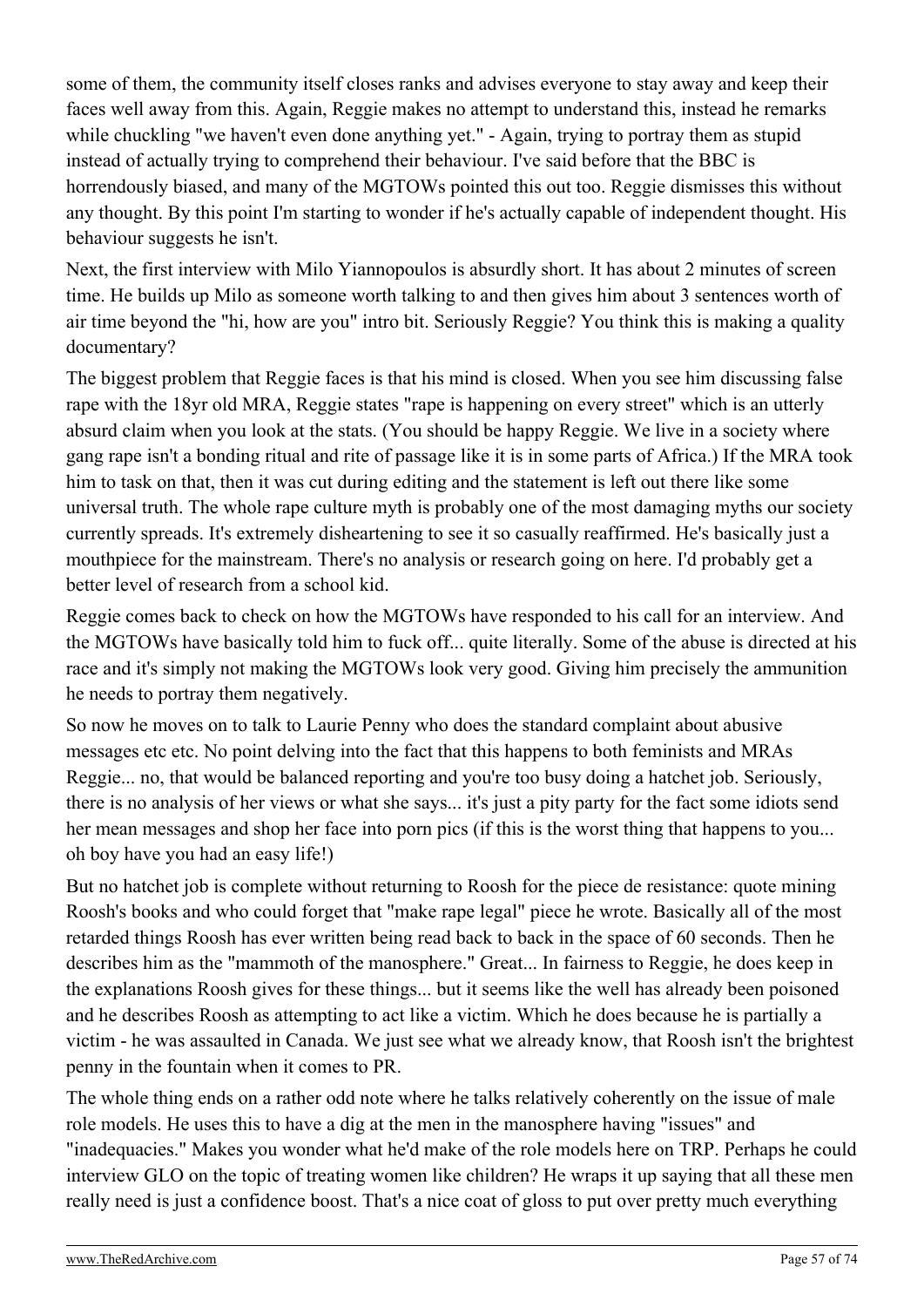some of them, the community itself closes ranks and advises everyone to stay away and keep their faces well away from this. Again, Reggie makes no attempt to understand this, instead he remarks while chuckling "we haven't even done anything yet." - Again, trying to portray them as stupid instead of actually trying to comprehend their behaviour. I've said before that the BBC is horrendously biased, and many of the MGTOWs pointed this out too. Reggie dismisses this without any thought. By this point I'm starting to wonder if he's actually capable of independent thought. His behaviour suggests he isn't.

Next, the first interview with Milo Yiannopoulos is absurdly short. It has about 2 minutes of screen time. He builds up Milo as someone worth talking to and then gives him about 3 sentences worth of air time beyond the "hi, how are you" intro bit. Seriously Reggie? You think this is making a quality documentary?

The biggest problem that Reggie faces is that his mind is closed. When you see him discussing false rape with the 18yr old MRA, Reggie states "rape is happening on every street" which is an utterly absurd claim when you look at the stats. (You should be happy Reggie. We live in a society where gang rape isn't a bonding ritual and rite of passage like it is in some parts of Africa.) If the MRA took him to task on that, then it was cut during editing and the statement is left out there like some universal truth. The whole rape culture myth is probably one of the most damaging myths our society currently spreads. It's extremely disheartening to see it so casually reaffirmed. He's basically just a mouthpiece for the mainstream. There's no analysis or research going on here. I'd probably get a better level of research from a school kid.

Reggie comes back to check on how the MGTOWs have responded to his call for an interview. And the MGTOWs have basically told him to fuck off... quite literally. Some of the abuse is directed at his race and it's simply not making the MGTOWs look very good. Giving him precisely the ammunition he needs to portray them negatively.

So now he moves on to talk to Laurie Penny who does the standard complaint about abusive messages etc etc. No point delving into the fact that this happens to both feminists and MRAs Reggie... no, that would be balanced reporting and you're too busy doing a hatchet job. Seriously, there is no analysis of her views or what she says... it's just a pity party for the fact some idiots send her mean messages and shop her face into porn pics (if this is the worst thing that happens to you... oh boy have you had an easy life!)

But no hatchet job is complete without returning to Roosh for the piece de resistance: quote mining Roosh's books and who could forget that "make rape legal" piece he wrote. Basically all of the most retarded things Roosh has ever written being read back to back in the space of 60 seconds. Then he describes him as the "mammoth of the manosphere." Great... In fairness to Reggie, he does keep in the explanations Roosh gives for these things... but it seems like the well has already been poisoned and he describes Roosh as attempting to act like a victim. Which he does because he is partially a victim - he was assaulted in Canada. We just see what we already know, that Roosh isn't the brightest penny in the fountain when it comes to PR.

The whole thing ends on a rather odd note where he talks relatively coherently on the issue of male role models. He uses this to have a dig at the men in the manosphere having "issues" and "inadequacies." Makes you wonder what he'd make of the role models here on TRP. Perhaps he could interview GLO on the topic of treating women like children? He wraps it up saying that all these men really need is just a confidence boost. That's a nice coat of gloss to put over pretty much everything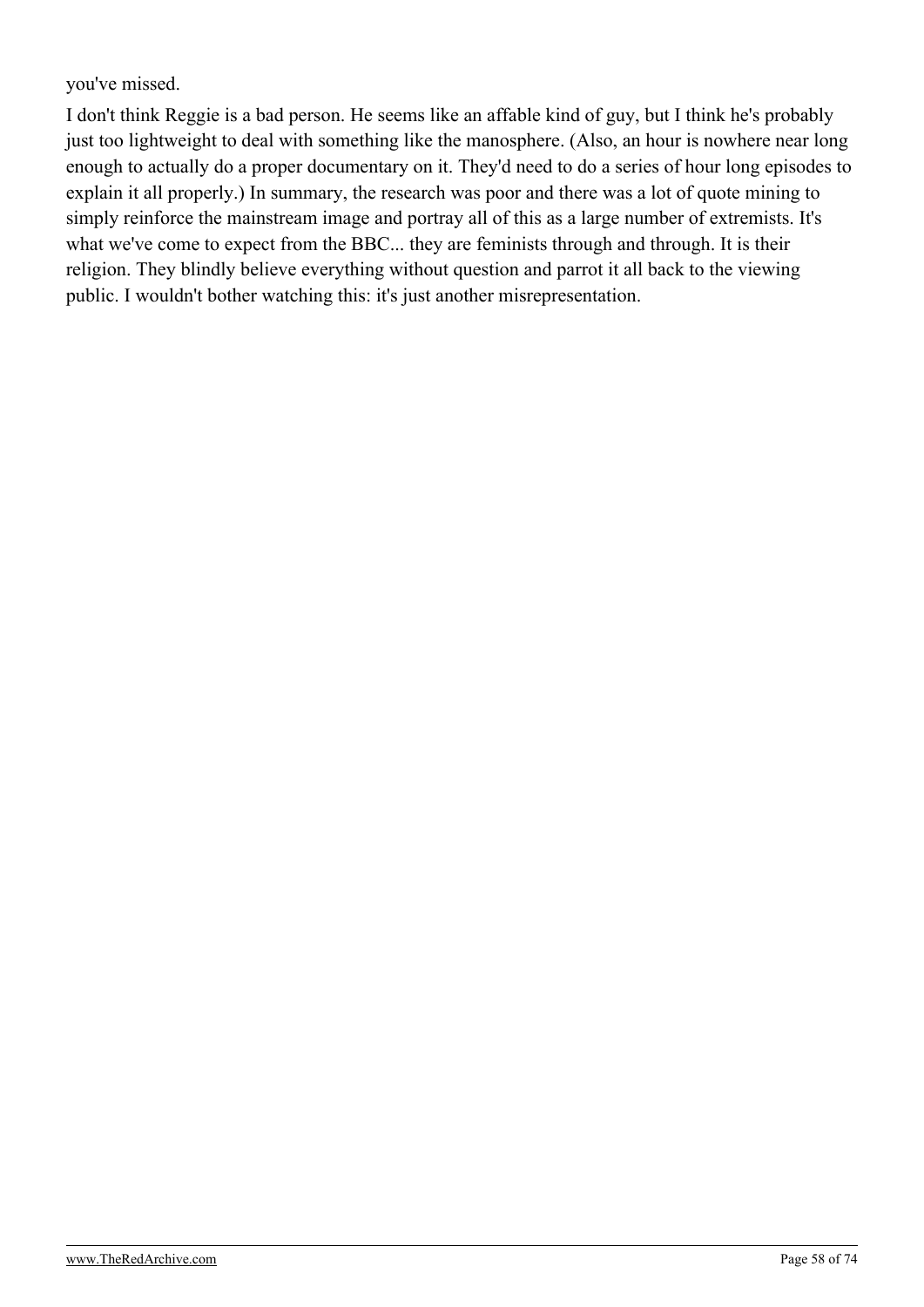you've missed.

I don't think Reggie is a bad person. He seems like an affable kind of guy, but I think he's probably just too lightweight to deal with something like the manosphere. (Also, an hour is nowhere near long enough to actually do a proper documentary on it. They'd need to do a series of hour long episodes to explain it all properly.) In summary, the research was poor and there was a lot of quote mining to simply reinforce the mainstream image and portray all of this as a large number of extremists. It's what we've come to expect from the BBC... they are feminists through and through. It is their religion. They blindly believe everything without question and parrot it all back to the viewing public. I wouldn't bother watching this: it's just another misrepresentation.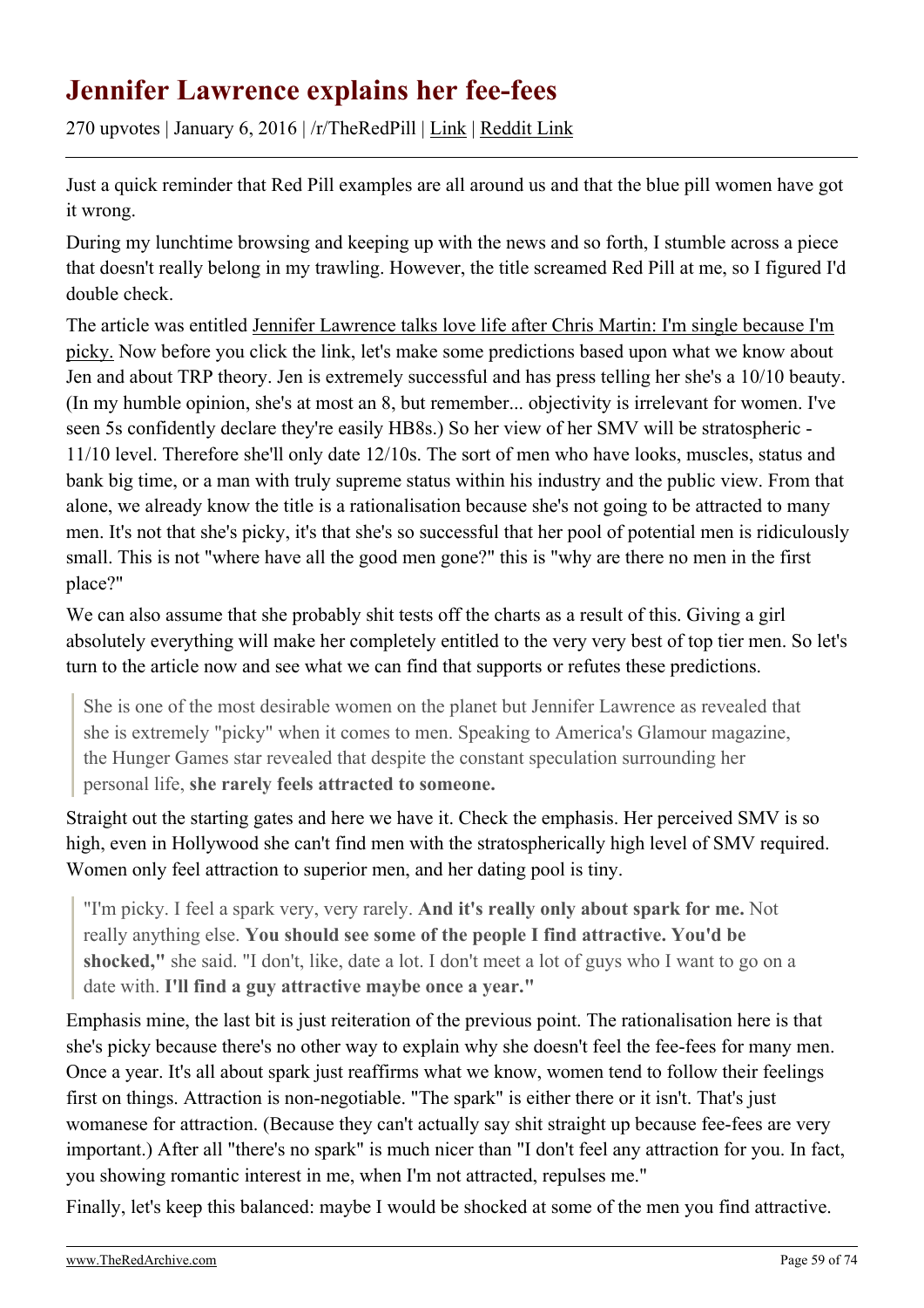# Jennifer Lawrence explains her fee-fees

270 upvotes | January 6, 2016 | /r/TheRedPill | Link | Reddit Link

---

Just a quick reminder that Red Pill examples are all around us and that the blue pill women have got it wrong.

During my lunchtime browsing and keeping up with the news and so forth, I stumble across a piece that doesn't really belong in my trawling. However, the title screamed Red Pill at me, so I figured I'd double check.

The article was entitled Jennifer Lawrence talks love life after Chris Martin: I'm single because I'm picky. Now before you click the link, let's make some predictions based upon what we know about Jen and about TRP theory. Jen is extremely successful and has press telling her she's a 10/10 beauty. (In my humble opinion, she's at most an 8, but remember... objectivity is irrelevant for women. I've seen 5s confidently declare they're easily HB8s.) So her view of her SMV will be stratospheric - 11/10 level. Therefore she'll only date 12/10s. The sort of men who have looks, muscles, status and bank big time, or a man with truly supreme status within his industry and the public view. From that alone, we already know the title is a rationalisation because she's not going to be attracted to many men. It's not that she's picky, it's that she's so successful that her pool of potential men is ridiculously small. This is not "where have all the good men gone?" this is "why are there no men in the first place?"

We can also assume that she probably shit tests off the charts as a result of this. Giving a girl absolutely everything will make her completely entitled to the very very best of top tier men. So let's turn to the article now and see what we can find that supports or refutes these predictions.

> She is one of the most desirable women on the planet but Jennifer Lawrence as revealed that she is extremely "picky" when it comes to men. Speaking to America's Glamour magazine, the Hunger Games star revealed that despite the constant speculation surrounding her personal life, **she rarely feels attracted to someone.**

Straight out the starting gates and here we have it. Check the emphasis. Her perceived SMV is so high, even in Hollywood she can't find men with the stratospherically high level of SMV required. Women only feel attraction to superior men, and her dating pool is tiny.

> "I'm picky. I feel a spark very, very rarely. **And it's really only about spark for me.** Not really anything else. **You should see some of the people I find attractive. You'd be shocked,"** she said. "I don't, like, date a lot. I don't meet a lot of guys who I want to go on a date with. **I'll find a guy attractive maybe once a year."**

Emphasis mine, the last bit is just reiteration of the previous point. The rationalisation here is that she's picky because there's no other way to explain why she doesn't feel the fee-fees for many men. Once a year. It's all about spark just reaffirms what we know, women tend to follow their feelings first on things. Attraction is non-negotiable. "The spark" is either there or it isn't. That's just womanese for attraction. (Because they can't actually say shit straight up because fee-fees are very important.) After all "there's no spark" is much nicer than "I don't feel any attraction for you. In fact, you showing romantic interest in me, when I'm not attracted, repulses me."

Finally, let's keep this balanced: maybe I would be shocked at some of the men you find attractive.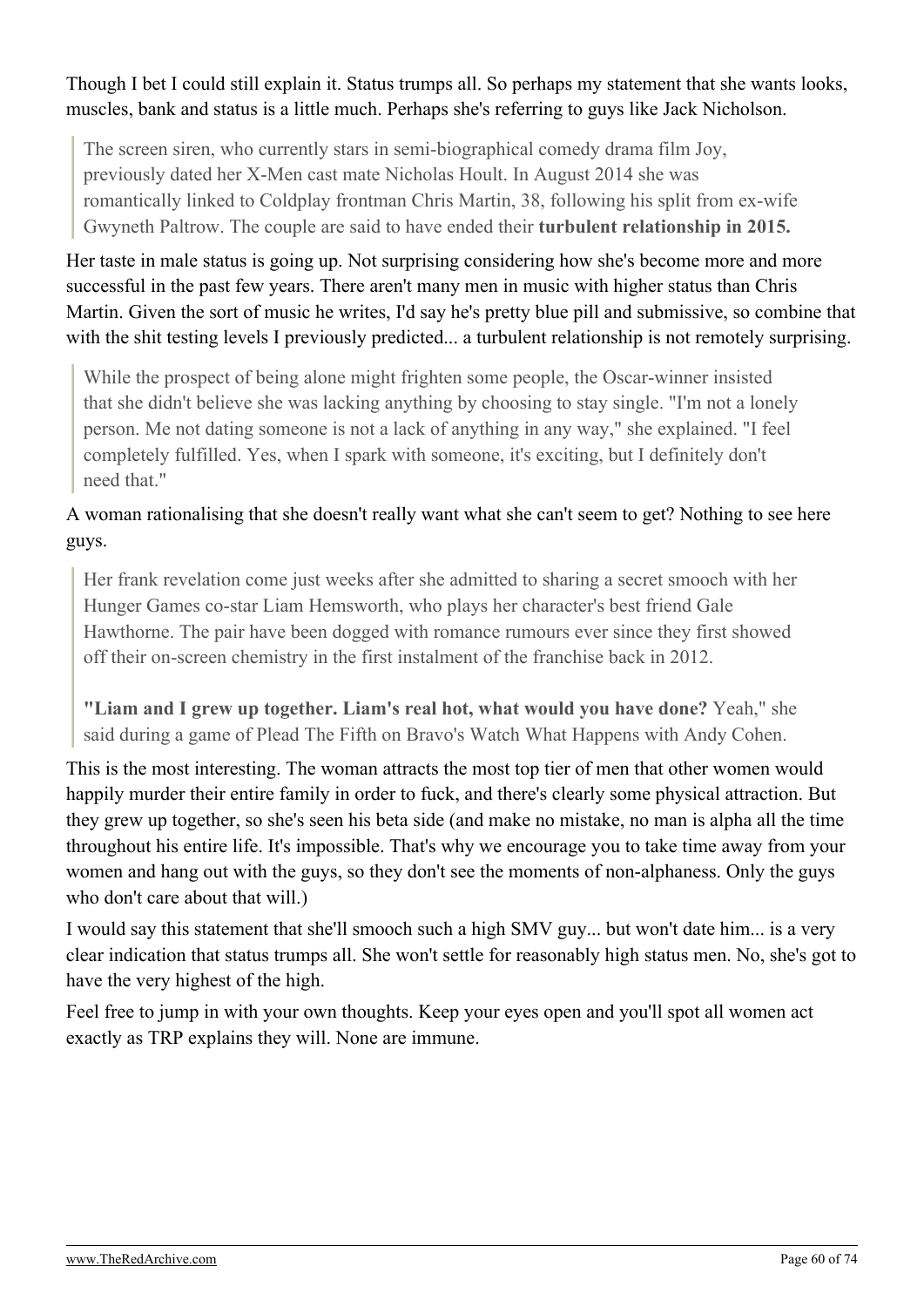Though I bet I could still explain it. Status trumps all. So perhaps my statement that she wants looks, muscles, bank and status is a little much. Perhaps she's referring to guys like Jack Nicholson.

> The screen siren, who currently stars in semi-biographical comedy drama film Joy, previously dated her X-Men cast mate Nicholas Hoult. In August 2014 she was romantically linked to Coldplay frontman Chris Martin, 38, following his split from ex-wife Gwyneth Paltrow. The couple are said to have ended their **turbulent relationship in 2015.**

Her taste in male status is going up. Not surprising considering how she's become more and more successful in the past few years. There aren't many men in music with higher status than Chris Martin. Given the sort of music he writes, I'd say he's pretty blue pill and submissive, so combine that with the shit testing levels I previously predicted... a turbulent relationship is not remotely surprising.

> While the prospect of being alone might frighten some people, the Oscar-winner insisted that she didn't believe she was lacking anything by choosing to stay single. "I'm not a lonely person. Me not dating someone is not a lack of anything in any way," she explained. "I feel completely fulfilled. Yes, when I spark with someone, it's exciting, but I definitely don't need that."

A woman rationalising that she doesn't really want what she can't seem to get? Nothing to see here guys.

> Her frank revelation come just weeks after she admitted to sharing a secret smooch with her Hunger Games co-star Liam Hemsworth, who plays her character's best friend Gale Hawthorne. The pair have been dogged with romance rumours ever since they first showed off their on-screen chemistry in the first instalment of the franchise back in 2012.
>
> **"Liam and I grew up together. Liam's real hot, what would you have done?** Yeah," she said during a game of Plead The Fifth on Bravo's Watch What Happens with Andy Cohen.

This is the most interesting. The woman attracts the most top tier of men that other women would happily murder their entire family in order to fuck, and there's clearly some physical attraction. But they grew up together, so she's seen his beta side (and make no mistake, no man is alpha all the time throughout his entire life. It's impossible. That's why we encourage you to take time away from your women and hang out with the guys, so they don't see the moments of non-alphaness. Only the guys who don't care about that will.)

I would say this statement that she'll smooch such a high SMV guy... but won't date him... is a very clear indication that status trumps all. She won't settle for reasonably high status men. No, she's got to have the very highest of the high.

Feel free to jump in with your own thoughts. Keep your eyes open and you'll spot all women act exactly as TRP explains they will. None are immune.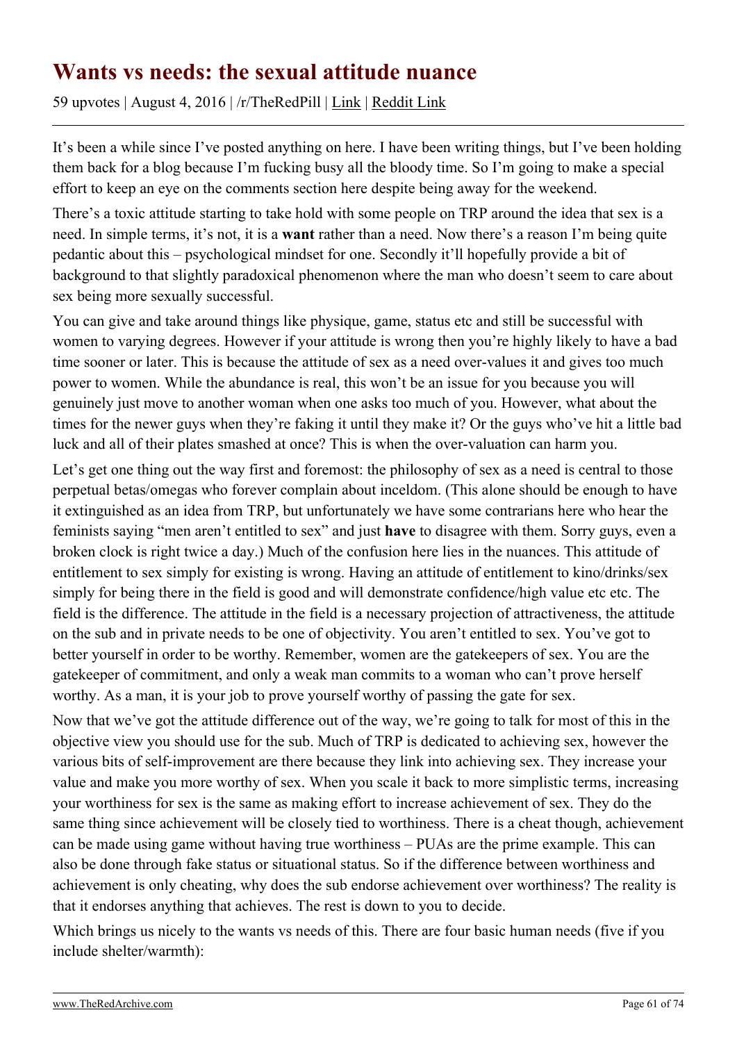# Wants vs needs: the sexual attitude nuance

59 upvotes | August 4, 2016 | /r/TheRedPill | Link | Reddit Link

It's been a while since I've posted anything on here. I have been writing things, but I've been holding them back for a blog because I'm fucking busy all the bloody time. So I'm going to make a special effort to keep an eye on the comments section here despite being away for the weekend.

There's a toxic attitude starting to take hold with some people on TRP around the idea that sex is a need. In simple terms, it's not, it is a **want** rather than a need. Now there's a reason I'm being quite pedantic about this – psychological mindset for one. Secondly it'll hopefully provide a bit of background to that slightly paradoxical phenomenon where the man who doesn't seem to care about sex being more sexually successful.

You can give and take around things like physique, game, status etc and still be successful with women to varying degrees. However if your attitude is wrong then you're highly likely to have a bad time sooner or later. This is because the attitude of sex as a need over-values it and gives too much power to women. While the abundance is real, this won't be an issue for you because you will genuinely just move to another woman when one asks too much of you. However, what about the times for the newer guys when they're faking it until they make it? Or the guys who've hit a little bad luck and all of their plates smashed at once? This is when the over-valuation can harm you.

Let's get one thing out the way first and foremost: the philosophy of sex as a need is central to those perpetual betas/omegas who forever complain about inceldom. (This alone should be enough to have it extinguished as an idea from TRP, but unfortunately we have some contrarians here who hear the feminists saying "men aren't entitled to sex" and just **have** to disagree with them. Sorry guys, even a broken clock is right twice a day.) Much of the confusion here lies in the nuances. This attitude of entitlement to sex simply for existing is wrong. Having an attitude of entitlement to kino/drinks/sex simply for being there in the field is good and will demonstrate confidence/high value etc etc. The field is the difference. The attitude in the field is a necessary projection of attractiveness, the attitude on the sub and in private needs to be one of objectivity. You aren't entitled to sex. You've got to better yourself in order to be worthy. Remember, women are the gatekeepers of sex. You are the gatekeeper of commitment, and only a weak man commits to a woman who can't prove herself worthy. As a man, it is your job to prove yourself worthy of passing the gate for sex.

Now that we've got the attitude difference out of the way, we're going to talk for most of this in the objective view you should use for the sub. Much of TRP is dedicated to achieving sex, however the various bits of self-improvement are there because they link into achieving sex. They increase your value and make you more worthy of sex. When you scale it back to more simplistic terms, increasing your worthiness for sex is the same as making effort to increase achievement of sex. They do the same thing since achievement will be closely tied to worthiness. There is a cheat though, achievement can be made using game without having true worthiness – PUAs are the prime example. This can also be done through fake status or situational status. So if the difference between worthiness and achievement is only cheating, why does the sub endorse achievement over worthiness? The reality is that it endorses anything that achieves. The rest is down to you to decide.

Which brings us nicely to the wants vs needs of this. There are four basic human needs (five if you include shelter/warmth):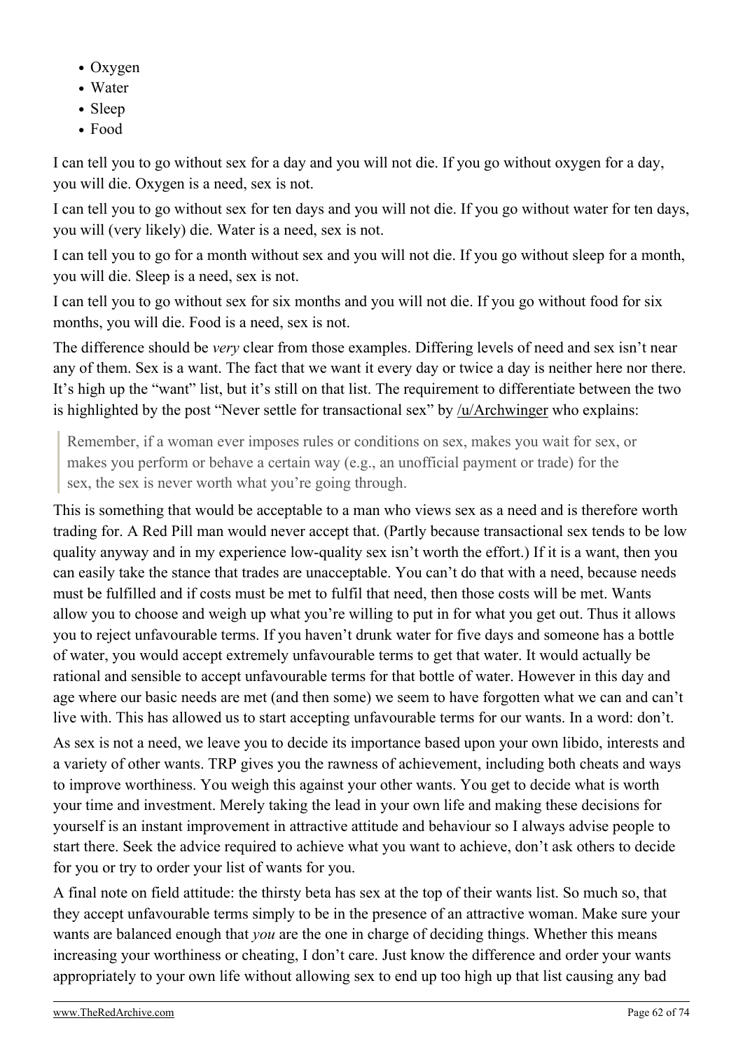- Oxygen
- Water
- Sleep
- Food

I can tell you to go without sex for a day and you will not die. If you go without oxygen for a day, you will die. Oxygen is a need, sex is not.

I can tell you to go without sex for ten days and you will not die. If you go without water for ten days, you will (very likely) die. Water is a need, sex is not.

I can tell you to go for a month without sex and you will not die. If you go without sleep for a month, you will die. Sleep is a need, sex is not.

I can tell you to go without sex for six months and you will not die. If you go without food for six months, you will die. Food is a need, sex is not.

The difference should be *very* clear from those examples. Differing levels of need and sex isn't near any of them. Sex is a want. The fact that we want it every day or twice a day is neither here nor there. It's high up the "want" list, but it's still on that list. The requirement to differentiate between the two is highlighted by the post "Never settle for transactional sex" by /u/Archwinger who explains:

> Remember, if a woman ever imposes rules or conditions on sex, makes you wait for sex, or makes you perform or behave a certain way (e.g., an unofficial payment or trade) for the sex, the sex is never worth what you're going through.

This is something that would be acceptable to a man who views sex as a need and is therefore worth trading for. A Red Pill man would never accept that. (Partly because transactional sex tends to be low quality anyway and in my experience low-quality sex isn't worth the effort.) If it is a want, then you can easily take the stance that trades are unacceptable. You can't do that with a need, because needs must be fulfilled and if costs must be met to fulfil that need, then those costs will be met. Wants allow you to choose and weigh up what you're willing to put in for what you get out. Thus it allows you to reject unfavourable terms. If you haven't drunk water for five days and someone has a bottle of water, you would accept extremely unfavourable terms to get that water. It would actually be rational and sensible to accept unfavourable terms for that bottle of water. However in this day and age where our basic needs are met (and then some) we seem to have forgotten what we can and can't live with. This has allowed us to start accepting unfavourable terms for our wants. In a word: don't.

As sex is not a need, we leave you to decide its importance based upon your own libido, interests and a variety of other wants. TRP gives you the rawness of achievement, including both cheats and ways to improve worthiness. You weigh this against your other wants. You get to decide what is worth your time and investment. Merely taking the lead in your own life and making these decisions for yourself is an instant improvement in attractive attitude and behaviour so I always advise people to start there. Seek the advice required to achieve what you want to achieve, don't ask others to decide for you or try to order your list of wants for you.

A final note on field attitude: the thirsty beta has sex at the top of their wants list. So much so, that they accept unfavourable terms simply to be in the presence of an attractive woman. Make sure your wants are balanced enough that *you* are the one in charge of deciding things. Whether this means increasing your worthiness or cheating, I don't care. Just know the difference and order your wants appropriately to your own life without allowing sex to end up too high up that list causing any bad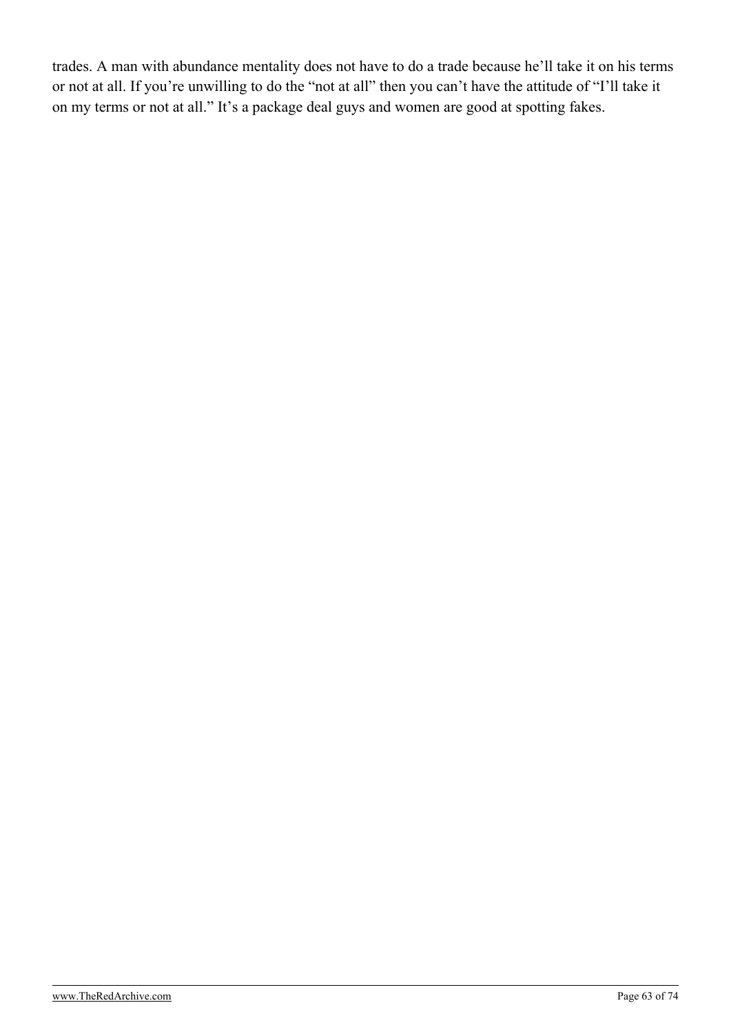trades. A man with abundance mentality does not have to do a trade because he'll take it on his terms or not at all. If you're unwilling to do the "not at all" then you can't have the attitude of "I'll take it on my terms or not at all." It's a package deal guys and women are good at spotting fakes.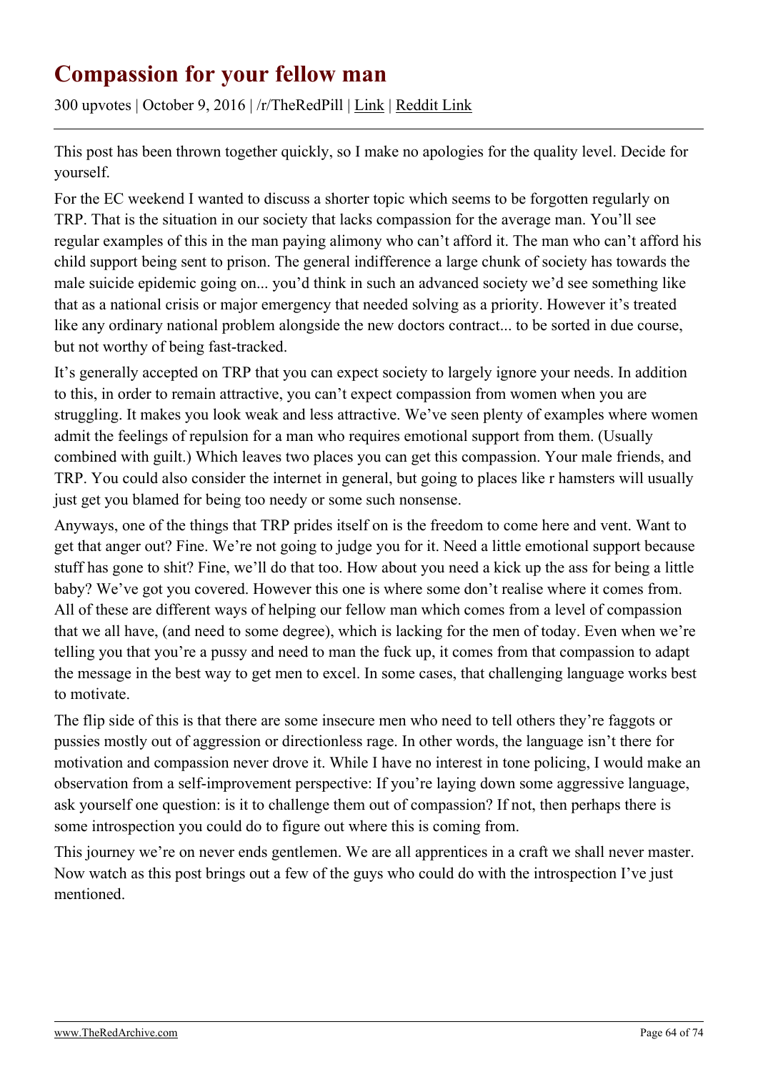# Compassion for your fellow man

300 upvotes | October 9, 2016 | /r/TheRedPill | Link | Reddit Link

---

This post has been thrown together quickly, so I make no apologies for the quality level. Decide for yourself.

For the EC weekend I wanted to discuss a shorter topic which seems to be forgotten regularly on TRP. That is the situation in our society that lacks compassion for the average man. You'll see regular examples of this in the man paying alimony who can't afford it. The man who can't afford his child support being sent to prison. The general indifference a large chunk of society has towards the male suicide epidemic going on... you'd think in such an advanced society we'd see something like that as a national crisis or major emergency that needed solving as a priority. However it's treated like any ordinary national problem alongside the new doctors contract... to be sorted in due course, but not worthy of being fast-tracked.

It's generally accepted on TRP that you can expect society to largely ignore your needs. In addition to this, in order to remain attractive, you can't expect compassion from women when you are struggling. It makes you look weak and less attractive. We've seen plenty of examples where women admit the feelings of repulsion for a man who requires emotional support from them. (Usually combined with guilt.) Which leaves two places you can get this compassion. Your male friends, and TRP. You could also consider the internet in general, but going to places like r hamsters will usually just get you blamed for being too needy or some such nonsense.

Anyways, one of the things that TRP prides itself on is the freedom to come here and vent. Want to get that anger out? Fine. We're not going to judge you for it. Need a little emotional support because stuff has gone to shit? Fine, we'll do that too. How about you need a kick up the ass for being a little baby? We've got you covered. However this one is where some don't realise where it comes from. All of these are different ways of helping our fellow man which comes from a level of compassion that we all have, (and need to some degree), which is lacking for the men of today. Even when we're telling you that you're a pussy and need to man the fuck up, it comes from that compassion to adapt the message in the best way to get men to excel. In some cases, that challenging language works best to motivate.

The flip side of this is that there are some insecure men who need to tell others they're faggots or pussies mostly out of aggression or directionless rage. In other words, the language isn't there for motivation and compassion never drove it. While I have no interest in tone policing, I would make an observation from a self-improvement perspective: If you're laying down some aggressive language, ask yourself one question: is it to challenge them out of compassion? If not, then perhaps there is some introspection you could do to figure out where this is coming from.

This journey we're on never ends gentlemen. We are all apprentices in a craft we shall never master. Now watch as this post brings out a few of the guys who could do with the introspection I've just mentioned.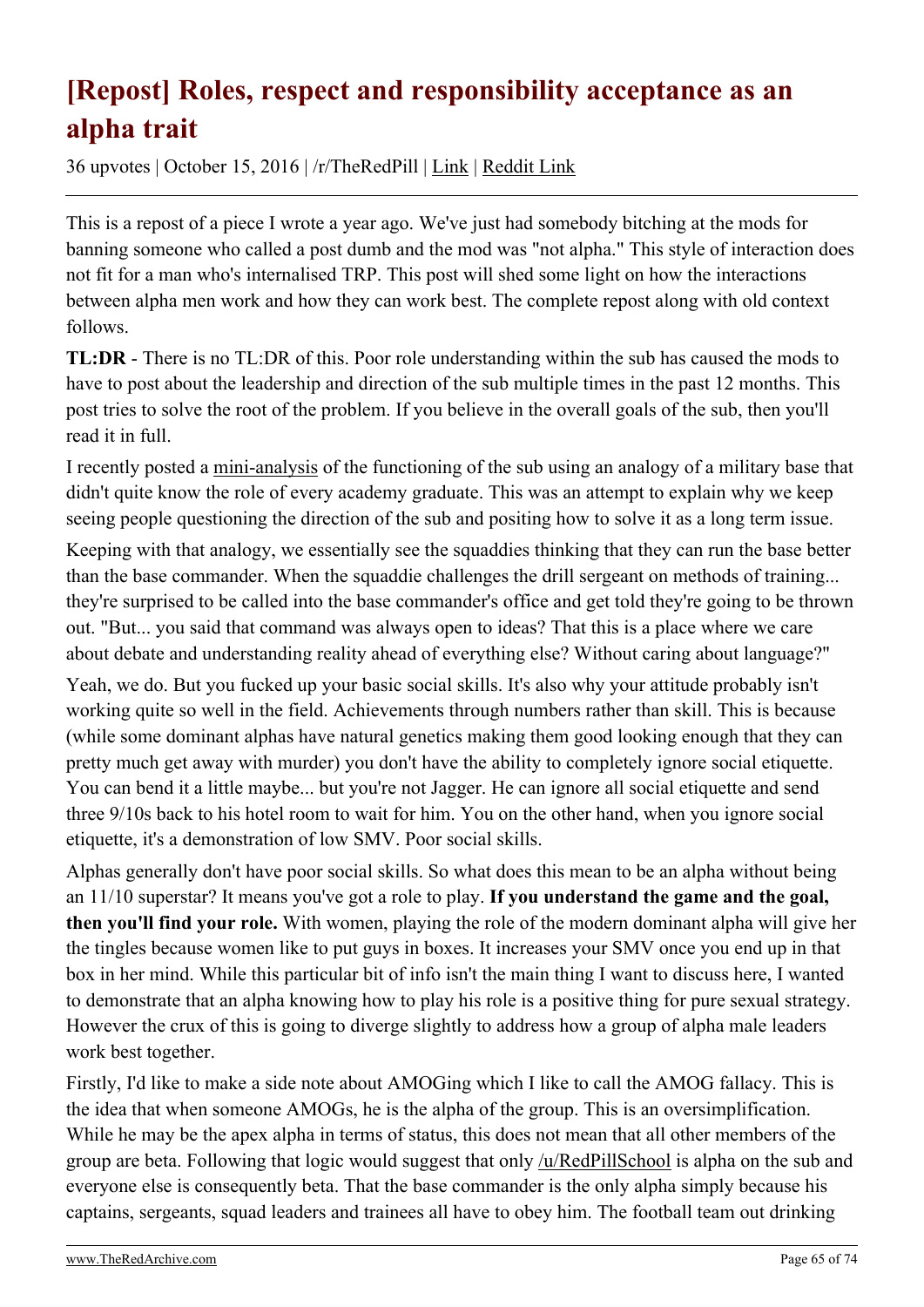# [Repost] Roles, respect and responsibility acceptance as an alpha trait

36 upvotes | October 15, 2016 | /r/TheRedPill | Link | Reddit Link

This is a repost of a piece I wrote a year ago. We've just had somebody bitching at the mods for banning someone who called a post dumb and the mod was "not alpha." This style of interaction does not fit for a man who's internalised TRP. This post will shed some light on how the interactions between alpha men work and how they can work best. The complete repost along with old context follows.

**TL:DR** - There is no TL:DR of this. Poor role understanding within the sub has caused the mods to have to post about the leadership and direction of the sub multiple times in the past 12 months. This post tries to solve the root of the problem. If you believe in the overall goals of the sub, then you'll read it in full.

I recently posted a mini-analysis of the functioning of the sub using an analogy of a military base that didn't quite know the role of every academy graduate. This was an attempt to explain why we keep seeing people questioning the direction of the sub and positing how to solve it as a long term issue.

Keeping with that analogy, we essentially see the squaddies thinking that they can run the base better than the base commander. When the squaddie challenges the drill sergeant on methods of training... they're surprised to be called into the base commander's office and get told they're going to be thrown out. "But... you said that command was always open to ideas? That this is a place where we care about debate and understanding reality ahead of everything else? Without caring about language?"

Yeah, we do. But you fucked up your basic social skills. It's also why your attitude probably isn't working quite so well in the field. Achievements through numbers rather than skill. This is because (while some dominant alphas have natural genetics making them good looking enough that they can pretty much get away with murder) you don't have the ability to completely ignore social etiquette. You can bend it a little maybe... but you're not Jagger. He can ignore all social etiquette and send three 9/10s back to his hotel room to wait for him. You on the other hand, when you ignore social etiquette, it's a demonstration of low SMV. Poor social skills.

Alphas generally don't have poor social skills. So what does this mean to be an alpha without being an 11/10 superstar? It means you've got a role to play. **If you understand the game and the goal, then you'll find your role.** With women, playing the role of the modern dominant alpha will give her the tingles because women like to put guys in boxes. It increases your SMV once you end up in that box in her mind. While this particular bit of info isn't the main thing I want to discuss here, I wanted to demonstrate that an alpha knowing how to play his role is a positive thing for pure sexual strategy. However the crux of this is going to diverge slightly to address how a group of alpha male leaders work best together.

Firstly, I'd like to make a side note about AMOGing which I like to call the AMOG fallacy. This is the idea that when someone AMOGs, he is the alpha of the group. This is an oversimplification. While he may be the apex alpha in terms of status, this does not mean that all other members of the group are beta. Following that logic would suggest that only /u/RedPillSchool is alpha on the sub and everyone else is consequently beta. That the base commander is the only alpha simply because his captains, sergeants, squad leaders and trainees all have to obey him. The football team out drinking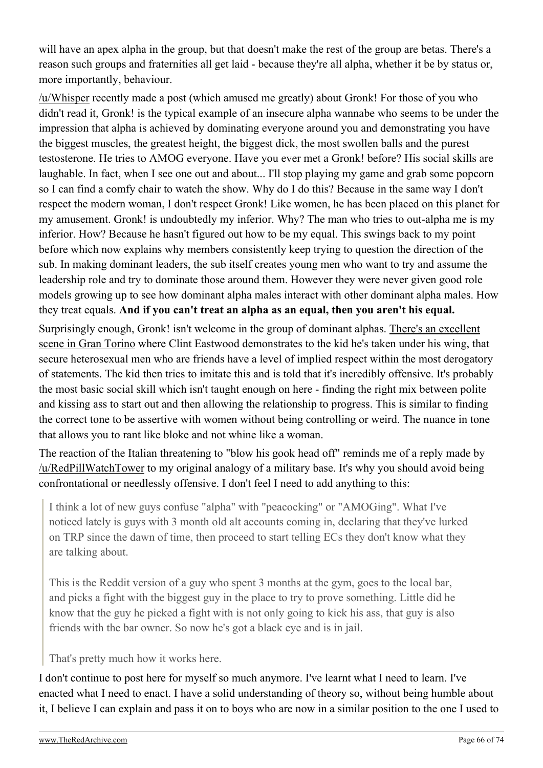will have an apex alpha in the group, but that doesn't make the rest of the group are betas. There's a reason such groups and fraternities all get laid - because they're all alpha, whether it be by status or, more importantly, behaviour.

/u/Whisper recently made a post (which amused me greatly) about Gronk! For those of you who didn't read it, Gronk! is the typical example of an insecure alpha wannabe who seems to be under the impression that alpha is achieved by dominating everyone around you and demonstrating you have the biggest muscles, the greatest height, the biggest dick, the most swollen balls and the purest testosterone. He tries to AMOG everyone. Have you ever met a Gronk! before? His social skills are laughable. In fact, when I see one out and about... I'll stop playing my game and grab some popcorn so I can find a comfy chair to watch the show. Why do I do this? Because in the same way I don't respect the modern woman, I don't respect Gronk! Like women, he has been placed on this planet for my amusement. Gronk! is undoubtedly my inferior. Why? The man who tries to out-alpha me is my inferior. How? Because he hasn't figured out how to be my equal. This swings back to my point before which now explains why members consistently keep trying to question the direction of the sub. In making dominant leaders, the sub itself creates young men who want to try and assume the leadership role and try to dominate those around them. However they were never given good role models growing up to see how dominant alpha males interact with other dominant alpha males. How they treat equals. **And if you can't treat an alpha as an equal, then you aren't his equal.**

Surprisingly enough, Gronk! isn't welcome in the group of dominant alphas. There's an excellent scene in Gran Torino where Clint Eastwood demonstrates to the kid he's taken under his wing, that secure heterosexual men who are friends have a level of implied respect within the most derogatory of statements. The kid then tries to imitate this and is told that it's incredibly offensive. It's probably the most basic social skill which isn't taught enough on here - finding the right mix between polite and kissing ass to start out and then allowing the relationship to progress. This is similar to finding the correct tone to be assertive with women without being controlling or weird. The nuance in tone that allows you to rant like bloke and not whine like a woman.

The reaction of the Italian threatening to "blow his gook head off" reminds me of a reply made by /u/RedPillWatchTower to my original analogy of a military base. It's why you should avoid being confrontational or needlessly offensive. I don't feel I need to add anything to this:

> I think a lot of new guys confuse "alpha" with "peacocking" or "AMOGing". What I've noticed lately is guys with 3 month old alt accounts coming in, declaring that they've lurked on TRP since the dawn of time, then proceed to start telling ECs they don't know what they are talking about.
>
> This is the Reddit version of a guy who spent 3 months at the gym, goes to the local bar, and picks a fight with the biggest guy in the place to try to prove something. Little did he know that the guy he picked a fight with is not only going to kick his ass, that guy is also friends with the bar owner. So now he's got a black eye and is in jail.
>
> That's pretty much how it works here.

I don't continue to post here for myself so much anymore. I've learnt what I need to learn. I've enacted what I need to enact. I have a solid understanding of theory so, without being humble about it, I believe I can explain and pass it on to boys who are now in a similar position to the one I used to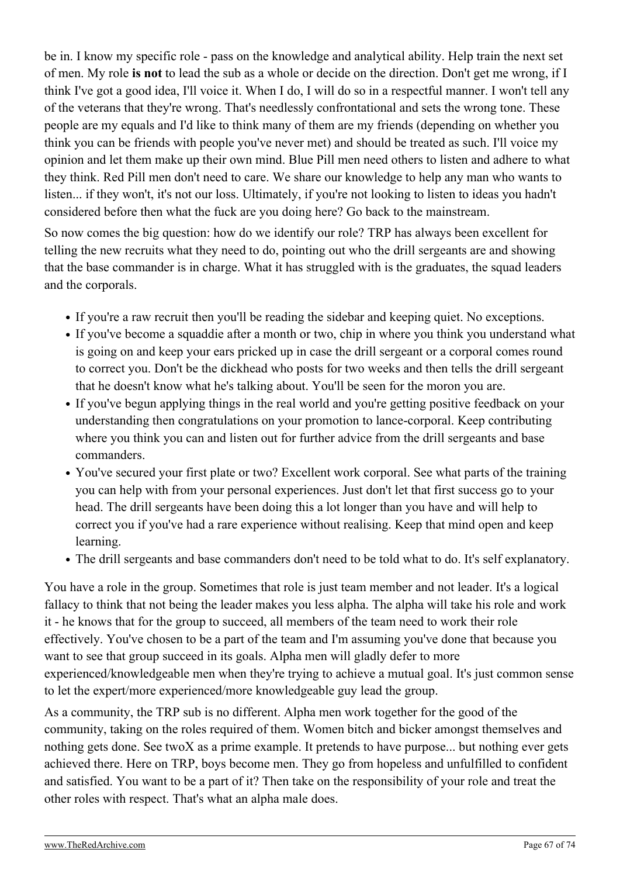be in. I know my specific role - pass on the knowledge and analytical ability. Help train the next set of men. My role **is not** to lead the sub as a whole or decide on the direction. Don't get me wrong, if I think I've got a good idea, I'll voice it. When I do, I will do so in a respectful manner. I won't tell any of the veterans that they're wrong. That's needlessly confrontational and sets the wrong tone. These people are my equals and I'd like to think many of them are my friends (depending on whether you think you can be friends with people you've never met) and should be treated as such. I'll voice my opinion and let them make up their own mind. Blue Pill men need others to listen and adhere to what they think. Red Pill men don't need to care. We share our knowledge to help any man who wants to listen... if they won't, it's not our loss. Ultimately, if you're not looking to listen to ideas you hadn't considered before then what the fuck are you doing here? Go back to the mainstream.

So now comes the big question: how do we identify our role? TRP has always been excellent for telling the new recruits what they need to do, pointing out who the drill sergeants are and showing that the base commander is in charge. What it has struggled with is the graduates, the squad leaders and the corporals.

- If you're a raw recruit then you'll be reading the sidebar and keeping quiet. No exceptions.
- If you've become a squaddie after a month or two, chip in where you think you understand what is going on and keep your ears pricked up in case the drill sergeant or a corporal comes round to correct you. Don't be the dickhead who posts for two weeks and then tells the drill sergeant that he doesn't know what he's talking about. You'll be seen for the moron you are.
- If you've begun applying things in the real world and you're getting positive feedback on your understanding then congratulations on your promotion to lance-corporal. Keep contributing where you think you can and listen out for further advice from the drill sergeants and base commanders.
- You've secured your first plate or two? Excellent work corporal. See what parts of the training you can help with from your personal experiences. Just don't let that first success go to your head. The drill sergeants have been doing this a lot longer than you have and will help to correct you if you've had a rare experience without realising. Keep that mind open and keep learning.
- The drill sergeants and base commanders don't need to be told what to do. It's self explanatory.

You have a role in the group. Sometimes that role is just team member and not leader. It's a logical fallacy to think that not being the leader makes you less alpha. The alpha will take his role and work it - he knows that for the group to succeed, all members of the team need to work their role effectively. You've chosen to be a part of the team and I'm assuming you've done that because you want to see that group succeed in its goals. Alpha men will gladly defer to more experienced/knowledgeable men when they're trying to achieve a mutual goal. It's just common sense to let the expert/more experienced/more knowledgeable guy lead the group.

As a community, the TRP sub is no different. Alpha men work together for the good of the community, taking on the roles required of them. Women bitch and bicker amongst themselves and nothing gets done. See twoX as a prime example. It pretends to have purpose... but nothing ever gets achieved there. Here on TRP, boys become men. They go from hopeless and unfulfilled to confident and satisfied. You want to be a part of it? Then take on the responsibility of your role and treat the other roles with respect. That's what an alpha male does.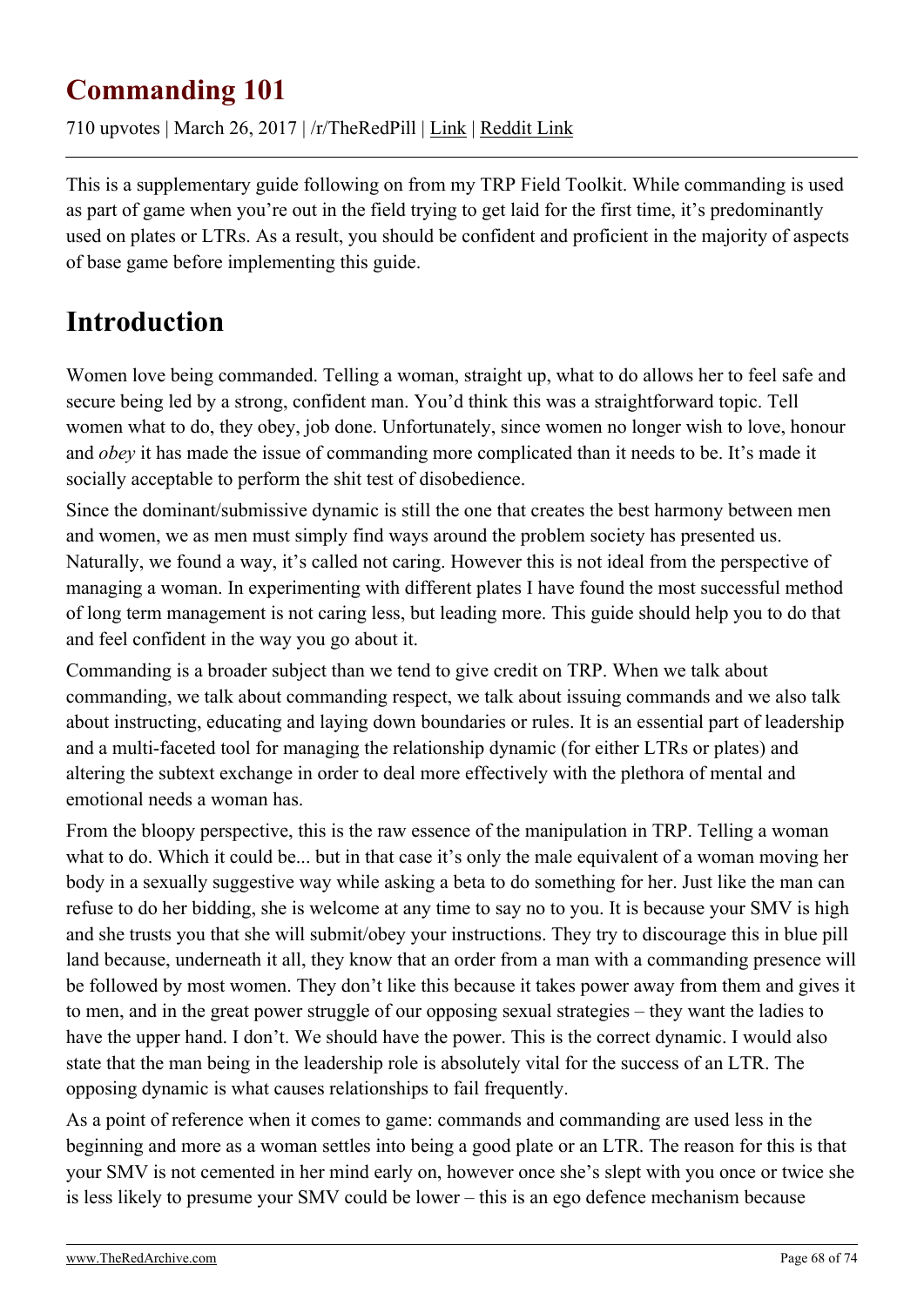# Commanding 101

710 upvotes | March 26, 2017 | /r/TheRedPill | Link | Reddit Link

This is a supplementary guide following on from my TRP Field Toolkit. While commanding is used as part of game when you're out in the field trying to get laid for the first time, it's predominantly used on plates or LTRs. As a result, you should be confident and proficient in the majority of aspects of base game before implementing this guide.

## Introduction

Women love being commanded. Telling a woman, straight up, what to do allows her to feel safe and secure being led by a strong, confident man. You'd think this was a straightforward topic. Tell women what to do, they obey, job done. Unfortunately, since women no longer wish to love, honour and *obey* it has made the issue of commanding more complicated than it needs to be. It's made it socially acceptable to perform the shit test of disobedience.

Since the dominant/submissive dynamic is still the one that creates the best harmony between men and women, we as men must simply find ways around the problem society has presented us. Naturally, we found a way, it's called not caring. However this is not ideal from the perspective of managing a woman. In experimenting with different plates I have found the most successful method of long term management is not caring less, but leading more. This guide should help you to do that and feel confident in the way you go about it.

Commanding is a broader subject than we tend to give credit on TRP. When we talk about commanding, we talk about commanding respect, we talk about issuing commands and we also talk about instructing, educating and laying down boundaries or rules. It is an essential part of leadership and a multi-faceted tool for managing the relationship dynamic (for either LTRs or plates) and altering the subtext exchange in order to deal more effectively with the plethora of mental and emotional needs a woman has.

From the bloopy perspective, this is the raw essence of the manipulation in TRP. Telling a woman what to do. Which it could be... but in that case it's only the male equivalent of a woman moving her body in a sexually suggestive way while asking a beta to do something for her. Just like the man can refuse to do her bidding, she is welcome at any time to say no to you. It is because your SMV is high and she trusts you that she will submit/obey your instructions. They try to discourage this in blue pill land because, underneath it all, they know that an order from a man with a commanding presence will be followed by most women. They don't like this because it takes power away from them and gives it to men, and in the great power struggle of our opposing sexual strategies – they want the ladies to have the upper hand. I don't. We should have the power. This is the correct dynamic. I would also state that the man being in the leadership role is absolutely vital for the success of an LTR. The opposing dynamic is what causes relationships to fail frequently.

As a point of reference when it comes to game: commands and commanding are used less in the beginning and more as a woman settles into being a good plate or an LTR. The reason for this is that your SMV is not cemented in her mind early on, however once she's slept with you once or twice she is less likely to presume your SMV could be lower – this is an ego defence mechanism because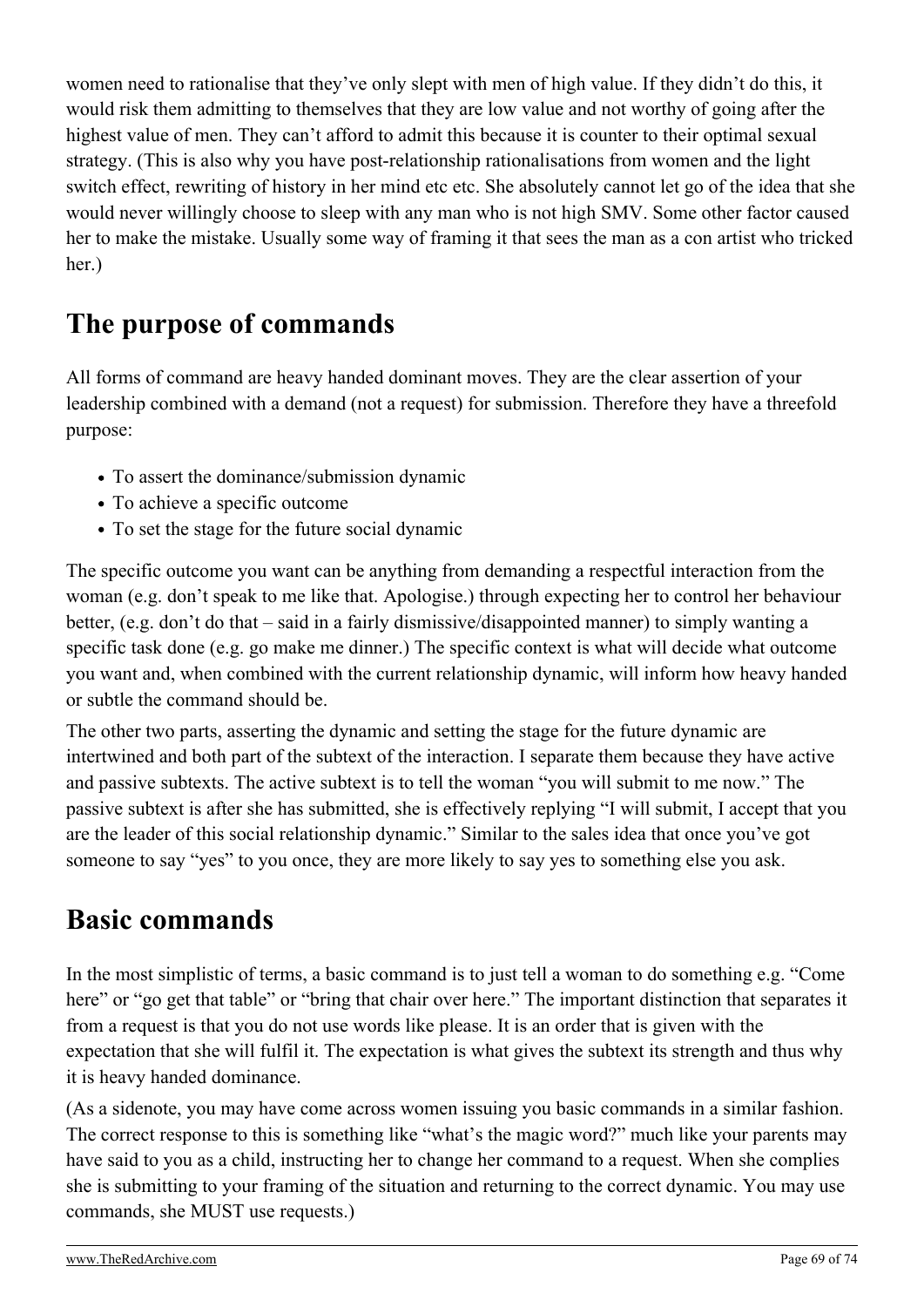women need to rationalise that they've only slept with men of high value. If they didn't do this, it would risk them admitting to themselves that they are low value and not worthy of going after the highest value of men. They can't afford to admit this because it is counter to their optimal sexual strategy. (This is also why you have post-relationship rationalisations from women and the light switch effect, rewriting of history in her mind etc etc. She absolutely cannot let go of the idea that she would never willingly choose to sleep with any man who is not high SMV. Some other factor caused her to make the mistake. Usually some way of framing it that sees the man as a con artist who tricked her.)

## The purpose of commands

All forms of command are heavy handed dominant moves. They are the clear assertion of your leadership combined with a demand (not a request) for submission. Therefore they have a threefold purpose:

- To assert the dominance/submission dynamic
- To achieve a specific outcome
- To set the stage for the future social dynamic

The specific outcome you want can be anything from demanding a respectful interaction from the woman (e.g. don't speak to me like that. Apologise.) through expecting her to control her behaviour better, (e.g. don't do that – said in a fairly dismissive/disappointed manner) to simply wanting a specific task done (e.g. go make me dinner.) The specific context is what will decide what outcome you want and, when combined with the current relationship dynamic, will inform how heavy handed or subtle the command should be.

The other two parts, asserting the dynamic and setting the stage for the future dynamic are intertwined and both part of the subtext of the interaction. I separate them because they have active and passive subtexts. The active subtext is to tell the woman "you will submit to me now." The passive subtext is after she has submitted, she is effectively replying "I will submit, I accept that you are the leader of this social relationship dynamic." Similar to the sales idea that once you've got someone to say "yes" to you once, they are more likely to say yes to something else you ask.

## Basic commands

In the most simplistic of terms, a basic command is to just tell a woman to do something e.g. "Come here" or "go get that table" or "bring that chair over here." The important distinction that separates it from a request is that you do not use words like please. It is an order that is given with the expectation that she will fulfil it. The expectation is what gives the subtext its strength and thus why it is heavy handed dominance.

(As a sidenote, you may have come across women issuing you basic commands in a similar fashion. The correct response to this is something like "what's the magic word?" much like your parents may have said to you as a child, instructing her to change her command to a request. When she complies she is submitting to your framing of the situation and returning to the correct dynamic. You may use commands, she MUST use requests.)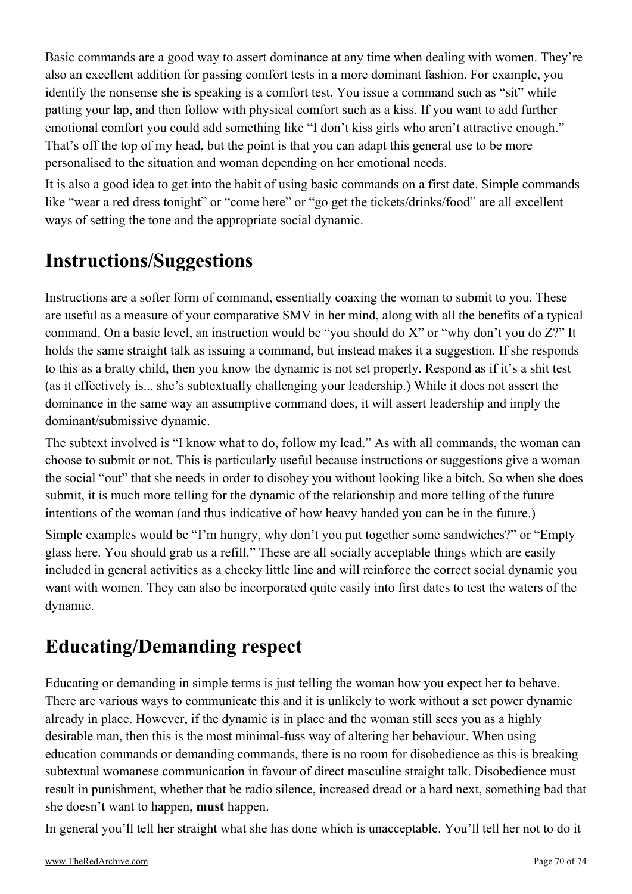Basic commands are a good way to assert dominance at any time when dealing with women. They're also an excellent addition for passing comfort tests in a more dominant fashion. For example, you identify the nonsense she is speaking is a comfort test. You issue a command such as "sit" while patting your lap, and then follow with physical comfort such as a kiss. If you want to add further emotional comfort you could add something like "I don't kiss girls who aren't attractive enough." That's off the top of my head, but the point is that you can adapt this general use to be more personalised to the situation and woman depending on her emotional needs.

It is also a good idea to get into the habit of using basic commands on a first date. Simple commands like "wear a red dress tonight" or "come here" or "go get the tickets/drinks/food" are all excellent ways of setting the tone and the appropriate social dynamic.

## Instructions/Suggestions

Instructions are a softer form of command, essentially coaxing the woman to submit to you. These are useful as a measure of your comparative SMV in her mind, along with all the benefits of a typical command. On a basic level, an instruction would be "you should do X" or "why don't you do Z?" It holds the same straight talk as issuing a command, but instead makes it a suggestion. If she responds to this as a bratty child, then you know the dynamic is not set properly. Respond as if it's a shit test (as it effectively is... she's subtextually challenging your leadership.) While it does not assert the dominance in the same way an assumptive command does, it will assert leadership and imply the dominant/submissive dynamic.

The subtext involved is "I know what to do, follow my lead." As with all commands, the woman can choose to submit or not. This is particularly useful because instructions or suggestions give a woman the social "out" that she needs in order to disobey you without looking like a bitch. So when she does submit, it is much more telling for the dynamic of the relationship and more telling of the future intentions of the woman (and thus indicative of how heavy handed you can be in the future.)

Simple examples would be "I'm hungry, why don't you put together some sandwiches?" or "Empty glass here. You should grab us a refill." These are all socially acceptable things which are easily included in general activities as a cheeky little line and will reinforce the correct social dynamic you want with women. They can also be incorporated quite easily into first dates to test the waters of the dynamic.

## Educating/Demanding respect

Educating or demanding in simple terms is just telling the woman how you expect her to behave. There are various ways to communicate this and it is unlikely to work without a set power dynamic already in place. However, if the dynamic is in place and the woman still sees you as a highly desirable man, then this is the most minimal-fuss way of altering her behaviour. When using education commands or demanding commands, there is no room for disobedience as this is breaking subtextual womanese communication in favour of direct masculine straight talk. Disobedience must result in punishment, whether that be radio silence, increased dread or a hard next, something bad that she doesn't want to happen, **must** happen.

In general you'll tell her straight what she has done which is unacceptable. You'll tell her not to do it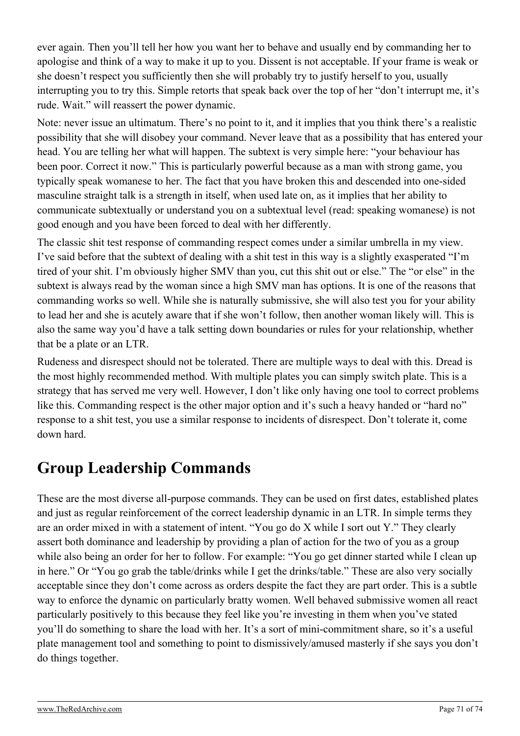ever again. Then you'll tell her how you want her to behave and usually end by commanding her to apologise and think of a way to make it up to you. Dissent is not acceptable. If your frame is weak or she doesn't respect you sufficiently then she will probably try to justify herself to you, usually interrupting you to try this. Simple retorts that speak back over the top of her "don't interrupt me, it's rude. Wait." will reassert the power dynamic.

Note: never issue an ultimatum. There's no point to it, and it implies that you think there's a realistic possibility that she will disobey your command. Never leave that as a possibility that has entered your head. You are telling her what will happen. The subtext is very simple here: "your behaviour has been poor. Correct it now." This is particularly powerful because as a man with strong game, you typically speak womanese to her. The fact that you have broken this and descended into one-sided masculine straight talk is a strength in itself, when used late on, as it implies that her ability to communicate subtextually or understand you on a subtextual level (read: speaking womanese) is not good enough and you have been forced to deal with her differently.

The classic shit test response of commanding respect comes under a similar umbrella in my view. I've said before that the subtext of dealing with a shit test in this way is a slightly exasperated "I'm tired of your shit. I'm obviously higher SMV than you, cut this shit out or else." The "or else" in the subtext is always read by the woman since a high SMV man has options. It is one of the reasons that commanding works so well. While she is naturally submissive, she will also test you for your ability to lead her and she is acutely aware that if she won't follow, then another woman likely will. This is also the same way you'd have a talk setting down boundaries or rules for your relationship, whether that be a plate or an LTR.

Rudeness and disrespect should not be tolerated. There are multiple ways to deal with this. Dread is the most highly recommended method. With multiple plates you can simply switch plate. This is a strategy that has served me very well. However, I don't like only having one tool to correct problems like this. Commanding respect is the other major option and it's such a heavy handed or "hard no" response to a shit test, you use a similar response to incidents of disrespect. Don't tolerate it, come down hard.

## Group Leadership Commands

These are the most diverse all-purpose commands. They can be used on first dates, established plates and just as regular reinforcement of the correct leadership dynamic in an LTR. In simple terms they are an order mixed in with a statement of intent. "You go do X while I sort out Y." They clearly assert both dominance and leadership by providing a plan of action for the two of you as a group while also being an order for her to follow. For example: "You go get dinner started while I clean up in here." Or "You go grab the table/drinks while I get the drinks/table." These are also very socially acceptable since they don't come across as orders despite the fact they are part order. This is a subtle way to enforce the dynamic on particularly bratty women. Well behaved submissive women all react particularly positively to this because they feel like you're investing in them when you've stated you'll do something to share the load with her. It's a sort of mini-commitment share, so it's a useful plate management tool and something to point to dismissively/amused masterly if she says you don't do things together.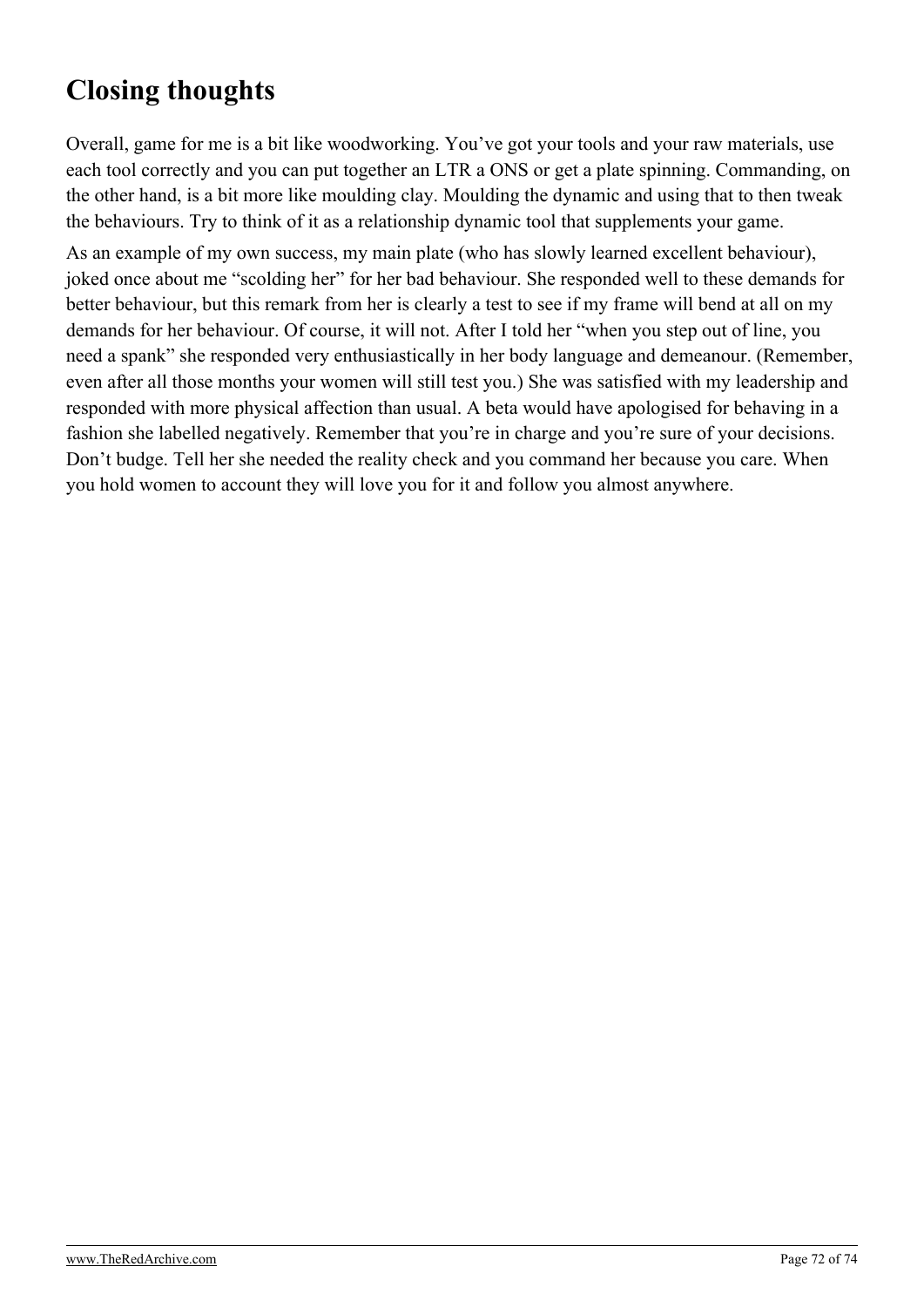## Closing thoughts

Overall, game for me is a bit like woodworking. You've got your tools and your raw materials, use each tool correctly and you can put together an LTR a ONS or get a plate spinning. Commanding, on the other hand, is a bit more like moulding clay. Moulding the dynamic and using that to then tweak the behaviours. Try to think of it as a relationship dynamic tool that supplements your game.

As an example of my own success, my main plate (who has slowly learned excellent behaviour), joked once about me "scolding her" for her bad behaviour. She responded well to these demands for better behaviour, but this remark from her is clearly a test to see if my frame will bend at all on my demands for her behaviour. Of course, it will not. After I told her "when you step out of line, you need a spank" she responded very enthusiastically in her body language and demeanour. (Remember, even after all those months your women will still test you.) She was satisfied with my leadership and responded with more physical affection than usual. A beta would have apologised for behaving in a fashion she labelled negatively. Remember that you're in charge and you're sure of your decisions. Don't budge. Tell her she needed the reality check and you command her because you care. When you hold women to account they will love you for it and follow you almost anywhere.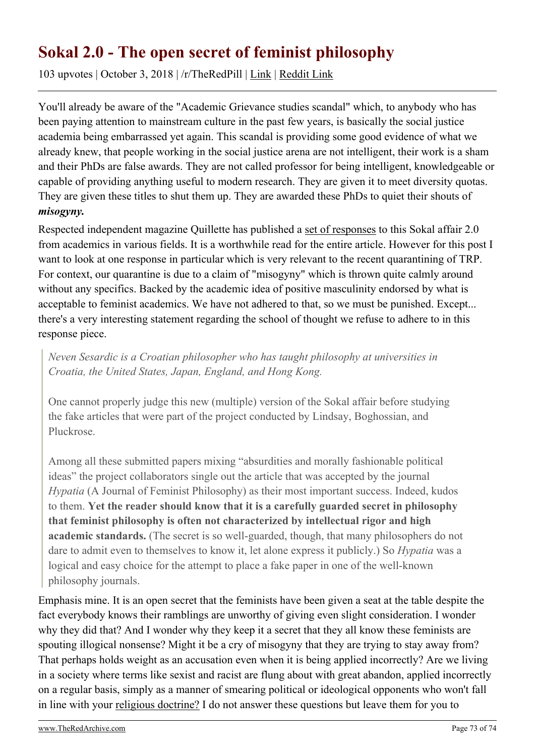# Sokal 2.0 - The open secret of feminist philosophy

103 upvotes | October 3, 2018 | /r/TheRedPill | Link | Reddit Link

---

You'll already be aware of the "Academic Grievance studies scandal" which, to anybody who has been paying attention to mainstream culture in the past few years, is basically the social justice academia being embarrassed yet again. This scandal is providing some good evidence of what we already knew, that people working in the social justice arena are not intelligent, their work is a sham and their PhDs are false awards. They are not called professor for being intelligent, knowledgeable or capable of providing anything useful to modern research. They are given it to meet diversity quotas. They are given these titles to shut them up. They are awarded these PhDs to quiet their shouts of ***misogyny.***

Respected independent magazine Quillette has published a set of responses to this Sokal affair 2.0 from academics in various fields. It is a worthwhile read for the entire article. However for this post I want to look at one response in particular which is very relevant to the recent quarantining of TRP. For context, our quarantine is due to a claim of "misogyny" which is thrown quite calmly around without any specifics. Backed by the academic idea of positive masculinity endorsed by what is acceptable to feminist academics. We have not adhered to that, so we must be punished. Except... there's a very interesting statement regarding the school of thought we refuse to adhere to in this response piece.

> *Neven Sesardic is a Croatian philosopher who has taught philosophy at universities in Croatia, the United States, Japan, England, and Hong Kong.*
>
> One cannot properly judge this new (multiple) version of the Sokal affair before studying the fake articles that were part of the project conducted by Lindsay, Boghossian, and Pluckrose.
>
> Among all these submitted papers mixing "absurdities and morally fashionable political ideas" the project collaborators single out the article that was accepted by the journal *Hypatia* (A Journal of Feminist Philosophy) as their most important success. Indeed, kudos to them. **Yet the reader should know that it is a carefully guarded secret in philosophy that feminist philosophy is often not characterized by intellectual rigor and high academic standards.** (The secret is so well-guarded, though, that many philosophers do not dare to admit even to themselves to know it, let alone express it publicly.) So *Hypatia* was a logical and easy choice for the attempt to place a fake paper in one of the well-known philosophy journals.

Emphasis mine. It is an open secret that the feminists have been given a seat at the table despite the fact everybody knows their ramblings are unworthy of giving even slight consideration. I wonder why they did that? And I wonder why they keep it a secret that they all know these feminists are spouting illogical nonsense? Might it be a cry of misogyny that they are trying to stay away from? That perhaps holds weight as an accusation even when it is being applied incorrectly? Are we living in a society where terms like sexist and racist are flung about with great abandon, applied incorrectly on a regular basis, simply as a manner of smearing political or ideological opponents who won't fall in line with your religious doctrine? I do not answer these questions but leave them for you to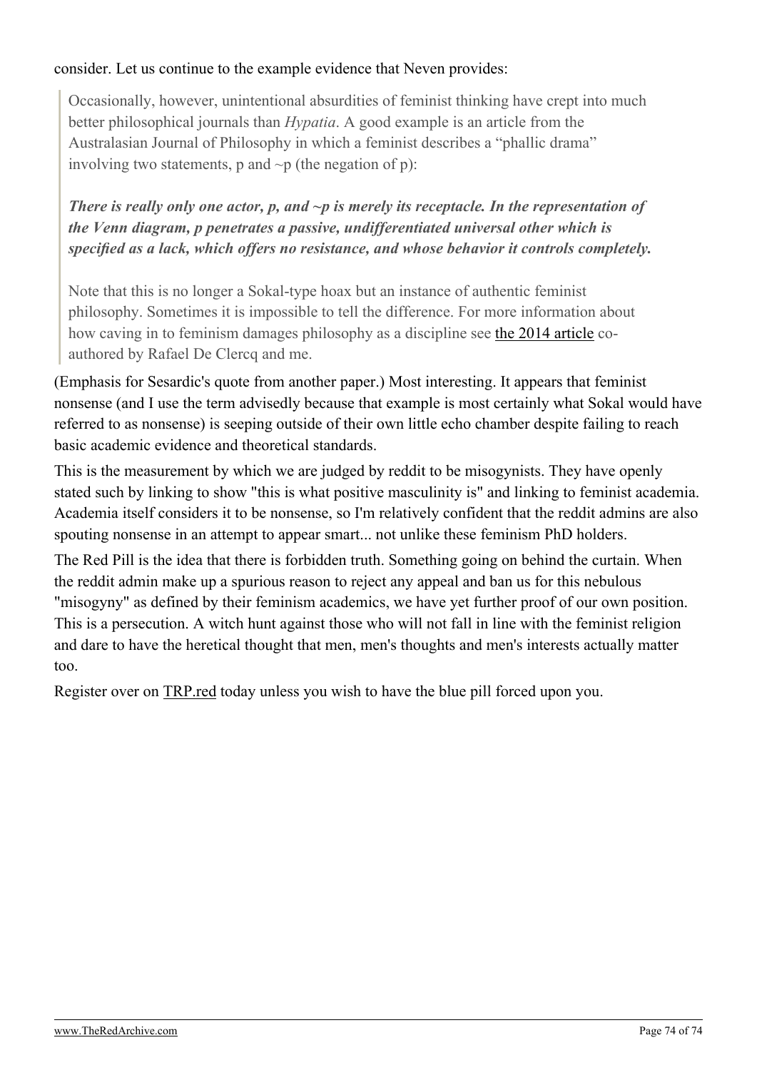consider. Let us continue to the example evidence that Neven provides:

> Occasionally, however, unintentional absurdities of feminist thinking have crept into much better philosophical journals than *Hypatia*. A good example is an article from the Australasian Journal of Philosophy in which a feminist describes a "phallic drama" involving two statements, p and ~p (the negation of p):
>
> ***There is really only one actor, p, and ~p is merely its receptacle. In the representation of the Venn diagram, p penetrates a passive, undifferentiated universal other which is specified as a lack, which offers no resistance, and whose behavior it controls completely.***
>
> Note that this is no longer a Sokal-type hoax but an instance of authentic feminist philosophy. Sometimes it is impossible to tell the difference. For more information about how caving in to feminism damages philosophy as a discipline see the 2014 article co-authored by Rafael De Clercq and me.

(Emphasis for Sesardic's quote from another paper.) Most interesting. It appears that feminist nonsense (and I use the term advisedly because that example is most certainly what Sokal would have referred to as nonsense) is seeping outside of their own little echo chamber despite failing to reach basic academic evidence and theoretical standards.

This is the measurement by which we are judged by reddit to be misogynists. They have openly stated such by linking to show "this is what positive masculinity is" and linking to feminist academia. Academia itself considers it to be nonsense, so I'm relatively confident that the reddit admins are also spouting nonsense in an attempt to appear smart... not unlike these feminism PhD holders.

The Red Pill is the idea that there is forbidden truth. Something going on behind the curtain. When the reddit admin make up a spurious reason to reject any appeal and ban us for this nebulous "misogyny" as defined by their feminism academics, we have yet further proof of our own position. This is a persecution. A witch hunt against those who will not fall in line with the feminist religion and dare to have the heretical thought that men, men's thoughts and men's interests actually matter too.

Register over on TRP.red today unless you wish to have the blue pill forced upon you.